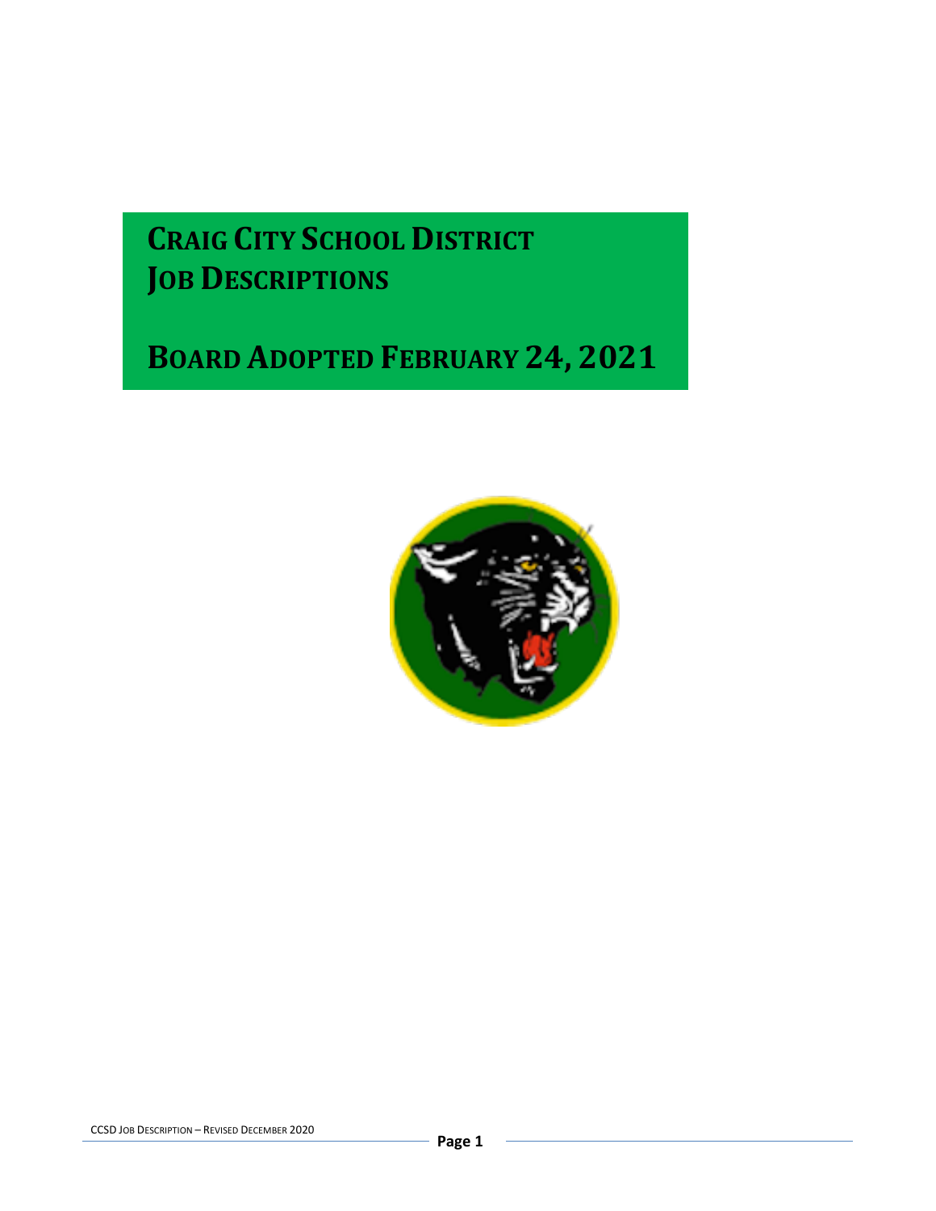# Craig City School District
# Job Descriptions

# Board Adopted February 24, 2021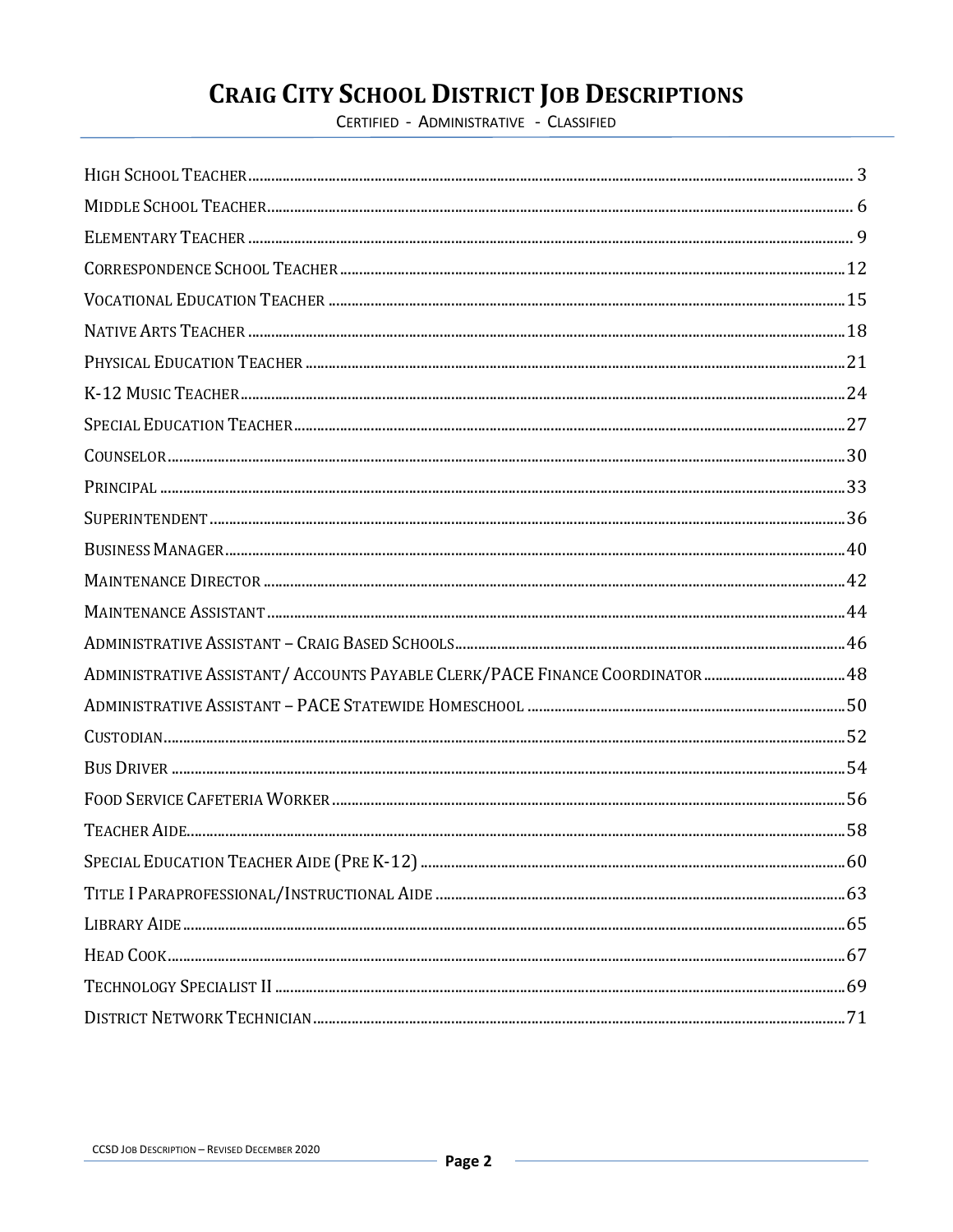# Craig City School District Job Descriptions

Certified - Administrative - Classified

- High School Teacher ..... 3
- Middle School Teacher ..... 6
- Elementary Teacher ..... 9
- Correspondence School Teacher ..... 12
- Vocational Education Teacher ..... 15
- Native Arts Teacher ..... 18
- Physical Education Teacher ..... 21
- K-12 Music Teacher ..... 24
- Special Education Teacher ..... 27
- Counselor ..... 30
- Principal ..... 33
- Superintendent ..... 36
- Business Manager ..... 40
- Maintenance Director ..... 42
- Maintenance Assistant ..... 44
- Administrative Assistant – Craig Based Schools ..... 46
- Administrative Assistant/ Accounts Payable Clerk/PACE Finance Coordinator ..... 48
- Administrative Assistant – PACE Statewide Homeschool ..... 50
- Custodian ..... 52
- Bus Driver ..... 54
- Food Service Cafeteria Worker ..... 56
- Teacher Aide ..... 58
- Special Education Teacher Aide (Pre K-12) ..... 60
- Title I Paraprofessional/Instructional Aide ..... 63
- Library Aide ..... 65
- Head Cook ..... 67
- Technology Specialist II ..... 69
- District Network Technician ..... 71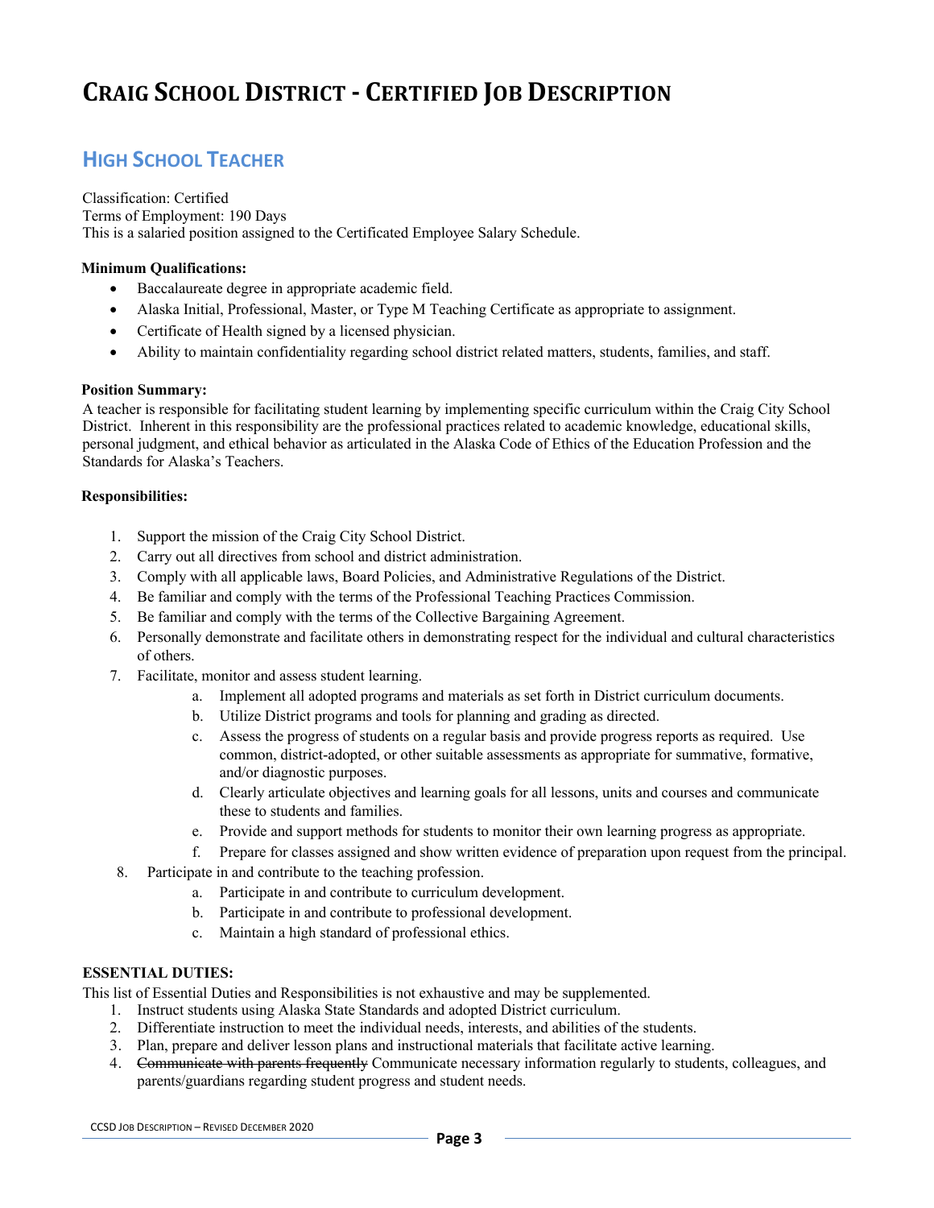# Craig School District - Certified Job Description

## High School Teacher

Classification: Certified
Terms of Employment: 190 Days
This is a salaried position assigned to the Certificated Employee Salary Schedule.

**Minimum Qualifications:**

- Baccalaureate degree in appropriate academic field.
- Alaska Initial, Professional, Master, or Type M Teaching Certificate as appropriate to assignment.
- Certificate of Health signed by a licensed physician.
- Ability to maintain confidentiality regarding school district related matters, students, families, and staff.

**Position Summary:**
A teacher is responsible for facilitating student learning by implementing specific curriculum within the Craig City School District. Inherent in this responsibility are the professional practices related to academic knowledge, educational skills, personal judgment, and ethical behavior as articulated in the Alaska Code of Ethics of the Education Profession and the Standards for Alaska's Teachers.

**Responsibilities:**

1. Support the mission of the Craig City School District.
2. Carry out all directives from school and district administration.
3. Comply with all applicable laws, Board Policies, and Administrative Regulations of the District.
4. Be familiar and comply with the terms of the Professional Teaching Practices Commission.
5. Be familiar and comply with the terms of the Collective Bargaining Agreement.
6. Personally demonstrate and facilitate others in demonstrating respect for the individual and cultural characteristics of others.
7. Facilitate, monitor and assess student learning.
   a. Implement all adopted programs and materials as set forth in District curriculum documents.
   b. Utilize District programs and tools for planning and grading as directed.
   c. Assess the progress of students on a regular basis and provide progress reports as required. Use common, district-adopted, or other suitable assessments as appropriate for summative, formative, and/or diagnostic purposes.
   d. Clearly articulate objectives and learning goals for all lessons, units and courses and communicate these to students and families.
   e. Provide and support methods for students to monitor their own learning progress as appropriate.
   f. Prepare for classes assigned and show written evidence of preparation upon request from the principal.
8. Participate in and contribute to the teaching profession.
   a. Participate in and contribute to curriculum development.
   b. Participate in and contribute to professional development.
   c. Maintain a high standard of professional ethics.

**ESSENTIAL DUTIES:**
This list of Essential Duties and Responsibilities is not exhaustive and may be supplemented.

1. Instruct students using Alaska State Standards and adopted District curriculum.
2. Differentiate instruction to meet the individual needs, interests, and abilities of the students.
3. Plan, prepare and deliver lesson plans and instructional materials that facilitate active learning.
4. ~~Communicate with parents frequently~~ Communicate necessary information regularly to students, colleagues, and parents/guardians regarding student progress and student needs.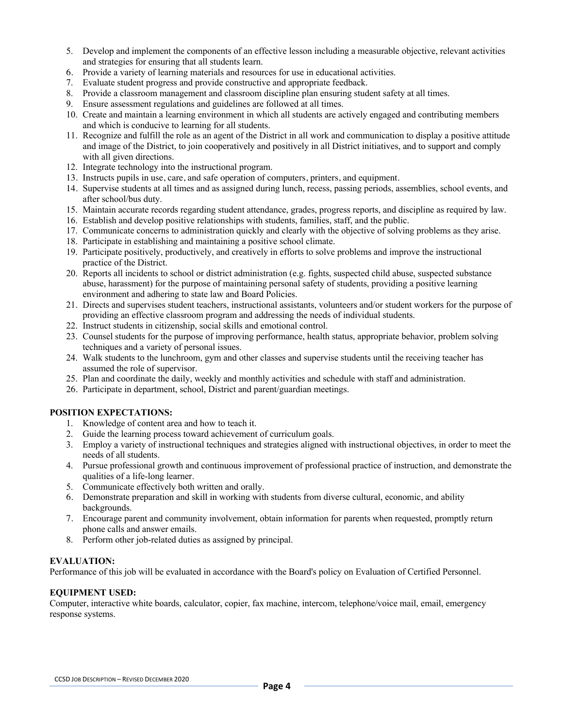5. Develop and implement the components of an effective lesson including a measurable objective, relevant activities and strategies for ensuring that all students learn.
6. Provide a variety of learning materials and resources for use in educational activities.
7. Evaluate student progress and provide constructive and appropriate feedback.
8. Provide a classroom management and classroom discipline plan ensuring student safety at all times.
9. Ensure assessment regulations and guidelines are followed at all times.
10. Create and maintain a learning environment in which all students are actively engaged and contributing members and which is conducive to learning for all students.
11. Recognize and fulfill the role as an agent of the District in all work and communication to display a positive attitude and image of the District, to join cooperatively and positively in all District initiatives, and to support and comply with all given directions.
12. Integrate technology into the instructional program.
13. Instructs pupils in use, care, and safe operation of computers, printers, and equipment.
14. Supervise students at all times and as assigned during lunch, recess, passing periods, assemblies, school events, and after school/bus duty.
15. Maintain accurate records regarding student attendance, grades, progress reports, and discipline as required by law.
16. Establish and develop positive relationships with students, families, staff, and the public.
17. Communicate concerns to administration quickly and clearly with the objective of solving problems as they arise.
18. Participate in establishing and maintaining a positive school climate.
19. Participate positively, productively, and creatively in efforts to solve problems and improve the instructional practice of the District.
20. Reports all incidents to school or district administration (e.g. fights, suspected child abuse, suspected substance abuse, harassment) for the purpose of maintaining personal safety of students, providing a positive learning environment and adhering to state law and Board Policies.
21. Directs and supervises student teachers, instructional assistants, volunteers and/or student workers for the purpose of providing an effective classroom program and addressing the needs of individual students.
22. Instruct students in citizenship, social skills and emotional control.
23. Counsel students for the purpose of improving performance, health status, appropriate behavior, problem solving techniques and a variety of personal issues.
24. Walk students to the lunchroom, gym and other classes and supervise students until the receiving teacher has assumed the role of supervisor.
25. Plan and coordinate the daily, weekly and monthly activities and schedule with staff and administration.
26. Participate in department, school, District and parent/guardian meetings.

**POSITION EXPECTATIONS:**

1. Knowledge of content area and how to teach it.
2. Guide the learning process toward achievement of curriculum goals.
3. Employ a variety of instructional techniques and strategies aligned with instructional objectives, in order to meet the needs of all students.
4. Pursue professional growth and continuous improvement of professional practice of instruction, and demonstrate the qualities of a life-long learner.
5. Communicate effectively both written and orally.
6. Demonstrate preparation and skill in working with students from diverse cultural, economic, and ability backgrounds.
7. Encourage parent and community involvement, obtain information for parents when requested, promptly return phone calls and answer emails.
8. Perform other job-related duties as assigned by principal.

**EVALUATION:**

Performance of this job will be evaluated in accordance with the Board's policy on Evaluation of Certified Personnel.

**EQUIPMENT USED:**

Computer, interactive white boards, calculator, copier, fax machine, intercom, telephone/voice mail, email, emergency response systems.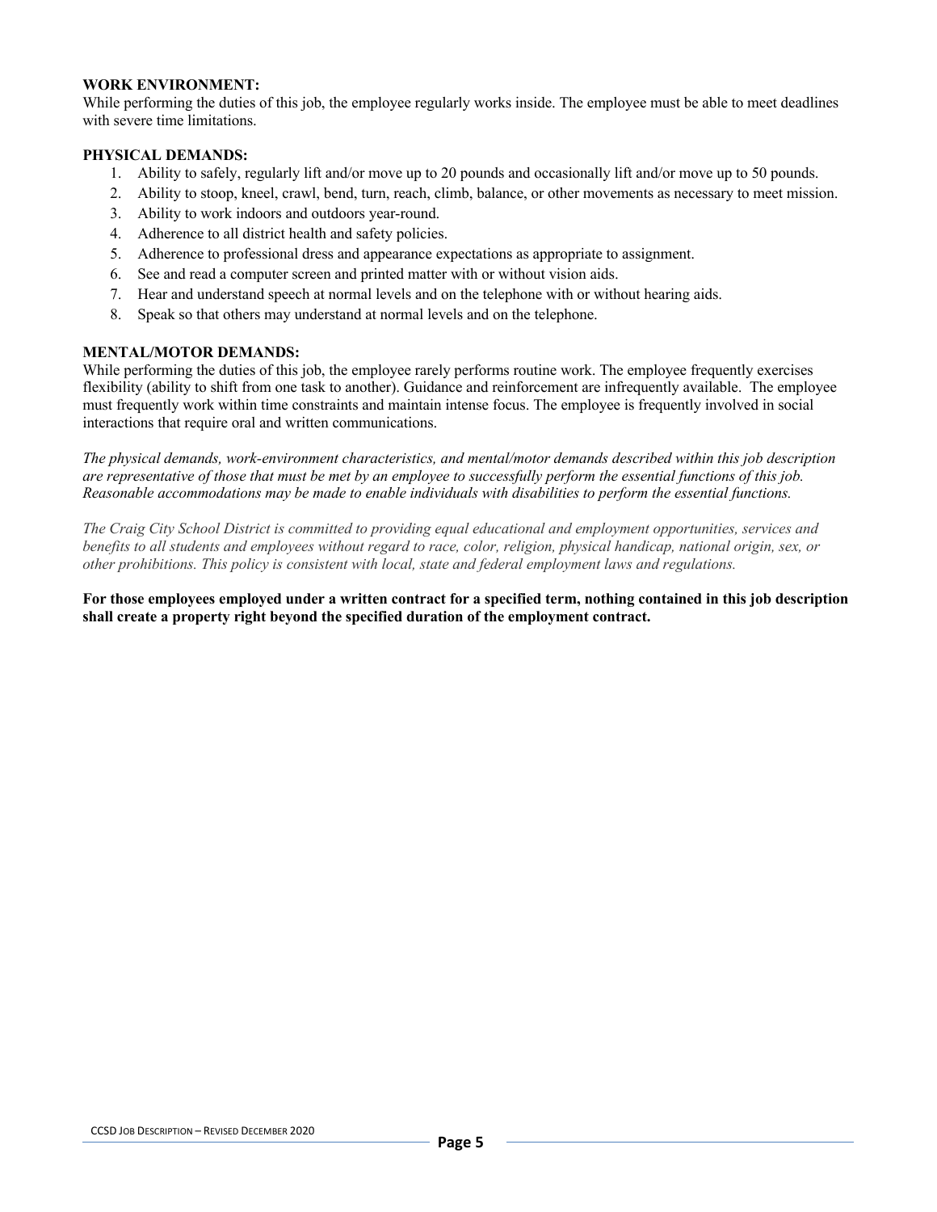**WORK ENVIRONMENT:**
While performing the duties of this job, the employee regularly works inside. The employee must be able to meet deadlines with severe time limitations.

**PHYSICAL DEMANDS:**

1. Ability to safely, regularly lift and/or move up to 20 pounds and occasionally lift and/or move up to 50 pounds.
2. Ability to stoop, kneel, crawl, bend, turn, reach, climb, balance, or other movements as necessary to meet mission.
3. Ability to work indoors and outdoors year-round.
4. Adherence to all district health and safety policies.
5. Adherence to professional dress and appearance expectations as appropriate to assignment.
6. See and read a computer screen and printed matter with or without vision aids.
7. Hear and understand speech at normal levels and on the telephone with or without hearing aids.
8. Speak so that others may understand at normal levels and on the telephone.

**MENTAL/MOTOR DEMANDS:**
While performing the duties of this job, the employee rarely performs routine work. The employee frequently exercises flexibility (ability to shift from one task to another). Guidance and reinforcement are infrequently available. The employee must frequently work within time constraints and maintain intense focus. The employee is frequently involved in social interactions that require oral and written communications.

*The physical demands, work-environment characteristics, and mental/motor demands described within this job description are representative of those that must be met by an employee to successfully perform the essential functions of this job. Reasonable accommodations may be made to enable individuals with disabilities to perform the essential functions.*

*The Craig City School District is committed to providing equal educational and employment opportunities, services and benefits to all students and employees without regard to race, color, religion, physical handicap, national origin, sex, or other prohibitions. This policy is consistent with local, state and federal employment laws and regulations.*

**For those employees employed under a written contract for a specified term, nothing contained in this job description shall create a property right beyond the specified duration of the employment contract.**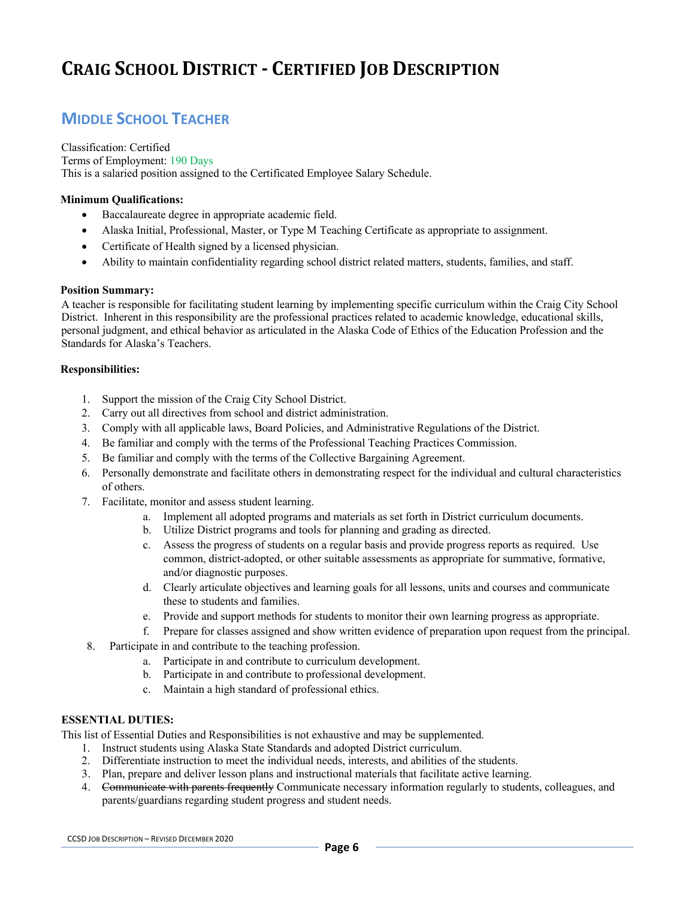# CRAIG SCHOOL DISTRICT - CERTIFIED JOB DESCRIPTION

## MIDDLE SCHOOL TEACHER

Classification: Certified
Terms of Employment: 190 Days
This is a salaried position assigned to the Certificated Employee Salary Schedule.

**Minimum Qualifications:**

- Baccalaureate degree in appropriate academic field.
- Alaska Initial, Professional, Master, or Type M Teaching Certificate as appropriate to assignment.
- Certificate of Health signed by a licensed physician.
- Ability to maintain confidentiality regarding school district related matters, students, families, and staff.

**Position Summary:**
A teacher is responsible for facilitating student learning by implementing specific curriculum within the Craig City School District. Inherent in this responsibility are the professional practices related to academic knowledge, educational skills, personal judgment, and ethical behavior as articulated in the Alaska Code of Ethics of the Education Profession and the Standards for Alaska's Teachers.

**Responsibilities:**

1. Support the mission of the Craig City School District.
2. Carry out all directives from school and district administration.
3. Comply with all applicable laws, Board Policies, and Administrative Regulations of the District.
4. Be familiar and comply with the terms of the Professional Teaching Practices Commission.
5. Be familiar and comply with the terms of the Collective Bargaining Agreement.
6. Personally demonstrate and facilitate others in demonstrating respect for the individual and cultural characteristics of others.
7. Facilitate, monitor and assess student learning.
   a. Implement all adopted programs and materials as set forth in District curriculum documents.
   b. Utilize District programs and tools for planning and grading as directed.
   c. Assess the progress of students on a regular basis and provide progress reports as required. Use common, district-adopted, or other suitable assessments as appropriate for summative, formative, and/or diagnostic purposes.
   d. Clearly articulate objectives and learning goals for all lessons, units and courses and communicate these to students and families.
   e. Provide and support methods for students to monitor their own learning progress as appropriate.
   f. Prepare for classes assigned and show written evidence of preparation upon request from the principal.
8. Participate in and contribute to the teaching profession.
   a. Participate in and contribute to curriculum development.
   b. Participate in and contribute to professional development.
   c. Maintain a high standard of professional ethics.

**ESSENTIAL DUTIES:**
This list of Essential Duties and Responsibilities is not exhaustive and may be supplemented.

1. Instruct students using Alaska State Standards and adopted District curriculum.
2. Differentiate instruction to meet the individual needs, interests, and abilities of the students.
3. Plan, prepare and deliver lesson plans and instructional materials that facilitate active learning.
4. ~~Communicate with parents frequently~~ Communicate necessary information regularly to students, colleagues, and parents/guardians regarding student progress and student needs.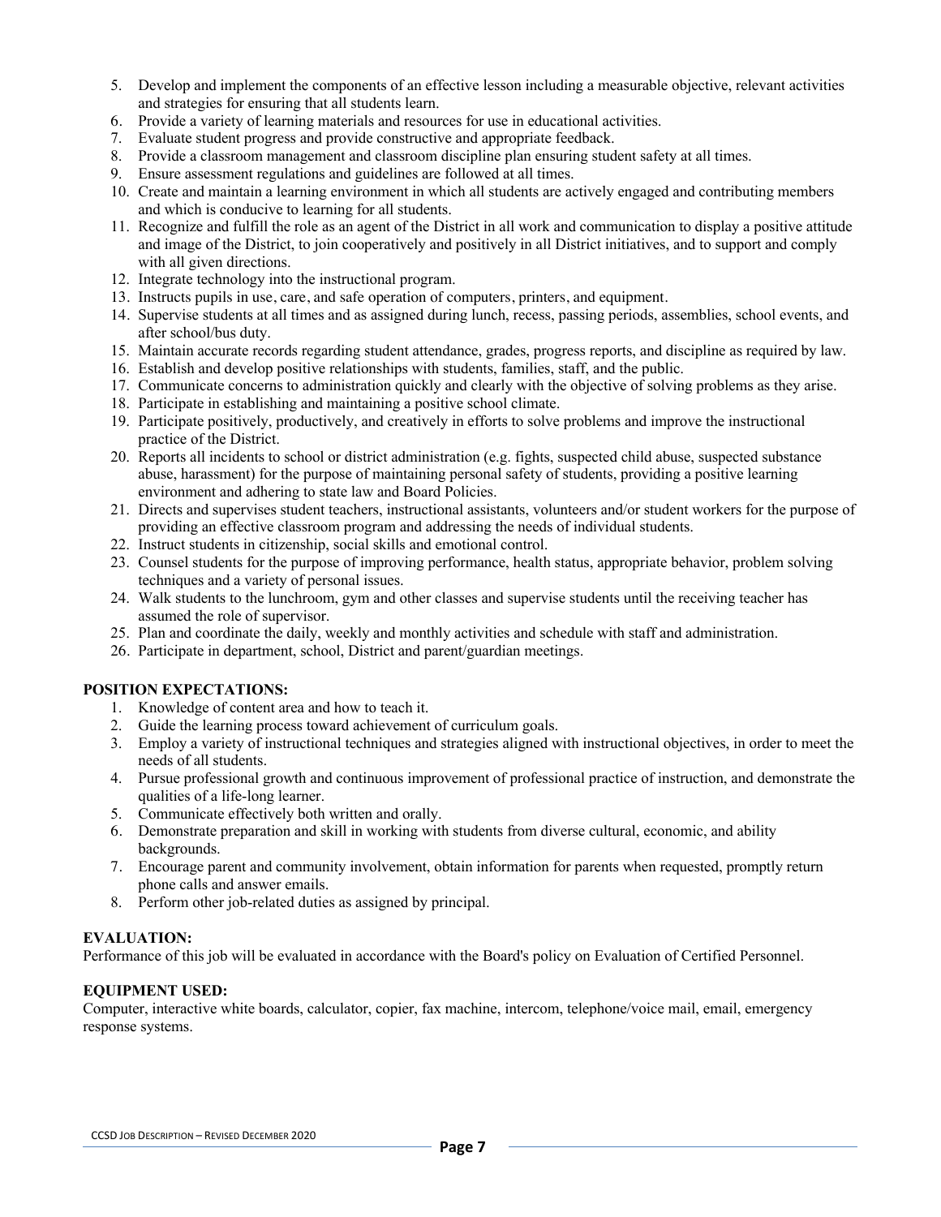5. Develop and implement the components of an effective lesson including a measurable objective, relevant activities and strategies for ensuring that all students learn.
6. Provide a variety of learning materials and resources for use in educational activities.
7. Evaluate student progress and provide constructive and appropriate feedback.
8. Provide a classroom management and classroom discipline plan ensuring student safety at all times.
9. Ensure assessment regulations and guidelines are followed at all times.
10. Create and maintain a learning environment in which all students are actively engaged and contributing members and which is conducive to learning for all students.
11. Recognize and fulfill the role as an agent of the District in all work and communication to display a positive attitude and image of the District, to join cooperatively and positively in all District initiatives, and to support and comply with all given directions.
12. Integrate technology into the instructional program.
13. Instructs pupils in use, care, and safe operation of computers, printers, and equipment.
14. Supervise students at all times and as assigned during lunch, recess, passing periods, assemblies, school events, and after school/bus duty.
15. Maintain accurate records regarding student attendance, grades, progress reports, and discipline as required by law.
16. Establish and develop positive relationships with students, families, staff, and the public.
17. Communicate concerns to administration quickly and clearly with the objective of solving problems as they arise.
18. Participate in establishing and maintaining a positive school climate.
19. Participate positively, productively, and creatively in efforts to solve problems and improve the instructional practice of the District.
20. Reports all incidents to school or district administration (e.g. fights, suspected child abuse, suspected substance abuse, harassment) for the purpose of maintaining personal safety of students, providing a positive learning environment and adhering to state law and Board Policies.
21. Directs and supervises student teachers, instructional assistants, volunteers and/or student workers for the purpose of providing an effective classroom program and addressing the needs of individual students.
22. Instruct students in citizenship, social skills and emotional control.
23. Counsel students for the purpose of improving performance, health status, appropriate behavior, problem solving techniques and a variety of personal issues.
24. Walk students to the lunchroom, gym and other classes and supervise students until the receiving teacher has assumed the role of supervisor.
25. Plan and coordinate the daily, weekly and monthly activities and schedule with staff and administration.
26. Participate in department, school, District and parent/guardian meetings.

**POSITION EXPECTATIONS:**

1. Knowledge of content area and how to teach it.
2. Guide the learning process toward achievement of curriculum goals.
3. Employ a variety of instructional techniques and strategies aligned with instructional objectives, in order to meet the needs of all students.
4. Pursue professional growth and continuous improvement of professional practice of instruction, and demonstrate the qualities of a life-long learner.
5. Communicate effectively both written and orally.
6. Demonstrate preparation and skill in working with students from diverse cultural, economic, and ability backgrounds.
7. Encourage parent and community involvement, obtain information for parents when requested, promptly return phone calls and answer emails.
8. Perform other job-related duties as assigned by principal.

**EVALUATION:**

Performance of this job will be evaluated in accordance with the Board's policy on Evaluation of Certified Personnel.

**EQUIPMENT USED:**

Computer, interactive white boards, calculator, copier, fax machine, intercom, telephone/voice mail, email, emergency response systems.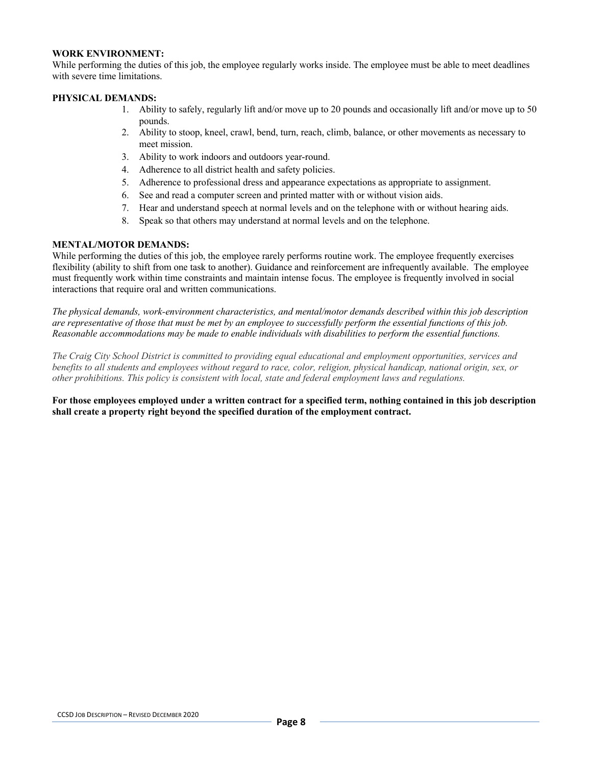**WORK ENVIRONMENT:**
While performing the duties of this job, the employee regularly works inside. The employee must be able to meet deadlines with severe time limitations.

**PHYSICAL DEMANDS:**

1. Ability to safely, regularly lift and/or move up to 20 pounds and occasionally lift and/or move up to 50 pounds.
2. Ability to stoop, kneel, crawl, bend, turn, reach, climb, balance, or other movements as necessary to meet mission.
3. Ability to work indoors and outdoors year-round.
4. Adherence to all district health and safety policies.
5. Adherence to professional dress and appearance expectations as appropriate to assignment.
6. See and read a computer screen and printed matter with or without vision aids.
7. Hear and understand speech at normal levels and on the telephone with or without hearing aids.
8. Speak so that others may understand at normal levels and on the telephone.

**MENTAL/MOTOR DEMANDS:**
While performing the duties of this job, the employee rarely performs routine work. The employee frequently exercises flexibility (ability to shift from one task to another). Guidance and reinforcement are infrequently available. The employee must frequently work within time constraints and maintain intense focus. The employee is frequently involved in social interactions that require oral and written communications.

*The physical demands, work-environment characteristics, and mental/motor demands described within this job description are representative of those that must be met by an employee to successfully perform the essential functions of this job. Reasonable accommodations may be made to enable individuals with disabilities to perform the essential functions.*

*The Craig City School District is committed to providing equal educational and employment opportunities, services and benefits to all students and employees without regard to race, color, religion, physical handicap, national origin, sex, or other prohibitions. This policy is consistent with local, state and federal employment laws and regulations.*

**For those employees employed under a written contract for a specified term, nothing contained in this job description shall create a property right beyond the specified duration of the employment contract.**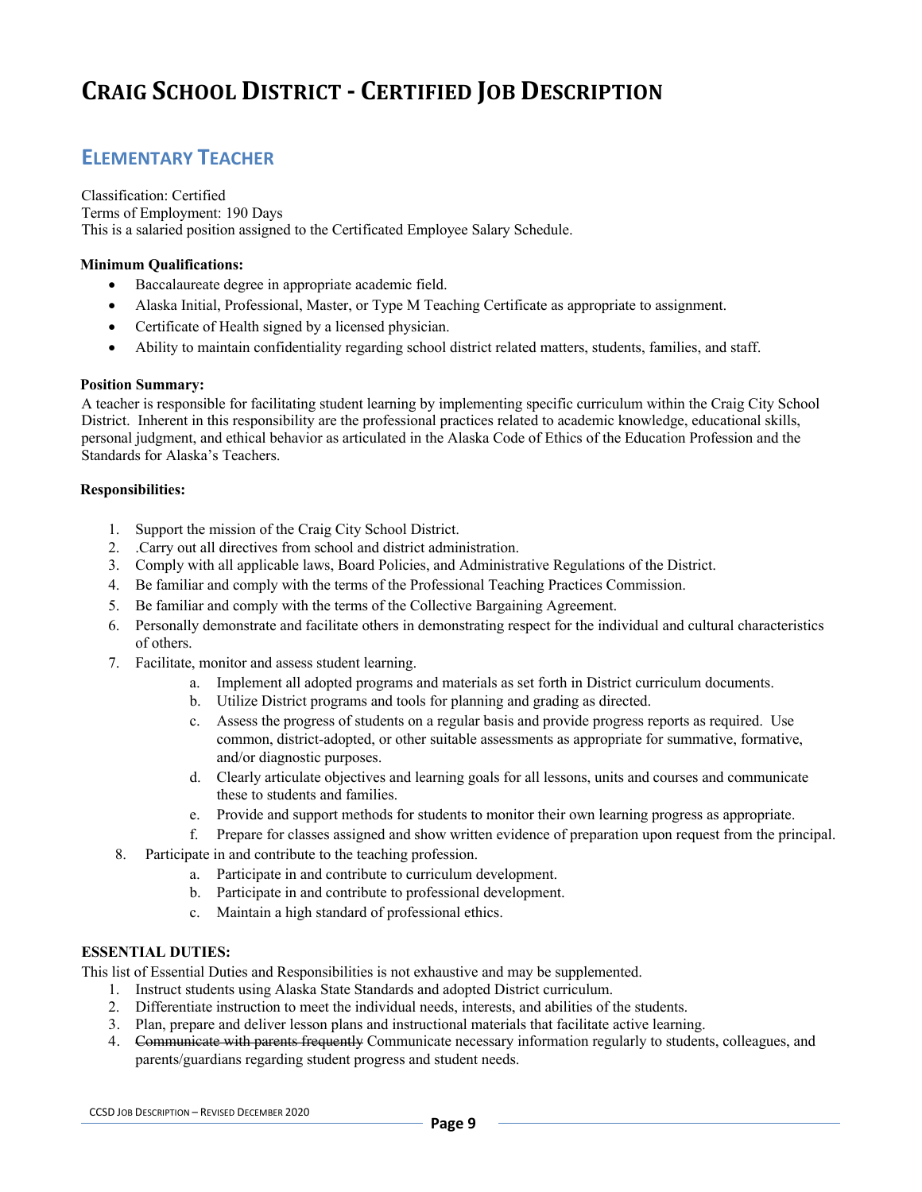# CRAIG SCHOOL DISTRICT - CERTIFIED JOB DESCRIPTION

## ELEMENTARY TEACHER

Classification: Certified
Terms of Employment: 190 Days
This is a salaried position assigned to the Certificated Employee Salary Schedule.

**Minimum Qualifications:**

- Baccalaureate degree in appropriate academic field.
- Alaska Initial, Professional, Master, or Type M Teaching Certificate as appropriate to assignment.
- Certificate of Health signed by a licensed physician.
- Ability to maintain confidentiality regarding school district related matters, students, families, and staff.

**Position Summary:**
A teacher is responsible for facilitating student learning by implementing specific curriculum within the Craig City School District. Inherent in this responsibility are the professional practices related to academic knowledge, educational skills, personal judgment, and ethical behavior as articulated in the Alaska Code of Ethics of the Education Profession and the Standards for Alaska's Teachers.

**Responsibilities:**

1. Support the mission of the Craig City School District.
2. .Carry out all directives from school and district administration.
3. Comply with all applicable laws, Board Policies, and Administrative Regulations of the District.
4. Be familiar and comply with the terms of the Professional Teaching Practices Commission.
5. Be familiar and comply with the terms of the Collective Bargaining Agreement.
6. Personally demonstrate and facilitate others in demonstrating respect for the individual and cultural characteristics of others.
7. Facilitate, monitor and assess student learning.
   a. Implement all adopted programs and materials as set forth in District curriculum documents.
   b. Utilize District programs and tools for planning and grading as directed.
   c. Assess the progress of students on a regular basis and provide progress reports as required. Use common, district-adopted, or other suitable assessments as appropriate for summative, formative, and/or diagnostic purposes.
   d. Clearly articulate objectives and learning goals for all lessons, units and courses and communicate these to students and families.
   e. Provide and support methods for students to monitor their own learning progress as appropriate.
   f. Prepare for classes assigned and show written evidence of preparation upon request from the principal.
8. Participate in and contribute to the teaching profession.
   a. Participate in and contribute to curriculum development.
   b. Participate in and contribute to professional development.
   c. Maintain a high standard of professional ethics.

**ESSENTIAL DUTIES:**
This list of Essential Duties and Responsibilities is not exhaustive and may be supplemented.

1. Instruct students using Alaska State Standards and adopted District curriculum.
2. Differentiate instruction to meet the individual needs, interests, and abilities of the students.
3. Plan, prepare and deliver lesson plans and instructional materials that facilitate active learning.
4. ~~Communicate with parents frequently~~ Communicate necessary information regularly to students, colleagues, and parents/guardians regarding student progress and student needs.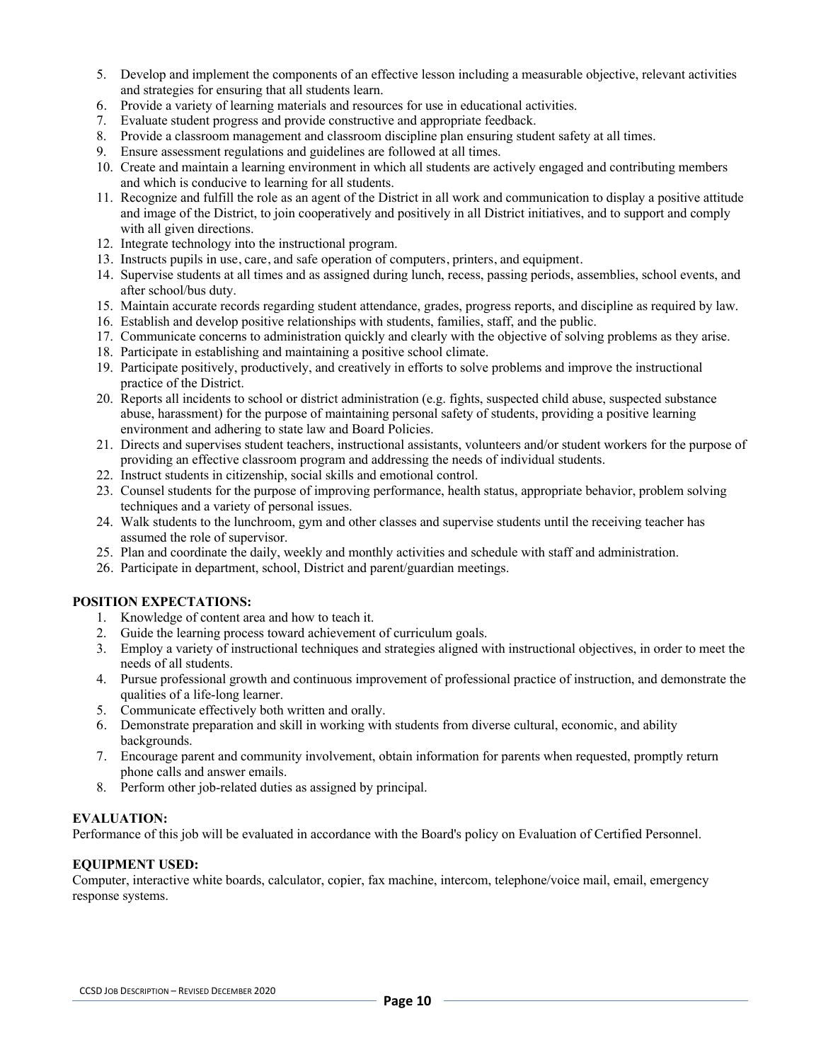5. Develop and implement the components of an effective lesson including a measurable objective, relevant activities and strategies for ensuring that all students learn.
6. Provide a variety of learning materials and resources for use in educational activities.
7. Evaluate student progress and provide constructive and appropriate feedback.
8. Provide a classroom management and classroom discipline plan ensuring student safety at all times.
9. Ensure assessment regulations and guidelines are followed at all times.
10. Create and maintain a learning environment in which all students are actively engaged and contributing members and which is conducive to learning for all students.
11. Recognize and fulfill the role as an agent of the District in all work and communication to display a positive attitude and image of the District, to join cooperatively and positively in all District initiatives, and to support and comply with all given directions.
12. Integrate technology into the instructional program.
13. Instructs pupils in use, care, and safe operation of computers, printers, and equipment.
14. Supervise students at all times and as assigned during lunch, recess, passing periods, assemblies, school events, and after school/bus duty.
15. Maintain accurate records regarding student attendance, grades, progress reports, and discipline as required by law.
16. Establish and develop positive relationships with students, families, staff, and the public.
17. Communicate concerns to administration quickly and clearly with the objective of solving problems as they arise.
18. Participate in establishing and maintaining a positive school climate.
19. Participate positively, productively, and creatively in efforts to solve problems and improve the instructional practice of the District.
20. Reports all incidents to school or district administration (e.g. fights, suspected child abuse, suspected substance abuse, harassment) for the purpose of maintaining personal safety of students, providing a positive learning environment and adhering to state law and Board Policies.
21. Directs and supervises student teachers, instructional assistants, volunteers and/or student workers for the purpose of providing an effective classroom program and addressing the needs of individual students.
22. Instruct students in citizenship, social skills and emotional control.
23. Counsel students for the purpose of improving performance, health status, appropriate behavior, problem solving techniques and a variety of personal issues.
24. Walk students to the lunchroom, gym and other classes and supervise students until the receiving teacher has assumed the role of supervisor.
25. Plan and coordinate the daily, weekly and monthly activities and schedule with staff and administration.
26. Participate in department, school, District and parent/guardian meetings.

**POSITION EXPECTATIONS:**

1. Knowledge of content area and how to teach it.
2. Guide the learning process toward achievement of curriculum goals.
3. Employ a variety of instructional techniques and strategies aligned with instructional objectives, in order to meet the needs of all students.
4. Pursue professional growth and continuous improvement of professional practice of instruction, and demonstrate the qualities of a life-long learner.
5. Communicate effectively both written and orally.
6. Demonstrate preparation and skill in working with students from diverse cultural, economic, and ability backgrounds.
7. Encourage parent and community involvement, obtain information for parents when requested, promptly return phone calls and answer emails.
8. Perform other job-related duties as assigned by principal.

**EVALUATION:**

Performance of this job will be evaluated in accordance with the Board's policy on Evaluation of Certified Personnel.

**EQUIPMENT USED:**

Computer, interactive white boards, calculator, copier, fax machine, intercom, telephone/voice mail, email, emergency response systems.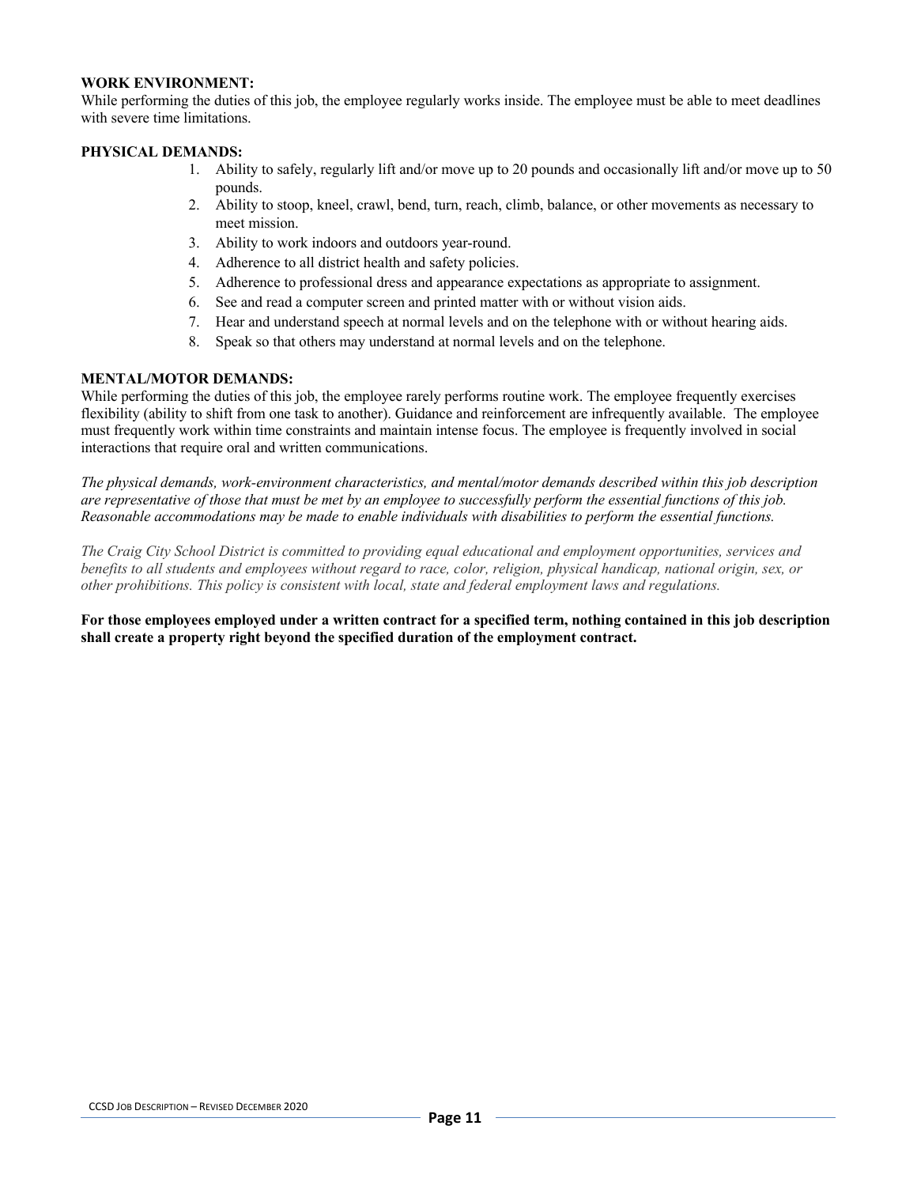**WORK ENVIRONMENT:**
While performing the duties of this job, the employee regularly works inside. The employee must be able to meet deadlines with severe time limitations.

**PHYSICAL DEMANDS:**

1. Ability to safely, regularly lift and/or move up to 20 pounds and occasionally lift and/or move up to 50 pounds.
2. Ability to stoop, kneel, crawl, bend, turn, reach, climb, balance, or other movements as necessary to meet mission.
3. Ability to work indoors and outdoors year-round.
4. Adherence to all district health and safety policies.
5. Adherence to professional dress and appearance expectations as appropriate to assignment.
6. See and read a computer screen and printed matter with or without vision aids.
7. Hear and understand speech at normal levels and on the telephone with or without hearing aids.
8. Speak so that others may understand at normal levels and on the telephone.

**MENTAL/MOTOR DEMANDS:**
While performing the duties of this job, the employee rarely performs routine work. The employee frequently exercises flexibility (ability to shift from one task to another). Guidance and reinforcement are infrequently available. The employee must frequently work within time constraints and maintain intense focus. The employee is frequently involved in social interactions that require oral and written communications.

*The physical demands, work-environment characteristics, and mental/motor demands described within this job description are representative of those that must be met by an employee to successfully perform the essential functions of this job. Reasonable accommodations may be made to enable individuals with disabilities to perform the essential functions.*

*The Craig City School District is committed to providing equal educational and employment opportunities, services and benefits to all students and employees without regard to race, color, religion, physical handicap, national origin, sex, or other prohibitions. This policy is consistent with local, state and federal employment laws and regulations.*

**For those employees employed under a written contract for a specified term, nothing contained in this job description shall create a property right beyond the specified duration of the employment contract.**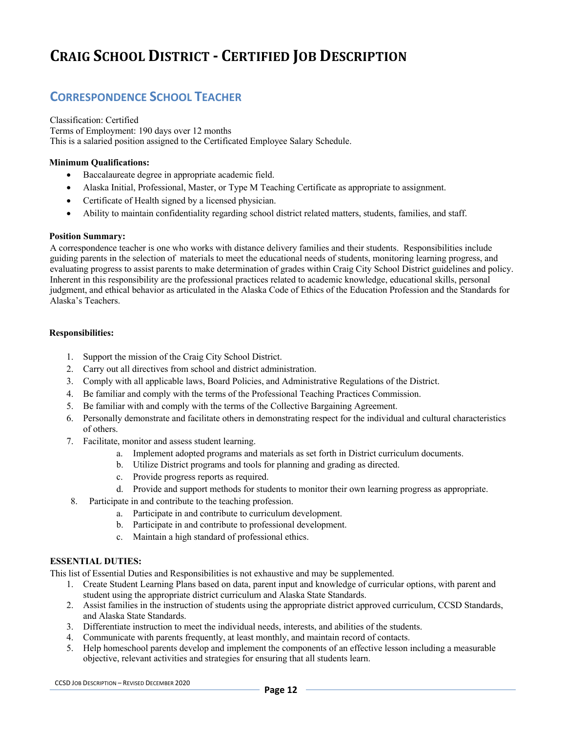# CRAIG SCHOOL DISTRICT - CERTIFIED JOB DESCRIPTION

## CORRESPONDENCE SCHOOL TEACHER

Classification: Certified
Terms of Employment: 190 days over 12 months
This is a salaried position assigned to the Certificated Employee Salary Schedule.

**Minimum Qualifications:**

- Baccalaureate degree in appropriate academic field.
- Alaska Initial, Professional, Master, or Type M Teaching Certificate as appropriate to assignment.
- Certificate of Health signed by a licensed physician.
- Ability to maintain confidentiality regarding school district related matters, students, families, and staff.

**Position Summary:**
A correspondence teacher is one who works with distance delivery families and their students. Responsibilities include guiding parents in the selection of materials to meet the educational needs of students, monitoring learning progress, and evaluating progress to assist parents to make determination of grades within Craig City School District guidelines and policy. Inherent in this responsibility are the professional practices related to academic knowledge, educational skills, personal judgment, and ethical behavior as articulated in the Alaska Code of Ethics of the Education Profession and the Standards for Alaska's Teachers.

**Responsibilities:**

1. Support the mission of the Craig City School District.
2. Carry out all directives from school and district administration.
3. Comply with all applicable laws, Board Policies, and Administrative Regulations of the District.
4. Be familiar and comply with the terms of the Professional Teaching Practices Commission.
5. Be familiar with and comply with the terms of the Collective Bargaining Agreement.
6. Personally demonstrate and facilitate others in demonstrating respect for the individual and cultural characteristics of others.
7. Facilitate, monitor and assess student learning.
   a. Implement adopted programs and materials as set forth in District curriculum documents.
   b. Utilize District programs and tools for planning and grading as directed.
   c. Provide progress reports as required.
   d. Provide and support methods for students to monitor their own learning progress as appropriate.
8. Participate in and contribute to the teaching profession.
   a. Participate in and contribute to curriculum development.
   b. Participate in and contribute to professional development.
   c. Maintain a high standard of professional ethics.

**ESSENTIAL DUTIES:**
This list of Essential Duties and Responsibilities is not exhaustive and may be supplemented.

1. Create Student Learning Plans based on data, parent input and knowledge of curricular options, with parent and student using the appropriate district curriculum and Alaska State Standards.
2. Assist families in the instruction of students using the appropriate district approved curriculum, CCSD Standards, and Alaska State Standards.
3. Differentiate instruction to meet the individual needs, interests, and abilities of the students.
4. Communicate with parents frequently, at least monthly, and maintain record of contacts.
5. Help homeschool parents develop and implement the components of an effective lesson including a measurable objective, relevant activities and strategies for ensuring that all students learn.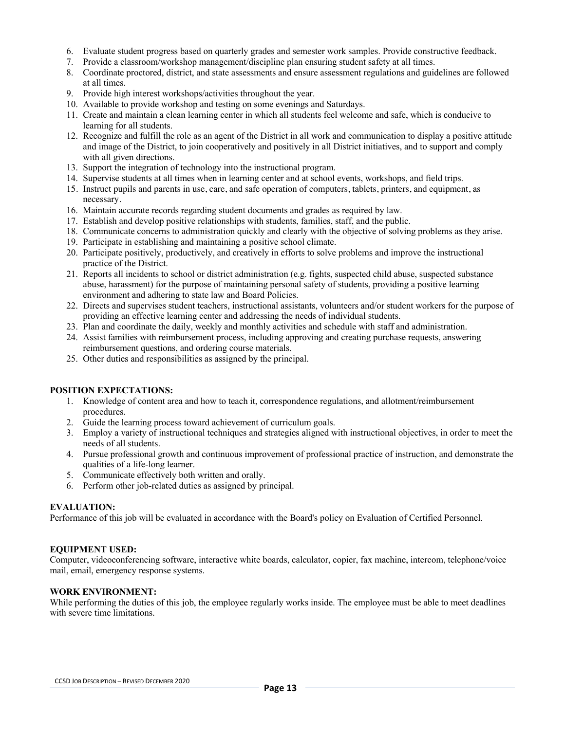6. Evaluate student progress based on quarterly grades and semester work samples. Provide constructive feedback.
7. Provide a classroom/workshop management/discipline plan ensuring student safety at all times.
8. Coordinate proctored, district, and state assessments and ensure assessment regulations and guidelines are followed at all times.
9. Provide high interest workshops/activities throughout the year.
10. Available to provide workshop and testing on some evenings and Saturdays.
11. Create and maintain a clean learning center in which all students feel welcome and safe, which is conducive to learning for all students.
12. Recognize and fulfill the role as an agent of the District in all work and communication to display a positive attitude and image of the District, to join cooperatively and positively in all District initiatives, and to support and comply with all given directions.
13. Support the integration of technology into the instructional program.
14. Supervise students at all times when in learning center and at school events, workshops, and field trips.
15. Instruct pupils and parents in use, care, and safe operation of computers, tablets, printers, and equipment, as necessary.
16. Maintain accurate records regarding student documents and grades as required by law.
17. Establish and develop positive relationships with students, families, staff, and the public.
18. Communicate concerns to administration quickly and clearly with the objective of solving problems as they arise.
19. Participate in establishing and maintaining a positive school climate.
20. Participate positively, productively, and creatively in efforts to solve problems and improve the instructional practice of the District.
21. Reports all incidents to school or district administration (e.g. fights, suspected child abuse, suspected substance abuse, harassment) for the purpose of maintaining personal safety of students, providing a positive learning environment and adhering to state law and Board Policies.
22. Directs and supervises student teachers, instructional assistants, volunteers and/or student workers for the purpose of providing an effective learning center and addressing the needs of individual students.
23. Plan and coordinate the daily, weekly and monthly activities and schedule with staff and administration.
24. Assist families with reimbursement process, including approving and creating purchase requests, answering reimbursement questions, and ordering course materials.
25. Other duties and responsibilities as assigned by the principal.

**POSITION EXPECTATIONS:**

1. Knowledge of content area and how to teach it, correspondence regulations, and allotment/reimbursement procedures.
2. Guide the learning process toward achievement of curriculum goals.
3. Employ a variety of instructional techniques and strategies aligned with instructional objectives, in order to meet the needs of all students.
4. Pursue professional growth and continuous improvement of professional practice of instruction, and demonstrate the qualities of a life-long learner.
5. Communicate effectively both written and orally.
6. Perform other job-related duties as assigned by principal.

**EVALUATION:**

Performance of this job will be evaluated in accordance with the Board's policy on Evaluation of Certified Personnel.

**EQUIPMENT USED:**

Computer, videoconferencing software, interactive white boards, calculator, copier, fax machine, intercom, telephone/voice mail, email, emergency response systems.

**WORK ENVIRONMENT:**

While performing the duties of this job, the employee regularly works inside. The employee must be able to meet deadlines with severe time limitations.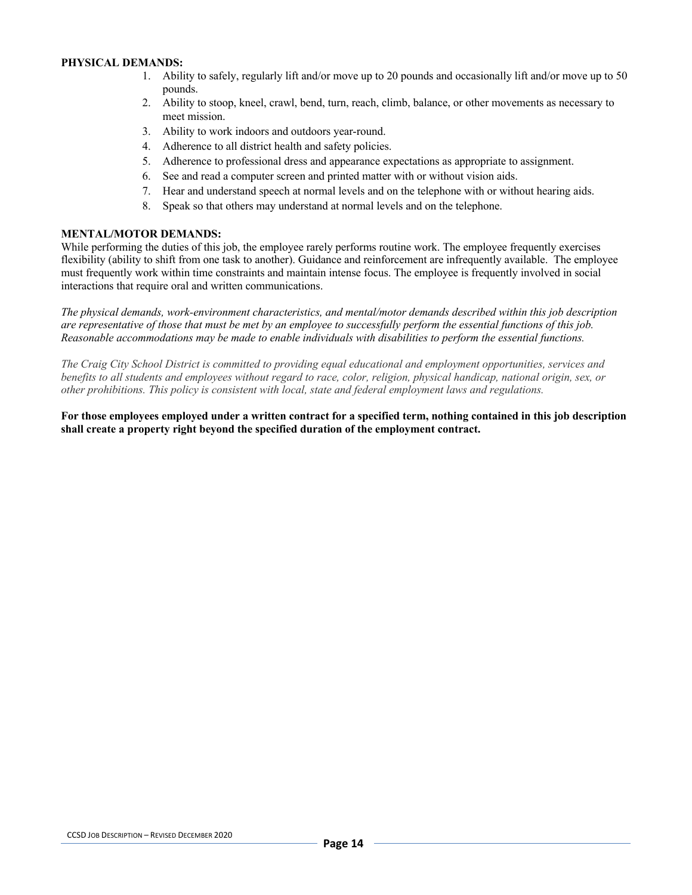**PHYSICAL DEMANDS:**

1. Ability to safely, regularly lift and/or move up to 20 pounds and occasionally lift and/or move up to 50 pounds.
2. Ability to stoop, kneel, crawl, bend, turn, reach, climb, balance, or other movements as necessary to meet mission.
3. Ability to work indoors and outdoors year-round.
4. Adherence to all district health and safety policies.
5. Adherence to professional dress and appearance expectations as appropriate to assignment.
6. See and read a computer screen and printed matter with or without vision aids.
7. Hear and understand speech at normal levels and on the telephone with or without hearing aids.
8. Speak so that others may understand at normal levels and on the telephone.

**MENTAL/MOTOR DEMANDS:**

While performing the duties of this job, the employee rarely performs routine work. The employee frequently exercises flexibility (ability to shift from one task to another). Guidance and reinforcement are infrequently available. The employee must frequently work within time constraints and maintain intense focus. The employee is frequently involved in social interactions that require oral and written communications.

*The physical demands, work-environment characteristics, and mental/motor demands described within this job description are representative of those that must be met by an employee to successfully perform the essential functions of this job. Reasonable accommodations may be made to enable individuals with disabilities to perform the essential functions.*

*The Craig City School District is committed to providing equal educational and employment opportunities, services and benefits to all students and employees without regard to race, color, religion, physical handicap, national origin, sex, or other prohibitions. This policy is consistent with local, state and federal employment laws and regulations.*

**For those employees employed under a written contract for a specified term, nothing contained in this job description shall create a property right beyond the specified duration of the employment contract.**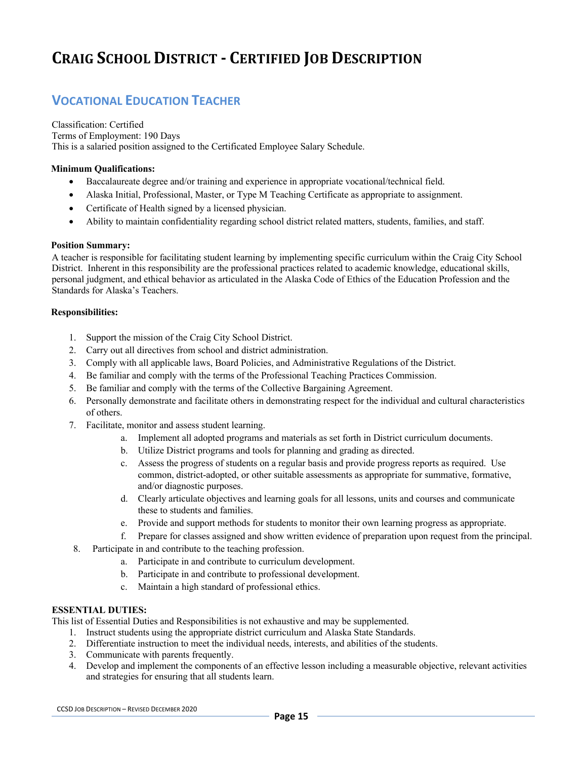# Craig School District - Certified Job Description

## Vocational Education Teacher

Classification: Certified
Terms of Employment: 190 Days
This is a salaried position assigned to the Certificated Employee Salary Schedule.

**Minimum Qualifications:**

- Baccalaureate degree and/or training and experience in appropriate vocational/technical field.
- Alaska Initial, Professional, Master, or Type M Teaching Certificate as appropriate to assignment.
- Certificate of Health signed by a licensed physician.
- Ability to maintain confidentiality regarding school district related matters, students, families, and staff.

**Position Summary:**
A teacher is responsible for facilitating student learning by implementing specific curriculum within the Craig City School District. Inherent in this responsibility are the professional practices related to academic knowledge, educational skills, personal judgment, and ethical behavior as articulated in the Alaska Code of Ethics of the Education Profession and the Standards for Alaska's Teachers.

**Responsibilities:**

1. Support the mission of the Craig City School District.
2. Carry out all directives from school and district administration.
3. Comply with all applicable laws, Board Policies, and Administrative Regulations of the District.
4. Be familiar and comply with the terms of the Professional Teaching Practices Commission.
5. Be familiar and comply with the terms of the Collective Bargaining Agreement.
6. Personally demonstrate and facilitate others in demonstrating respect for the individual and cultural characteristics of others.
7. Facilitate, monitor and assess student learning.
   a. Implement all adopted programs and materials as set forth in District curriculum documents.
   b. Utilize District programs and tools for planning and grading as directed.
   c. Assess the progress of students on a regular basis and provide progress reports as required. Use common, district-adopted, or other suitable assessments as appropriate for summative, formative, and/or diagnostic purposes.
   d. Clearly articulate objectives and learning goals for all lessons, units and courses and communicate these to students and families.
   e. Provide and support methods for students to monitor their own learning progress as appropriate.
   f. Prepare for classes assigned and show written evidence of preparation upon request from the principal.
8. Participate in and contribute to the teaching profession.
   a. Participate in and contribute to curriculum development.
   b. Participate in and contribute to professional development.
   c. Maintain a high standard of professional ethics.

**ESSENTIAL DUTIES:**
This list of Essential Duties and Responsibilities is not exhaustive and may be supplemented.

1. Instruct students using the appropriate district curriculum and Alaska State Standards.
2. Differentiate instruction to meet the individual needs, interests, and abilities of the students.
3. Communicate with parents frequently.
4. Develop and implement the components of an effective lesson including a measurable objective, relevant activities and strategies for ensuring that all students learn.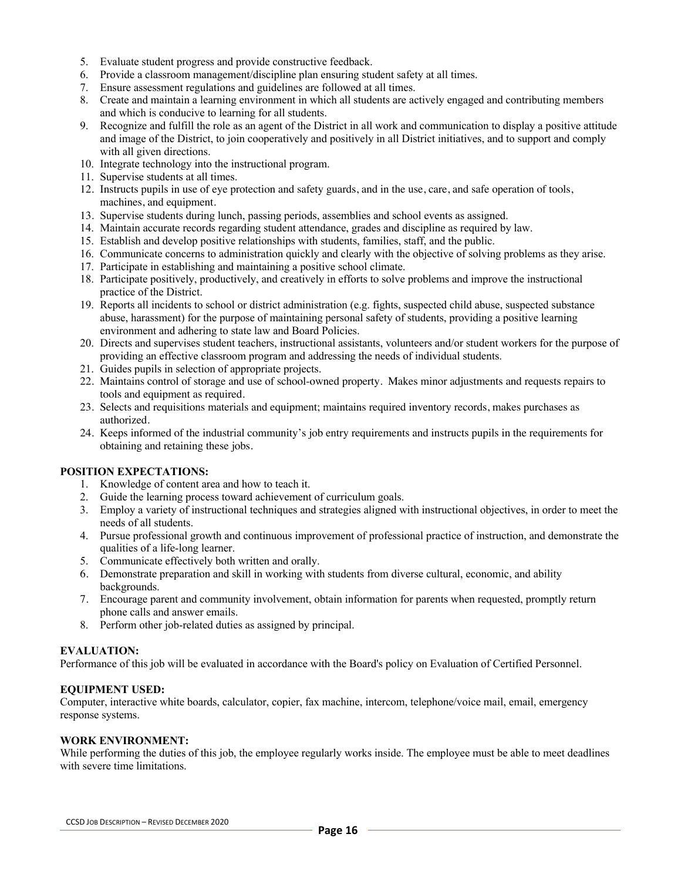5. Evaluate student progress and provide constructive feedback.
6. Provide a classroom management/discipline plan ensuring student safety at all times.
7. Ensure assessment regulations and guidelines are followed at all times.
8. Create and maintain a learning environment in which all students are actively engaged and contributing members and which is conducive to learning for all students.
9. Recognize and fulfill the role as an agent of the District in all work and communication to display a positive attitude and image of the District, to join cooperatively and positively in all District initiatives, and to support and comply with all given directions.
10. Integrate technology into the instructional program.
11. Supervise students at all times.
12. Instructs pupils in use of eye protection and safety guards, and in the use, care, and safe operation of tools, machines, and equipment.
13. Supervise students during lunch, passing periods, assemblies and school events as assigned.
14. Maintain accurate records regarding student attendance, grades and discipline as required by law.
15. Establish and develop positive relationships with students, families, staff, and the public.
16. Communicate concerns to administration quickly and clearly with the objective of solving problems as they arise.
17. Participate in establishing and maintaining a positive school climate.
18. Participate positively, productively, and creatively in efforts to solve problems and improve the instructional practice of the District.
19. Reports all incidents to school or district administration (e.g. fights, suspected child abuse, suspected substance abuse, harassment) for the purpose of maintaining personal safety of students, providing a positive learning environment and adhering to state law and Board Policies.
20. Directs and supervises student teachers, instructional assistants, volunteers and/or student workers for the purpose of providing an effective classroom program and addressing the needs of individual students.
21. Guides pupils in selection of appropriate projects.
22. Maintains control of storage and use of school-owned property. Makes minor adjustments and requests repairs to tools and equipment as required.
23. Selects and requisitions materials and equipment; maintains required inventory records, makes purchases as authorized.
24. Keeps informed of the industrial community's job entry requirements and instructs pupils in the requirements for obtaining and retaining these jobs.

**POSITION EXPECTATIONS:**

1. Knowledge of content area and how to teach it.
2. Guide the learning process toward achievement of curriculum goals.
3. Employ a variety of instructional techniques and strategies aligned with instructional objectives, in order to meet the needs of all students.
4. Pursue professional growth and continuous improvement of professional practice of instruction, and demonstrate the qualities of a life-long learner.
5. Communicate effectively both written and orally.
6. Demonstrate preparation and skill in working with students from diverse cultural, economic, and ability backgrounds.
7. Encourage parent and community involvement, obtain information for parents when requested, promptly return phone calls and answer emails.
8. Perform other job-related duties as assigned by principal.

**EVALUATION:**

Performance of this job will be evaluated in accordance with the Board's policy on Evaluation of Certified Personnel.

**EQUIPMENT USED:**

Computer, interactive white boards, calculator, copier, fax machine, intercom, telephone/voice mail, email, emergency response systems.

**WORK ENVIRONMENT:**

While performing the duties of this job, the employee regularly works inside. The employee must be able to meet deadlines with severe time limitations.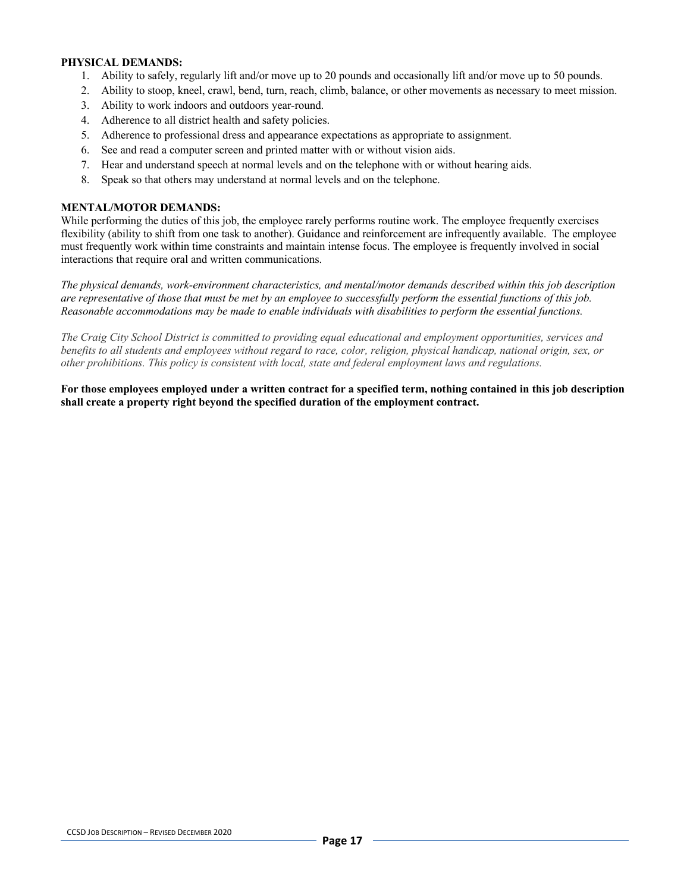**PHYSICAL DEMANDS:**

1. Ability to safely, regularly lift and/or move up to 20 pounds and occasionally lift and/or move up to 50 pounds.
2. Ability to stoop, kneel, crawl, bend, turn, reach, climb, balance, or other movements as necessary to meet mission.
3. Ability to work indoors and outdoors year-round.
4. Adherence to all district health and safety policies.
5. Adherence to professional dress and appearance expectations as appropriate to assignment.
6. See and read a computer screen and printed matter with or without vision aids.
7. Hear and understand speech at normal levels and on the telephone with or without hearing aids.
8. Speak so that others may understand at normal levels and on the telephone.

**MENTAL/MOTOR DEMANDS:**

While performing the duties of this job, the employee rarely performs routine work. The employee frequently exercises flexibility (ability to shift from one task to another). Guidance and reinforcement are infrequently available. The employee must frequently work within time constraints and maintain intense focus. The employee is frequently involved in social interactions that require oral and written communications.

*The physical demands, work-environment characteristics, and mental/motor demands described within this job description are representative of those that must be met by an employee to successfully perform the essential functions of this job. Reasonable accommodations may be made to enable individuals with disabilities to perform the essential functions.*

*The Craig City School District is committed to providing equal educational and employment opportunities, services and benefits to all students and employees without regard to race, color, religion, physical handicap, national origin, sex, or other prohibitions. This policy is consistent with local, state and federal employment laws and regulations.*

**For those employees employed under a written contract for a specified term, nothing contained in this job description shall create a property right beyond the specified duration of the employment contract.**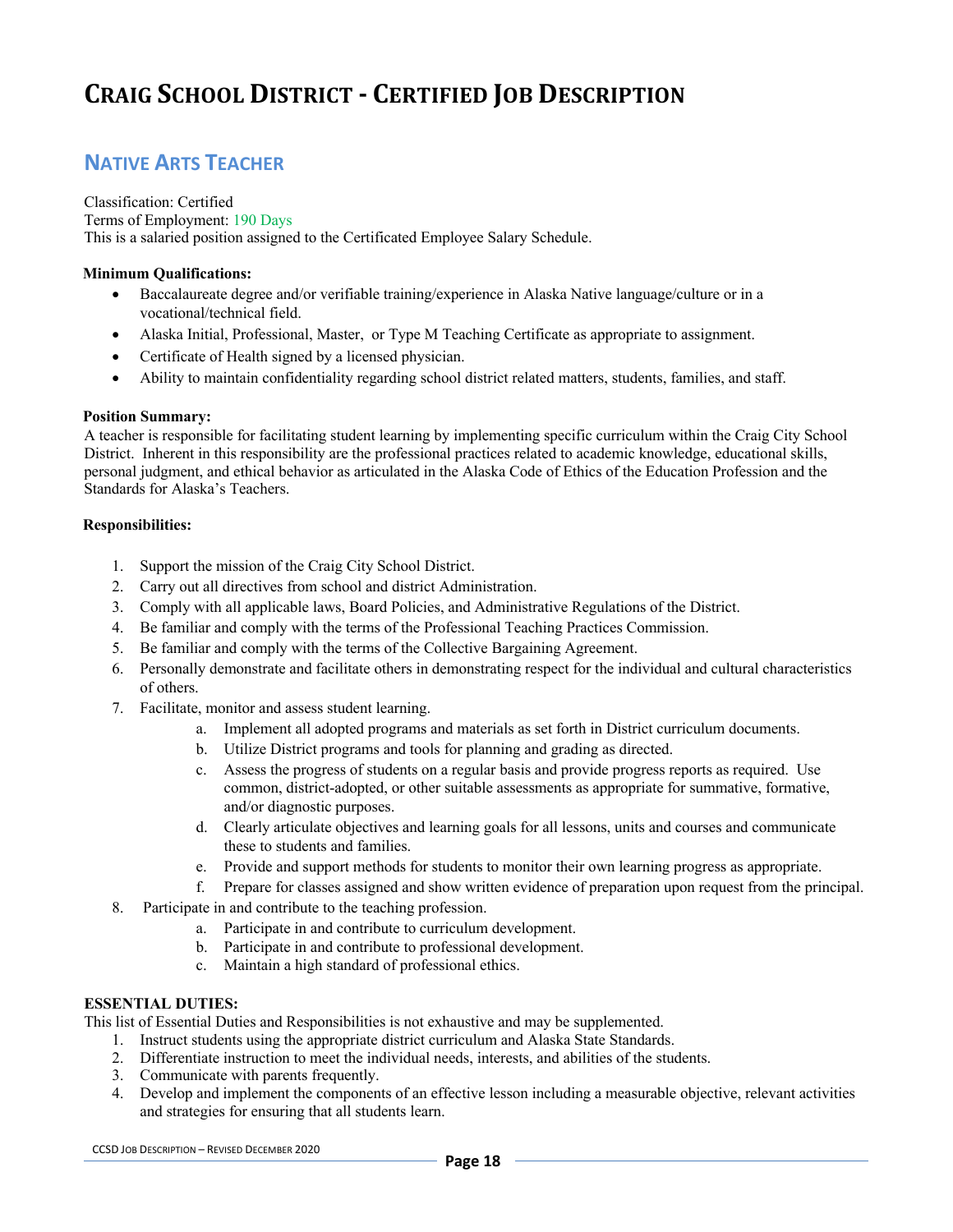# Craig School District - Certified Job Description

## Native Arts Teacher

Classification: Certified
Terms of Employment: 190 Days
This is a salaried position assigned to the Certificated Employee Salary Schedule.

**Minimum Qualifications:**

- Baccalaureate degree and/or verifiable training/experience in Alaska Native language/culture or in a vocational/technical field.
- Alaska Initial, Professional, Master, or Type M Teaching Certificate as appropriate to assignment.
- Certificate of Health signed by a licensed physician.
- Ability to maintain confidentiality regarding school district related matters, students, families, and staff.

**Position Summary:**

A teacher is responsible for facilitating student learning by implementing specific curriculum within the Craig City School District. Inherent in this responsibility are the professional practices related to academic knowledge, educational skills, personal judgment, and ethical behavior as articulated in the Alaska Code of Ethics of the Education Profession and the Standards for Alaska's Teachers.

**Responsibilities:**

1. Support the mission of the Craig City School District.
2. Carry out all directives from school and district Administration.
3. Comply with all applicable laws, Board Policies, and Administrative Regulations of the District.
4. Be familiar and comply with the terms of the Professional Teaching Practices Commission.
5. Be familiar and comply with the terms of the Collective Bargaining Agreement.
6. Personally demonstrate and facilitate others in demonstrating respect for the individual and cultural characteristics of others.
7. Facilitate, monitor and assess student learning.
   a. Implement all adopted programs and materials as set forth in District curriculum documents.
   b. Utilize District programs and tools for planning and grading as directed.
   c. Assess the progress of students on a regular basis and provide progress reports as required. Use common, district-adopted, or other suitable assessments as appropriate for summative, formative, and/or diagnostic purposes.
   d. Clearly articulate objectives and learning goals for all lessons, units and courses and communicate these to students and families.
   e. Provide and support methods for students to monitor their own learning progress as appropriate.
   f. Prepare for classes assigned and show written evidence of preparation upon request from the principal.
8. Participate in and contribute to the teaching profession.
   a. Participate in and contribute to curriculum development.
   b. Participate in and contribute to professional development.
   c. Maintain a high standard of professional ethics.

**ESSENTIAL DUTIES:**

This list of Essential Duties and Responsibilities is not exhaustive and may be supplemented.

1. Instruct students using the appropriate district curriculum and Alaska State Standards.
2. Differentiate instruction to meet the individual needs, interests, and abilities of the students.
3. Communicate with parents frequently.
4. Develop and implement the components of an effective lesson including a measurable objective, relevant activities and strategies for ensuring that all students learn.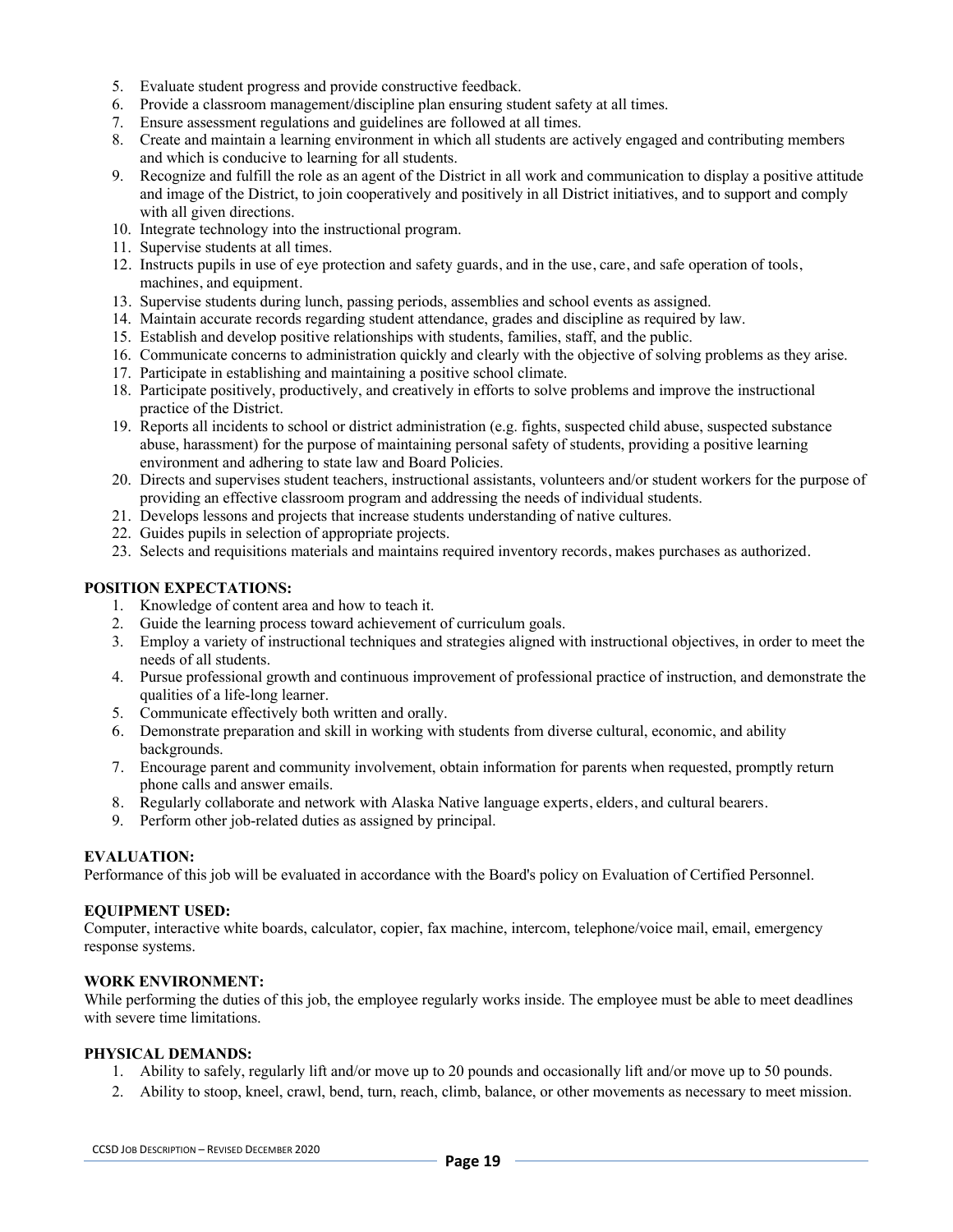5. Evaluate student progress and provide constructive feedback.
6. Provide a classroom management/discipline plan ensuring student safety at all times.
7. Ensure assessment regulations and guidelines are followed at all times.
8. Create and maintain a learning environment in which all students are actively engaged and contributing members and which is conducive to learning for all students.
9. Recognize and fulfill the role as an agent of the District in all work and communication to display a positive attitude and image of the District, to join cooperatively and positively in all District initiatives, and to support and comply with all given directions.
10. Integrate technology into the instructional program.
11. Supervise students at all times.
12. Instructs pupils in use of eye protection and safety guards, and in the use, care, and safe operation of tools, machines, and equipment.
13. Supervise students during lunch, passing periods, assemblies and school events as assigned.
14. Maintain accurate records regarding student attendance, grades and discipline as required by law.
15. Establish and develop positive relationships with students, families, staff, and the public.
16. Communicate concerns to administration quickly and clearly with the objective of solving problems as they arise.
17. Participate in establishing and maintaining a positive school climate.
18. Participate positively, productively, and creatively in efforts to solve problems and improve the instructional practice of the District.
19. Reports all incidents to school or district administration (e.g. fights, suspected child abuse, suspected substance abuse, harassment) for the purpose of maintaining personal safety of students, providing a positive learning environment and adhering to state law and Board Policies.
20. Directs and supervises student teachers, instructional assistants, volunteers and/or student workers for the purpose of providing an effective classroom program and addressing the needs of individual students.
21. Develops lessons and projects that increase students understanding of native cultures.
22. Guides pupils in selection of appropriate projects.
23. Selects and requisitions materials and maintains required inventory records, makes purchases as authorized.

**POSITION EXPECTATIONS:**

1. Knowledge of content area and how to teach it.
2. Guide the learning process toward achievement of curriculum goals.
3. Employ a variety of instructional techniques and strategies aligned with instructional objectives, in order to meet the needs of all students.
4. Pursue professional growth and continuous improvement of professional practice of instruction, and demonstrate the qualities of a life-long learner.
5. Communicate effectively both written and orally.
6. Demonstrate preparation and skill in working with students from diverse cultural, economic, and ability backgrounds.
7. Encourage parent and community involvement, obtain information for parents when requested, promptly return phone calls and answer emails.
8. Regularly collaborate and network with Alaska Native language experts, elders, and cultural bearers.
9. Perform other job-related duties as assigned by principal.

**EVALUATION:**

Performance of this job will be evaluated in accordance with the Board's policy on Evaluation of Certified Personnel.

**EQUIPMENT USED:**

Computer, interactive white boards, calculator, copier, fax machine, intercom, telephone/voice mail, email, emergency response systems.

**WORK ENVIRONMENT:**

While performing the duties of this job, the employee regularly works inside. The employee must be able to meet deadlines with severe time limitations.

**PHYSICAL DEMANDS:**

1. Ability to safely, regularly lift and/or move up to 20 pounds and occasionally lift and/or move up to 50 pounds.
2. Ability to stoop, kneel, crawl, bend, turn, reach, climb, balance, or other movements as necessary to meet mission.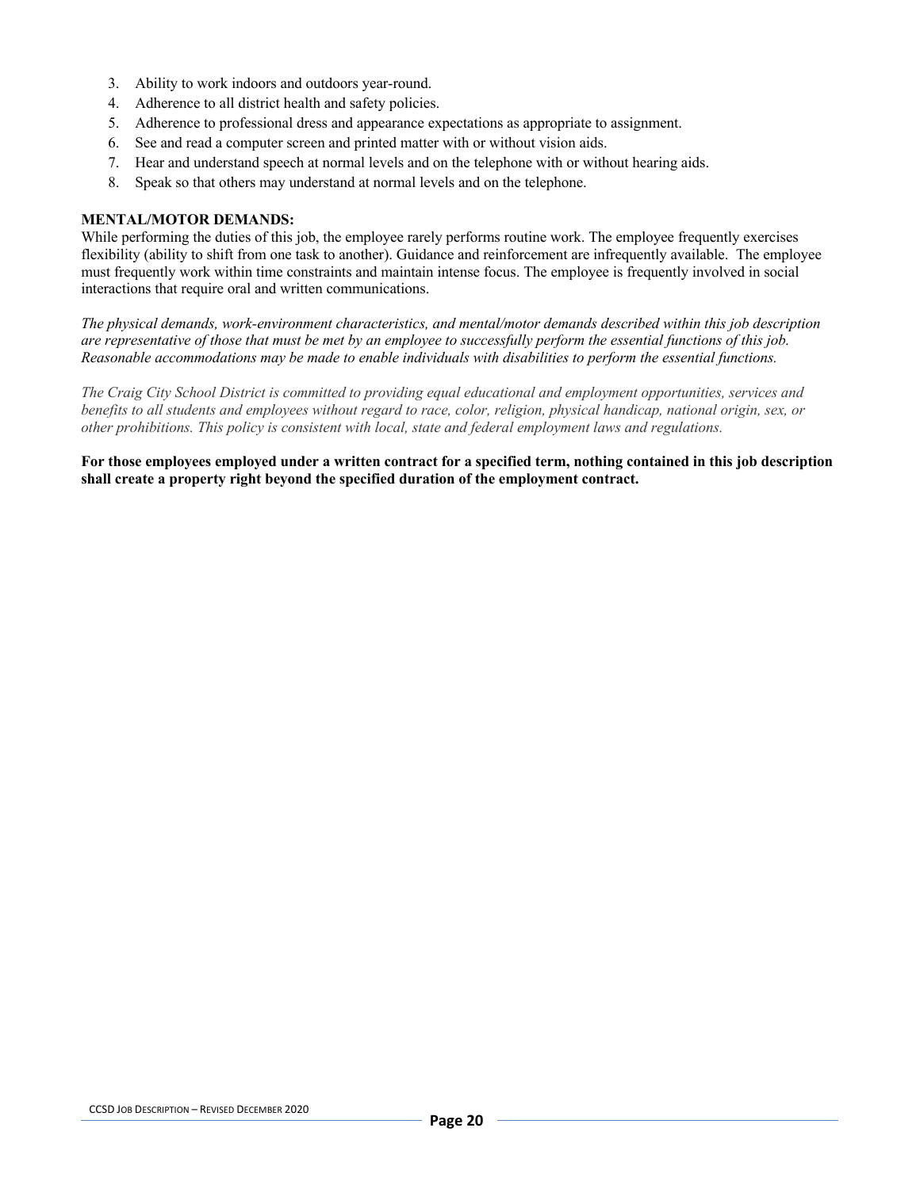3. Ability to work indoors and outdoors year-round.
4. Adherence to all district health and safety policies.
5. Adherence to professional dress and appearance expectations as appropriate to assignment.
6. See and read a computer screen and printed matter with or without vision aids.
7. Hear and understand speech at normal levels and on the telephone with or without hearing aids.
8. Speak so that others may understand at normal levels and on the telephone.

**MENTAL/MOTOR DEMANDS:**

While performing the duties of this job, the employee rarely performs routine work. The employee frequently exercises flexibility (ability to shift from one task to another). Guidance and reinforcement are infrequently available. The employee must frequently work within time constraints and maintain intense focus. The employee is frequently involved in social interactions that require oral and written communications.

*The physical demands, work-environment characteristics, and mental/motor demands described within this job description are representative of those that must be met by an employee to successfully perform the essential functions of this job. Reasonable accommodations may be made to enable individuals with disabilities to perform the essential functions.*

*The Craig City School District is committed to providing equal educational and employment opportunities, services and benefits to all students and employees without regard to race, color, religion, physical handicap, national origin, sex, or other prohibitions. This policy is consistent with local, state and federal employment laws and regulations.*

**For those employees employed under a written contract for a specified term, nothing contained in this job description shall create a property right beyond the specified duration of the employment contract.**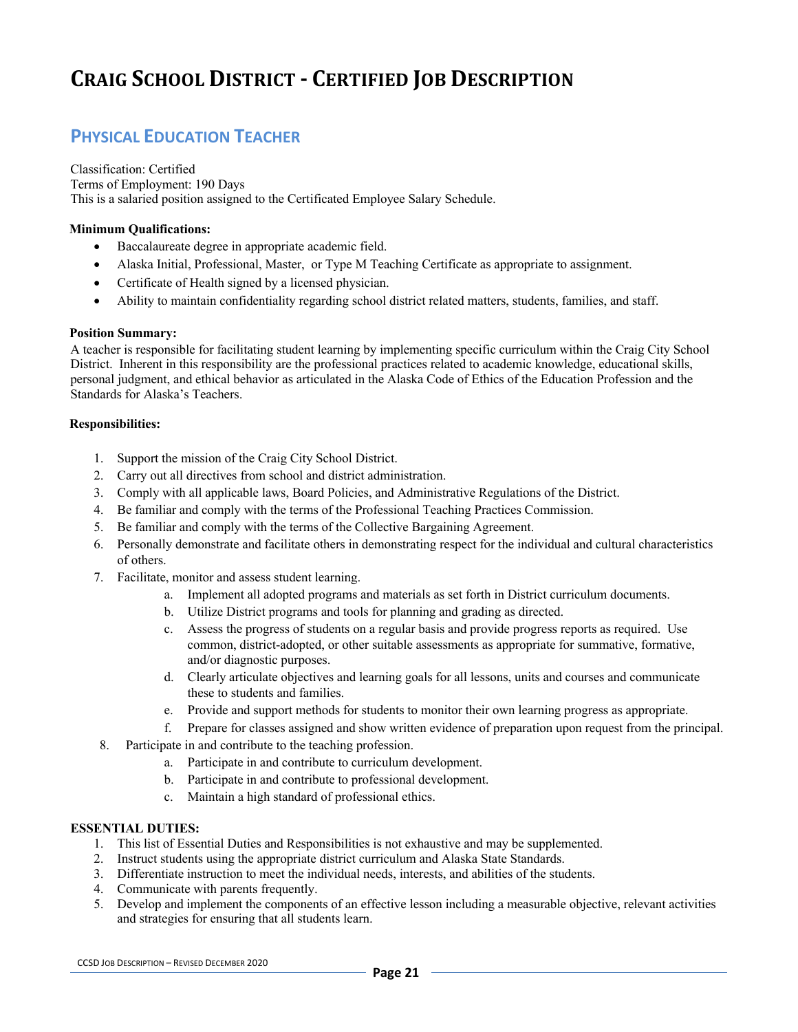# Craig School District - Certified Job Description

## Physical Education Teacher

Classification: Certified
Terms of Employment: 190 Days
This is a salaried position assigned to the Certificated Employee Salary Schedule.

**Minimum Qualifications:**

- Baccalaureate degree in appropriate academic field.
- Alaska Initial, Professional, Master, or Type M Teaching Certificate as appropriate to assignment.
- Certificate of Health signed by a licensed physician.
- Ability to maintain confidentiality regarding school district related matters, students, families, and staff.

**Position Summary:**
A teacher is responsible for facilitating student learning by implementing specific curriculum within the Craig City School District. Inherent in this responsibility are the professional practices related to academic knowledge, educational skills, personal judgment, and ethical behavior as articulated in the Alaska Code of Ethics of the Education Profession and the Standards for Alaska's Teachers.

**Responsibilities:**

1. Support the mission of the Craig City School District.
2. Carry out all directives from school and district administration.
3. Comply with all applicable laws, Board Policies, and Administrative Regulations of the District.
4. Be familiar and comply with the terms of the Professional Teaching Practices Commission.
5. Be familiar and comply with the terms of the Collective Bargaining Agreement.
6. Personally demonstrate and facilitate others in demonstrating respect for the individual and cultural characteristics of others.
7. Facilitate, monitor and assess student learning.
   a. Implement all adopted programs and materials as set forth in District curriculum documents.
   b. Utilize District programs and tools for planning and grading as directed.
   c. Assess the progress of students on a regular basis and provide progress reports as required. Use common, district-adopted, or other suitable assessments as appropriate for summative, formative, and/or diagnostic purposes.
   d. Clearly articulate objectives and learning goals for all lessons, units and courses and communicate these to students and families.
   e. Provide and support methods for students to monitor their own learning progress as appropriate.
   f. Prepare for classes assigned and show written evidence of preparation upon request from the principal.
8. Participate in and contribute to the teaching profession.
   a. Participate in and contribute to curriculum development.
   b. Participate in and contribute to professional development.
   c. Maintain a high standard of professional ethics.

**ESSENTIAL DUTIES:**

1. This list of Essential Duties and Responsibilities is not exhaustive and may be supplemented.
2. Instruct students using the appropriate district curriculum and Alaska State Standards.
3. Differentiate instruction to meet the individual needs, interests, and abilities of the students.
4. Communicate with parents frequently.
5. Develop and implement the components of an effective lesson including a measurable objective, relevant activities and strategies for ensuring that all students learn.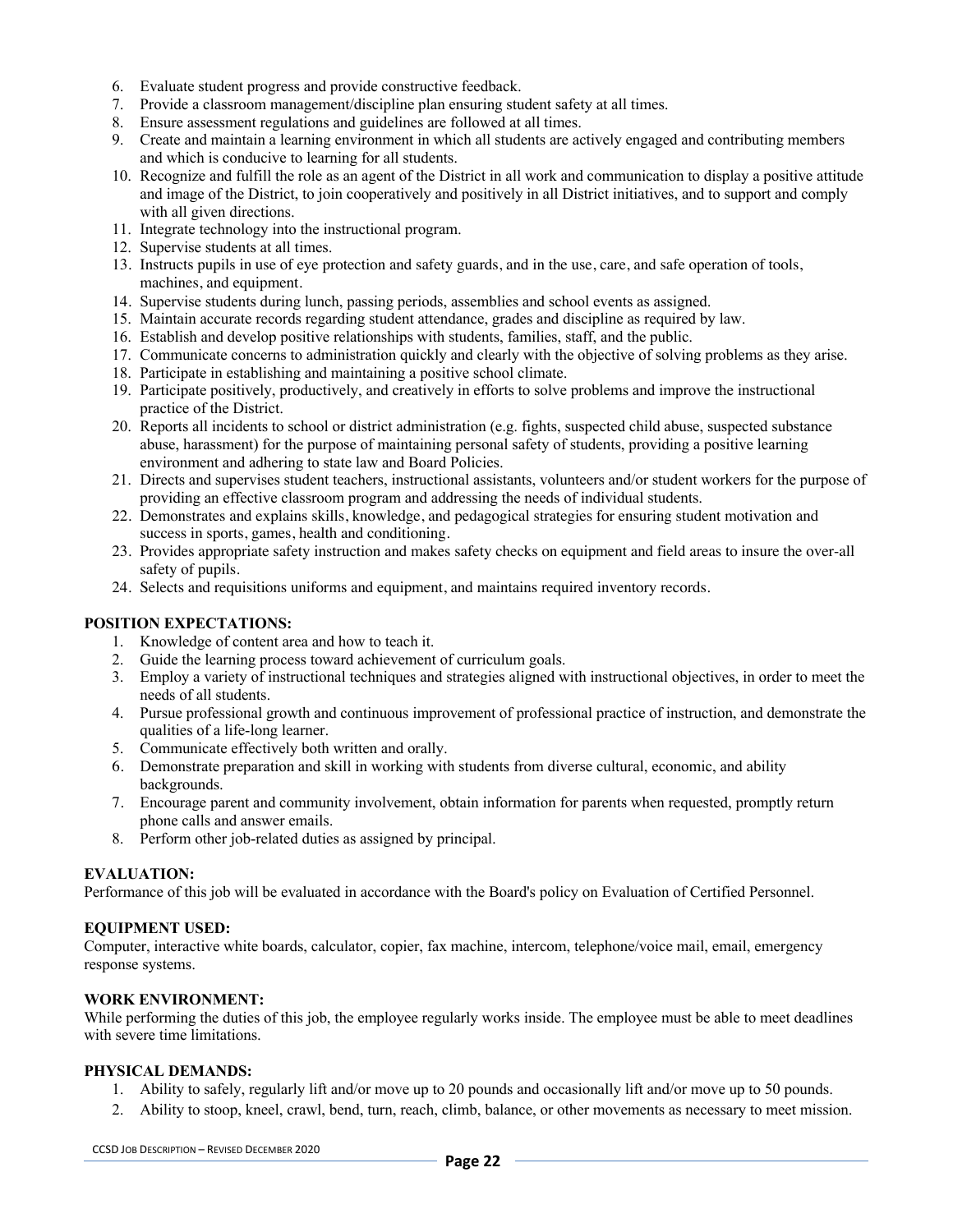6. Evaluate student progress and provide constructive feedback.
7. Provide a classroom management/discipline plan ensuring student safety at all times.
8. Ensure assessment regulations and guidelines are followed at all times.
9. Create and maintain a learning environment in which all students are actively engaged and contributing members and which is conducive to learning for all students.
10. Recognize and fulfill the role as an agent of the District in all work and communication to display a positive attitude and image of the District, to join cooperatively and positively in all District initiatives, and to support and comply with all given directions.
11. Integrate technology into the instructional program.
12. Supervise students at all times.
13. Instructs pupils in use of eye protection and safety guards, and in the use, care, and safe operation of tools, machines, and equipment.
14. Supervise students during lunch, passing periods, assemblies and school events as assigned.
15. Maintain accurate records regarding student attendance, grades and discipline as required by law.
16. Establish and develop positive relationships with students, families, staff, and the public.
17. Communicate concerns to administration quickly and clearly with the objective of solving problems as they arise.
18. Participate in establishing and maintaining a positive school climate.
19. Participate positively, productively, and creatively in efforts to solve problems and improve the instructional practice of the District.
20. Reports all incidents to school or district administration (e.g. fights, suspected child abuse, suspected substance abuse, harassment) for the purpose of maintaining personal safety of students, providing a positive learning environment and adhering to state law and Board Policies.
21. Directs and supervises student teachers, instructional assistants, volunteers and/or student workers for the purpose of providing an effective classroom program and addressing the needs of individual students.
22. Demonstrates and explains skills, knowledge, and pedagogical strategies for ensuring student motivation and success in sports, games, health and conditioning.
23. Provides appropriate safety instruction and makes safety checks on equipment and field areas to insure the over-all safety of pupils.
24. Selects and requisitions uniforms and equipment, and maintains required inventory records.

**POSITION EXPECTATIONS:**

1. Knowledge of content area and how to teach it.
2. Guide the learning process toward achievement of curriculum goals.
3. Employ a variety of instructional techniques and strategies aligned with instructional objectives, in order to meet the needs of all students.
4. Pursue professional growth and continuous improvement of professional practice of instruction, and demonstrate the qualities of a life-long learner.
5. Communicate effectively both written and orally.
6. Demonstrate preparation and skill in working with students from diverse cultural, economic, and ability backgrounds.
7. Encourage parent and community involvement, obtain information for parents when requested, promptly return phone calls and answer emails.
8. Perform other job-related duties as assigned by principal.

**EVALUATION:**

Performance of this job will be evaluated in accordance with the Board's policy on Evaluation of Certified Personnel.

**EQUIPMENT USED:**

Computer, interactive white boards, calculator, copier, fax machine, intercom, telephone/voice mail, email, emergency response systems.

**WORK ENVIRONMENT:**

While performing the duties of this job, the employee regularly works inside. The employee must be able to meet deadlines with severe time limitations.

**PHYSICAL DEMANDS:**

1. Ability to safely, regularly lift and/or move up to 20 pounds and occasionally lift and/or move up to 50 pounds.
2. Ability to stoop, kneel, crawl, bend, turn, reach, climb, balance, or other movements as necessary to meet mission.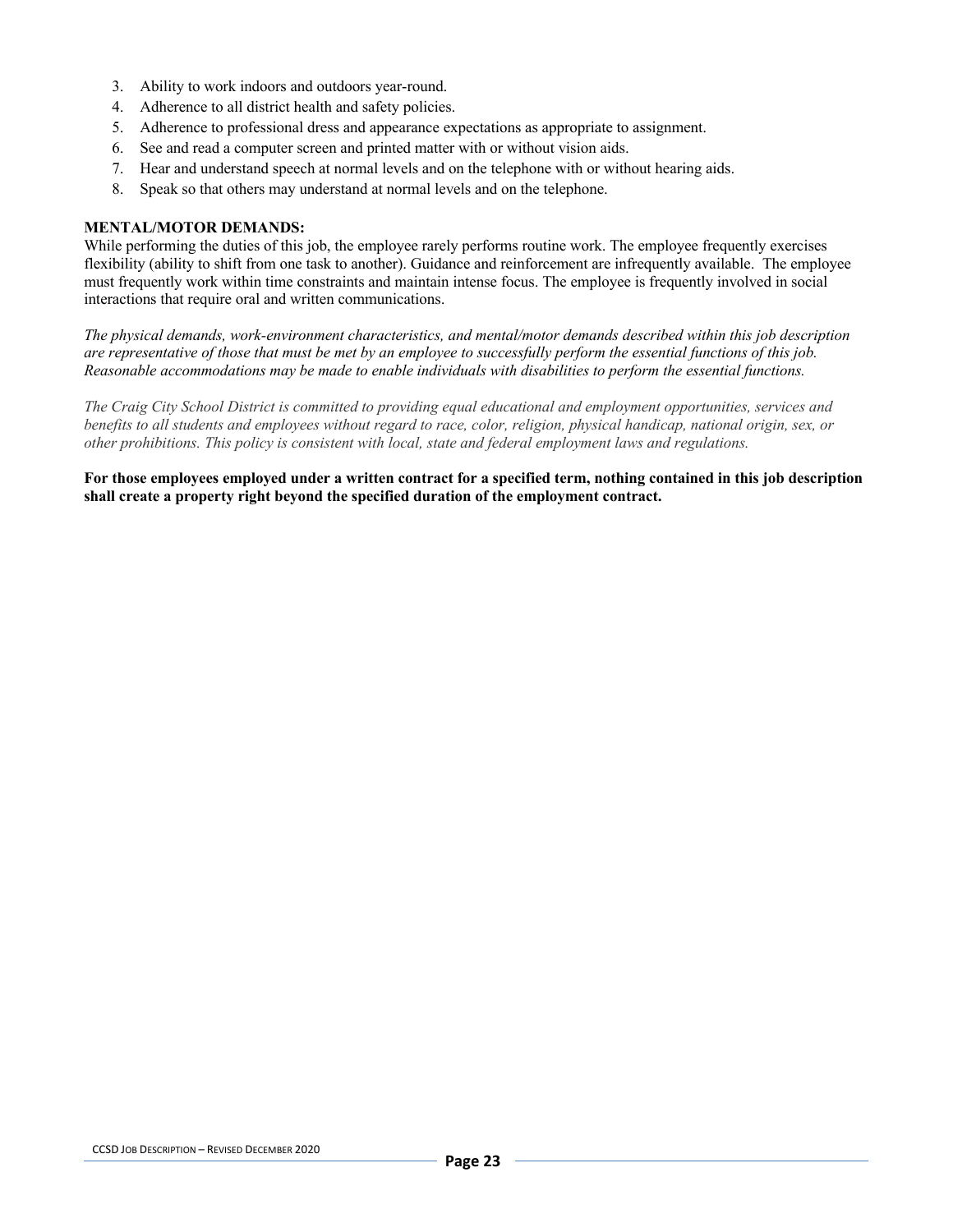3. Ability to work indoors and outdoors year-round.
4. Adherence to all district health and safety policies.
5. Adherence to professional dress and appearance expectations as appropriate to assignment.
6. See and read a computer screen and printed matter with or without vision aids.
7. Hear and understand speech at normal levels and on the telephone with or without hearing aids.
8. Speak so that others may understand at normal levels and on the telephone.

**MENTAL/MOTOR DEMANDS:**

While performing the duties of this job, the employee rarely performs routine work. The employee frequently exercises flexibility (ability to shift from one task to another). Guidance and reinforcement are infrequently available. The employee must frequently work within time constraints and maintain intense focus. The employee is frequently involved in social interactions that require oral and written communications.

*The physical demands, work-environment characteristics, and mental/motor demands described within this job description are representative of those that must be met by an employee to successfully perform the essential functions of this job. Reasonable accommodations may be made to enable individuals with disabilities to perform the essential functions.*

*The Craig City School District is committed to providing equal educational and employment opportunities, services and benefits to all students and employees without regard to race, color, religion, physical handicap, national origin, sex, or other prohibitions. This policy is consistent with local, state and federal employment laws and regulations.*

**For those employees employed under a written contract for a specified term, nothing contained in this job description shall create a property right beyond the specified duration of the employment contract.**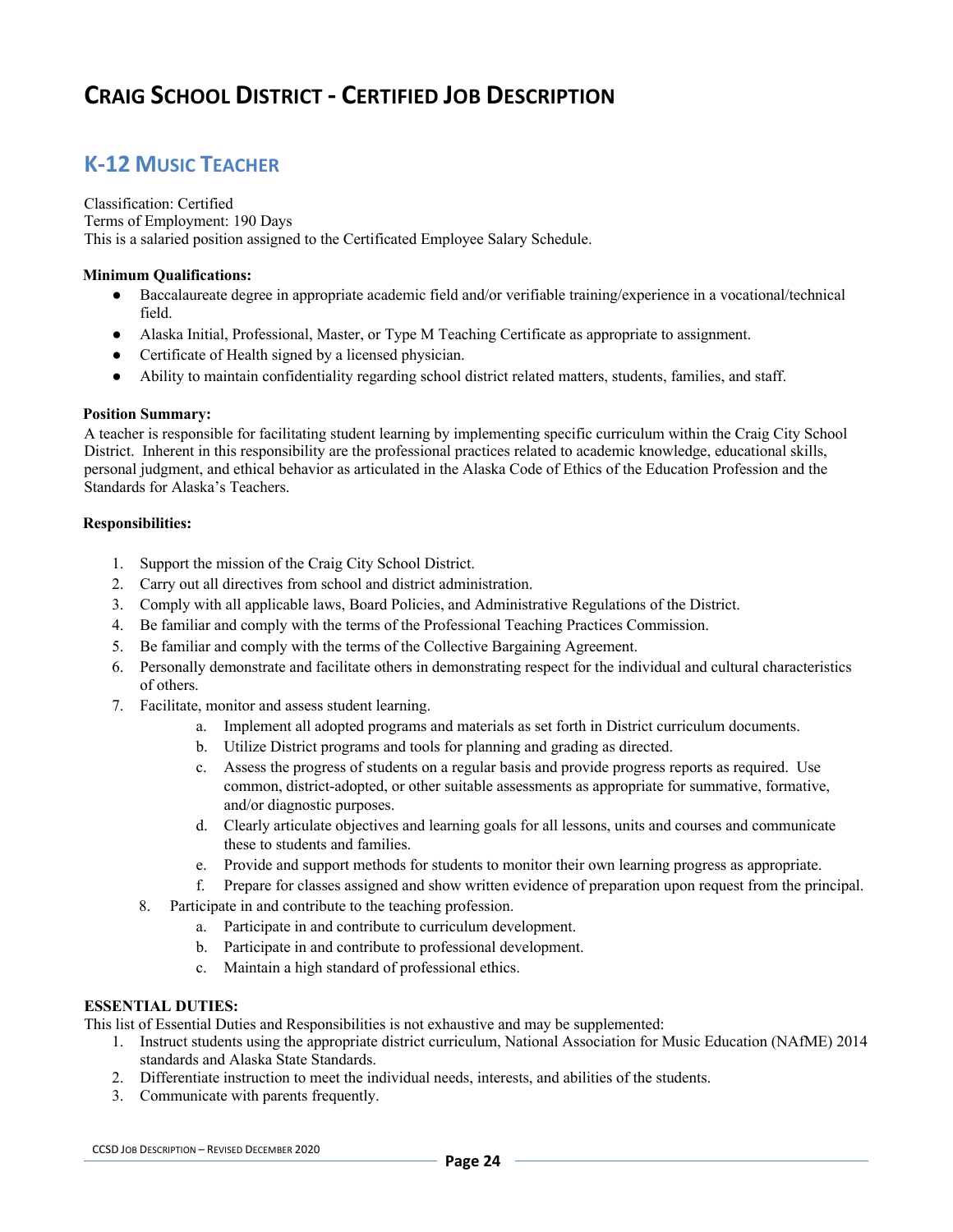# Craig School District - Certified Job Description

## K-12 Music Teacher

Classification: Certified
Terms of Employment: 190 Days
This is a salaried position assigned to the Certificated Employee Salary Schedule.

**Minimum Qualifications:**

- Baccalaureate degree in appropriate academic field and/or verifiable training/experience in a vocational/technical field.
- Alaska Initial, Professional, Master, or Type M Teaching Certificate as appropriate to assignment.
- Certificate of Health signed by a licensed physician.
- Ability to maintain confidentiality regarding school district related matters, students, families, and staff.

**Position Summary:**
A teacher is responsible for facilitating student learning by implementing specific curriculum within the Craig City School District. Inherent in this responsibility are the professional practices related to academic knowledge, educational skills, personal judgment, and ethical behavior as articulated in the Alaska Code of Ethics of the Education Profession and the Standards for Alaska's Teachers.

**Responsibilities:**

1. Support the mission of the Craig City School District.
2. Carry out all directives from school and district administration.
3. Comply with all applicable laws, Board Policies, and Administrative Regulations of the District.
4. Be familiar and comply with the terms of the Professional Teaching Practices Commission.
5. Be familiar and comply with the terms of the Collective Bargaining Agreement.
6. Personally demonstrate and facilitate others in demonstrating respect for the individual and cultural characteristics of others.
7. Facilitate, monitor and assess student learning.
    a. Implement all adopted programs and materials as set forth in District curriculum documents.
    b. Utilize District programs and tools for planning and grading as directed.
    c. Assess the progress of students on a regular basis and provide progress reports as required. Use common, district-adopted, or other suitable assessments as appropriate for summative, formative, and/or diagnostic purposes.
    d. Clearly articulate objectives and learning goals for all lessons, units and courses and communicate these to students and families.
    e. Provide and support methods for students to monitor their own learning progress as appropriate.
    f. Prepare for classes assigned and show written evidence of preparation upon request from the principal.
8. Participate in and contribute to the teaching profession.
    a. Participate in and contribute to curriculum development.
    b. Participate in and contribute to professional development.
    c. Maintain a high standard of professional ethics.

**ESSENTIAL DUTIES:**
This list of Essential Duties and Responsibilities is not exhaustive and may be supplemented:

1. Instruct students using the appropriate district curriculum, National Association for Music Education (NAfME) 2014 standards and Alaska State Standards.
2. Differentiate instruction to meet the individual needs, interests, and abilities of the students.
3. Communicate with parents frequently.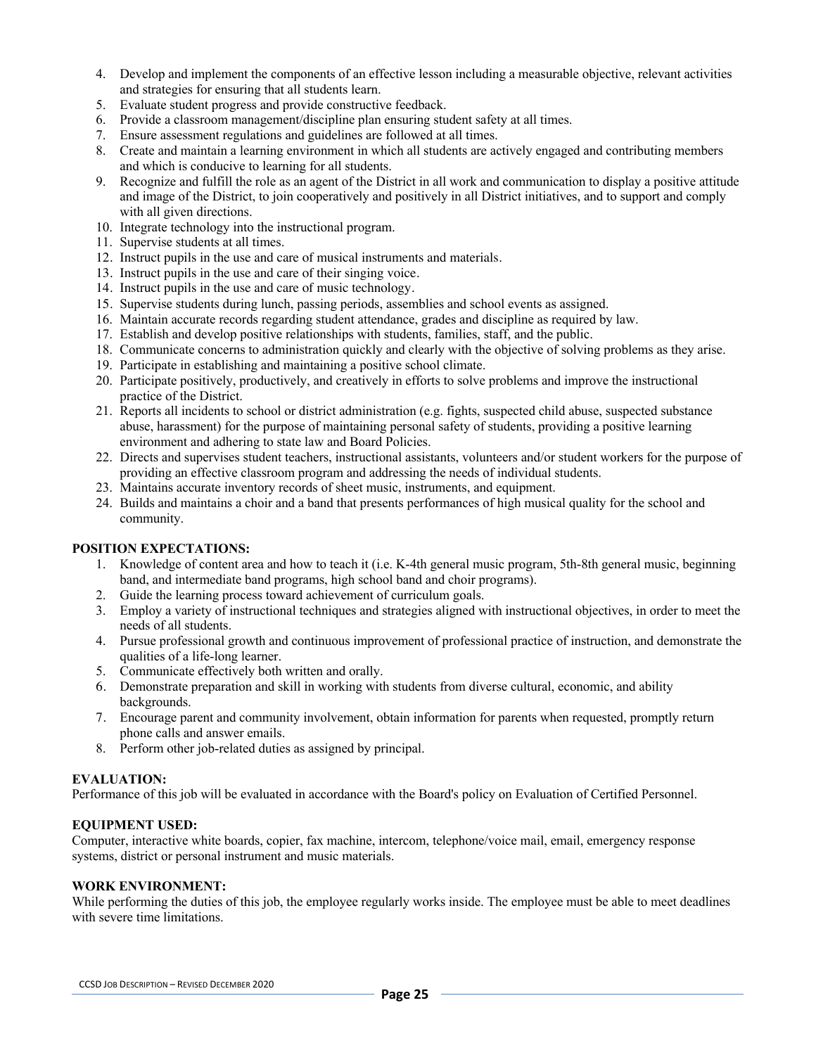4. Develop and implement the components of an effective lesson including a measurable objective, relevant activities and strategies for ensuring that all students learn.
5. Evaluate student progress and provide constructive feedback.
6. Provide a classroom management/discipline plan ensuring student safety at all times.
7. Ensure assessment regulations and guidelines are followed at all times.
8. Create and maintain a learning environment in which all students are actively engaged and contributing members and which is conducive to learning for all students.
9. Recognize and fulfill the role as an agent of the District in all work and communication to display a positive attitude and image of the District, to join cooperatively and positively in all District initiatives, and to support and comply with all given directions.
10. Integrate technology into the instructional program.
11. Supervise students at all times.
12. Instruct pupils in the use and care of musical instruments and materials.
13. Instruct pupils in the use and care of their singing voice.
14. Instruct pupils in the use and care of music technology.
15. Supervise students during lunch, passing periods, assemblies and school events as assigned.
16. Maintain accurate records regarding student attendance, grades and discipline as required by law.
17. Establish and develop positive relationships with students, families, staff, and the public.
18. Communicate concerns to administration quickly and clearly with the objective of solving problems as they arise.
19. Participate in establishing and maintaining a positive school climate.
20. Participate positively, productively, and creatively in efforts to solve problems and improve the instructional practice of the District.
21. Reports all incidents to school or district administration (e.g. fights, suspected child abuse, suspected substance abuse, harassment) for the purpose of maintaining personal safety of students, providing a positive learning environment and adhering to state law and Board Policies.
22. Directs and supervises student teachers, instructional assistants, volunteers and/or student workers for the purpose of providing an effective classroom program and addressing the needs of individual students.
23. Maintains accurate inventory records of sheet music, instruments, and equipment.
24. Builds and maintains a choir and a band that presents performances of high musical quality for the school and community.

**POSITION EXPECTATIONS:**

1. Knowledge of content area and how to teach it (i.e. K-4th general music program, 5th-8th general music, beginning band, and intermediate band programs, high school band and choir programs).
2. Guide the learning process toward achievement of curriculum goals.
3. Employ a variety of instructional techniques and strategies aligned with instructional objectives, in order to meet the needs of all students.
4. Pursue professional growth and continuous improvement of professional practice of instruction, and demonstrate the qualities of a life-long learner.
5. Communicate effectively both written and orally.
6. Demonstrate preparation and skill in working with students from diverse cultural, economic, and ability backgrounds.
7. Encourage parent and community involvement, obtain information for parents when requested, promptly return phone calls and answer emails.
8. Perform other job-related duties as assigned by principal.

**EVALUATION:**

Performance of this job will be evaluated in accordance with the Board's policy on Evaluation of Certified Personnel.

**EQUIPMENT USED:**

Computer, interactive white boards, copier, fax machine, intercom, telephone/voice mail, email, emergency response systems, district or personal instrument and music materials.

**WORK ENVIRONMENT:**

While performing the duties of this job, the employee regularly works inside. The employee must be able to meet deadlines with severe time limitations.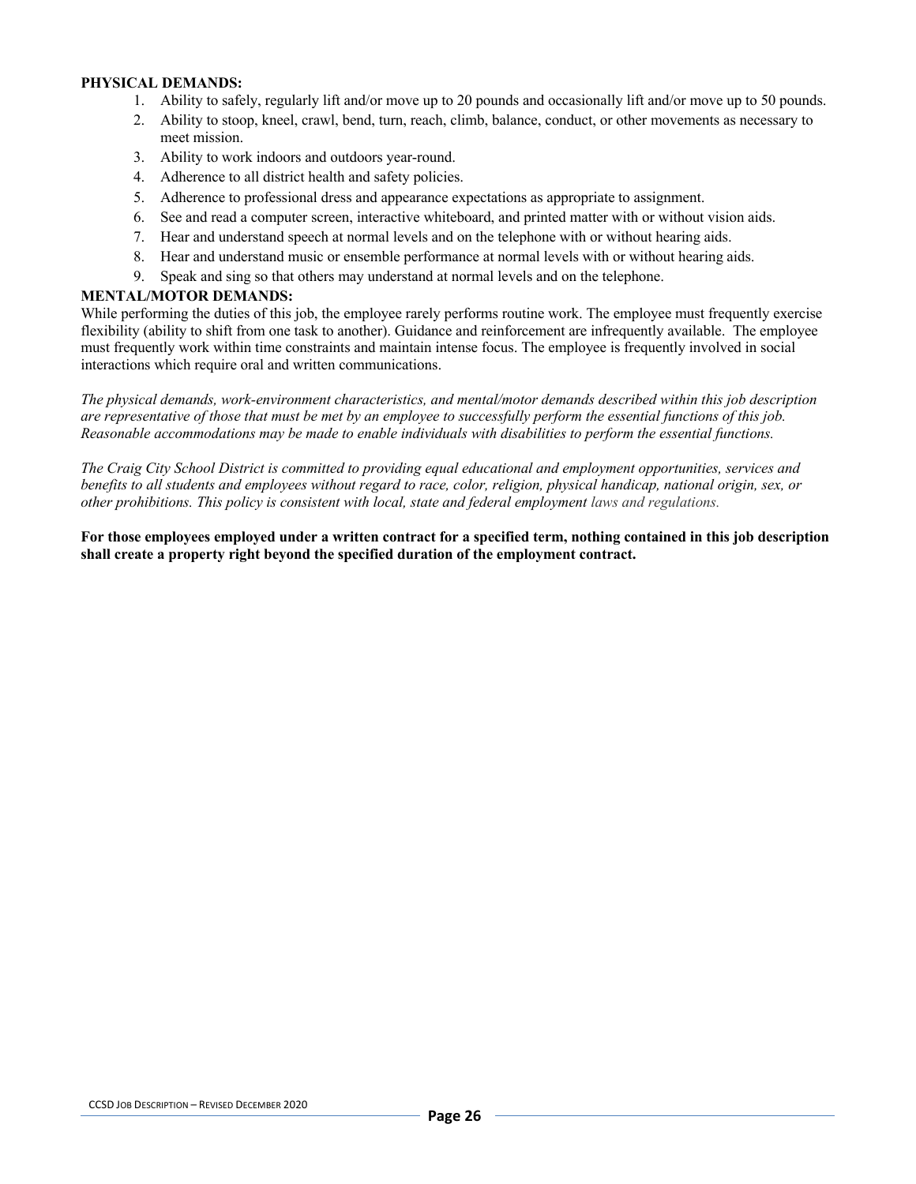**PHYSICAL DEMANDS:**

1. Ability to safely, regularly lift and/or move up to 20 pounds and occasionally lift and/or move up to 50 pounds.
2. Ability to stoop, kneel, crawl, bend, turn, reach, climb, balance, conduct, or other movements as necessary to meet mission.
3. Ability to work indoors and outdoors year-round.
4. Adherence to all district health and safety policies.
5. Adherence to professional dress and appearance expectations as appropriate to assignment.
6. See and read a computer screen, interactive whiteboard, and printed matter with or without vision aids.
7. Hear and understand speech at normal levels and on the telephone with or without hearing aids.
8. Hear and understand music or ensemble performance at normal levels with or without hearing aids.
9. Speak and sing so that others may understand at normal levels and on the telephone.

**MENTAL/MOTOR DEMANDS:**

While performing the duties of this job, the employee rarely performs routine work. The employee must frequently exercise flexibility (ability to shift from one task to another). Guidance and reinforcement are infrequently available. The employee must frequently work within time constraints and maintain intense focus. The employee is frequently involved in social interactions which require oral and written communications.

*The physical demands, work-environment characteristics, and mental/motor demands described within this job description are representative of those that must be met by an employee to successfully perform the essential functions of this job. Reasonable accommodations may be made to enable individuals with disabilities to perform the essential functions.*

*The Craig City School District is committed to providing equal educational and employment opportunities, services and benefits to all students and employees without regard to race, color, religion, physical handicap, national origin, sex, or other prohibitions. This policy is consistent with local, state and federal employment laws and regulations.*

**For those employees employed under a written contract for a specified term, nothing contained in this job description shall create a property right beyond the specified duration of the employment contract.**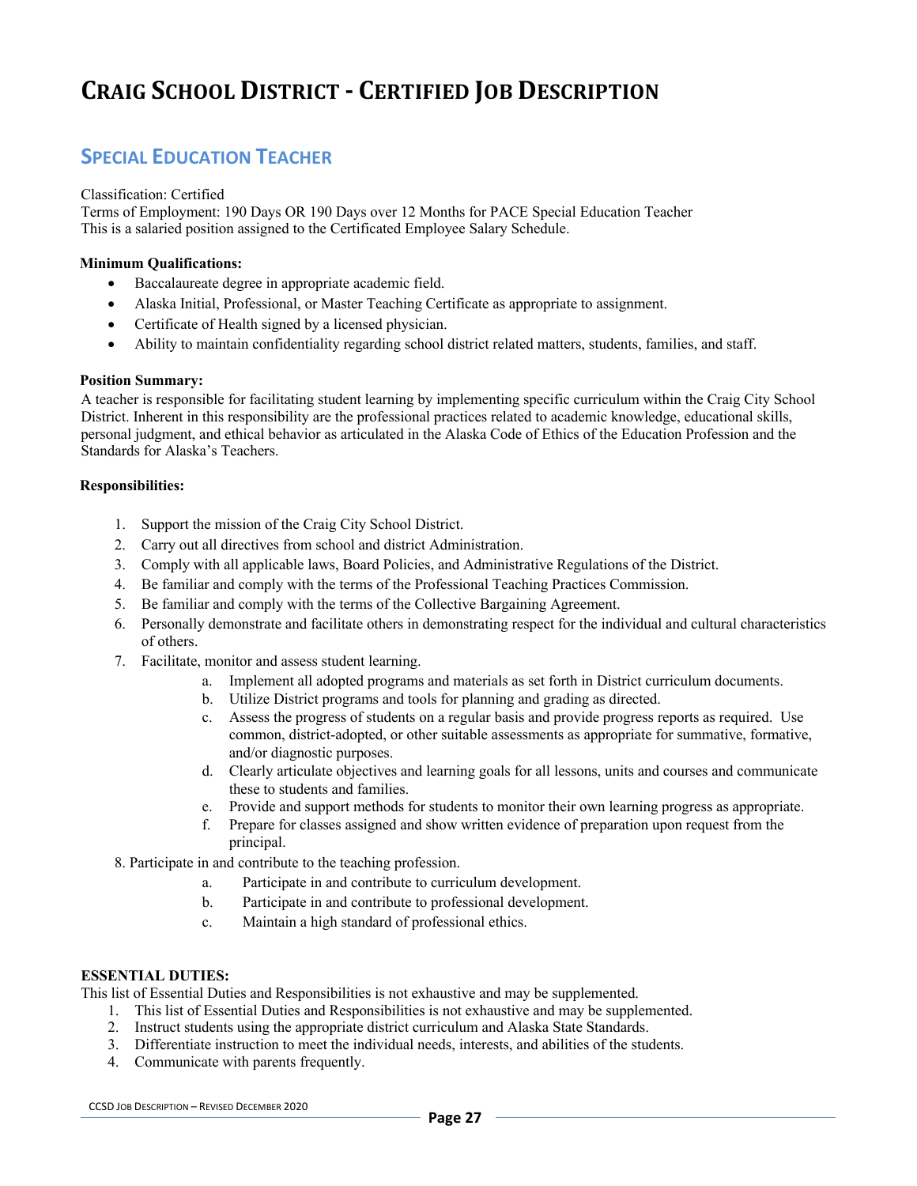# Craig School District - Certified Job Description

## Special Education Teacher

Classification: Certified
Terms of Employment: 190 Days OR 190 Days over 12 Months for PACE Special Education Teacher
This is a salaried position assigned to the Certificated Employee Salary Schedule.

**Minimum Qualifications:**

- Baccalaureate degree in appropriate academic field.
- Alaska Initial, Professional, or Master Teaching Certificate as appropriate to assignment.
- Certificate of Health signed by a licensed physician.
- Ability to maintain confidentiality regarding school district related matters, students, families, and staff.

**Position Summary:**

A teacher is responsible for facilitating student learning by implementing specific curriculum within the Craig City School District. Inherent in this responsibility are the professional practices related to academic knowledge, educational skills, personal judgment, and ethical behavior as articulated in the Alaska Code of Ethics of the Education Profession and the Standards for Alaska's Teachers.

**Responsibilities:**

1. Support the mission of the Craig City School District.
2. Carry out all directives from school and district Administration.
3. Comply with all applicable laws, Board Policies, and Administrative Regulations of the District.
4. Be familiar and comply with the terms of the Professional Teaching Practices Commission.
5. Be familiar and comply with the terms of the Collective Bargaining Agreement.
6. Personally demonstrate and facilitate others in demonstrating respect for the individual and cultural characteristics of others.
7. Facilitate, monitor and assess student learning.
   a. Implement all adopted programs and materials as set forth in District curriculum documents.
   b. Utilize District programs and tools for planning and grading as directed.
   c. Assess the progress of students on a regular basis and provide progress reports as required. Use common, district-adopted, or other suitable assessments as appropriate for summative, formative, and/or diagnostic purposes.
   d. Clearly articulate objectives and learning goals for all lessons, units and courses and communicate these to students and families.
   e. Provide and support methods for students to monitor their own learning progress as appropriate.
   f. Prepare for classes assigned and show written evidence of preparation upon request from the principal.
8. Participate in and contribute to the teaching profession.
   a. Participate in and contribute to curriculum development.
   b. Participate in and contribute to professional development.
   c. Maintain a high standard of professional ethics.

**ESSENTIAL DUTIES:**

This list of Essential Duties and Responsibilities is not exhaustive and may be supplemented.

1. This list of Essential Duties and Responsibilities is not exhaustive and may be supplemented.
2. Instruct students using the appropriate district curriculum and Alaska State Standards.
3. Differentiate instruction to meet the individual needs, interests, and abilities of the students.
4. Communicate with parents frequently.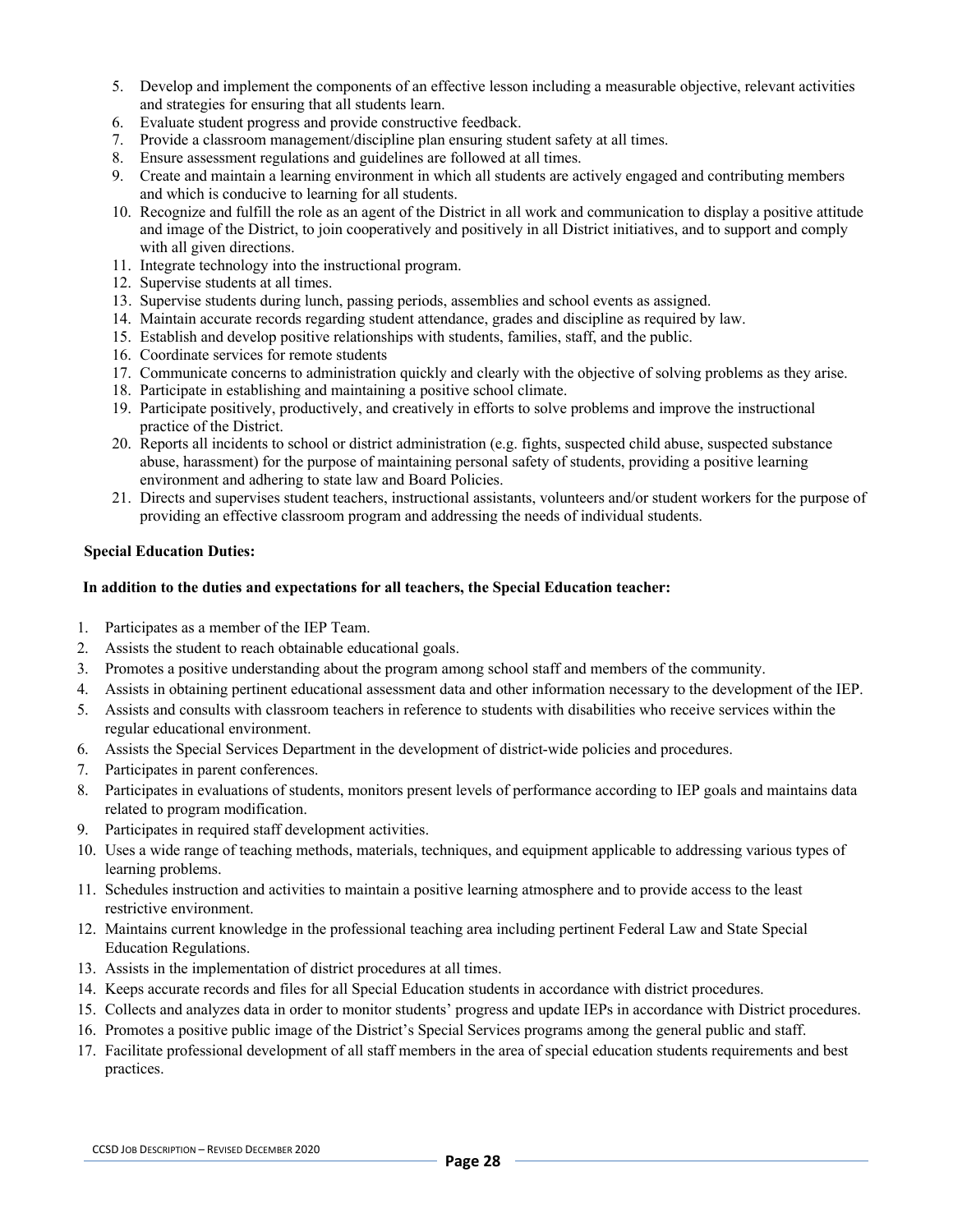5. Develop and implement the components of an effective lesson including a measurable objective, relevant activities and strategies for ensuring that all students learn.
6. Evaluate student progress and provide constructive feedback.
7. Provide a classroom management/discipline plan ensuring student safety at all times.
8. Ensure assessment regulations and guidelines are followed at all times.
9. Create and maintain a learning environment in which all students are actively engaged and contributing members and which is conducive to learning for all students.
10. Recognize and fulfill the role as an agent of the District in all work and communication to display a positive attitude and image of the District, to join cooperatively and positively in all District initiatives, and to support and comply with all given directions.
11. Integrate technology into the instructional program.
12. Supervise students at all times.
13. Supervise students during lunch, passing periods, assemblies and school events as assigned.
14. Maintain accurate records regarding student attendance, grades and discipline as required by law.
15. Establish and develop positive relationships with students, families, staff, and the public.
16. Coordinate services for remote students
17. Communicate concerns to administration quickly and clearly with the objective of solving problems as they arise.
18. Participate in establishing and maintaining a positive school climate.
19. Participate positively, productively, and creatively in efforts to solve problems and improve the instructional practice of the District.
20. Reports all incidents to school or district administration (e.g. fights, suspected child abuse, suspected substance abuse, harassment) for the purpose of maintaining personal safety of students, providing a positive learning environment and adhering to state law and Board Policies.
21. Directs and supervises student teachers, instructional assistants, volunteers and/or student workers for the purpose of providing an effective classroom program and addressing the needs of individual students.

**Special Education Duties:**

**In addition to the duties and expectations for all teachers, the Special Education teacher:**

1. Participates as a member of the IEP Team.
2. Assists the student to reach obtainable educational goals.
3. Promotes a positive understanding about the program among school staff and members of the community.
4. Assists in obtaining pertinent educational assessment data and other information necessary to the development of the IEP.
5. Assists and consults with classroom teachers in reference to students with disabilities who receive services within the regular educational environment.
6. Assists the Special Services Department in the development of district-wide policies and procedures.
7. Participates in parent conferences.
8. Participates in evaluations of students, monitors present levels of performance according to IEP goals and maintains data related to program modification.
9. Participates in required staff development activities.
10. Uses a wide range of teaching methods, materials, techniques, and equipment applicable to addressing various types of learning problems.
11. Schedules instruction and activities to maintain a positive learning atmosphere and to provide access to the least restrictive environment.
12. Maintains current knowledge in the professional teaching area including pertinent Federal Law and State Special Education Regulations.
13. Assists in the implementation of district procedures at all times.
14. Keeps accurate records and files for all Special Education students in accordance with district procedures.
15. Collects and analyzes data in order to monitor students' progress and update IEPs in accordance with District procedures.
16. Promotes a positive public image of the District's Special Services programs among the general public and staff.
17. Facilitate professional development of all staff members in the area of special education students requirements and best practices.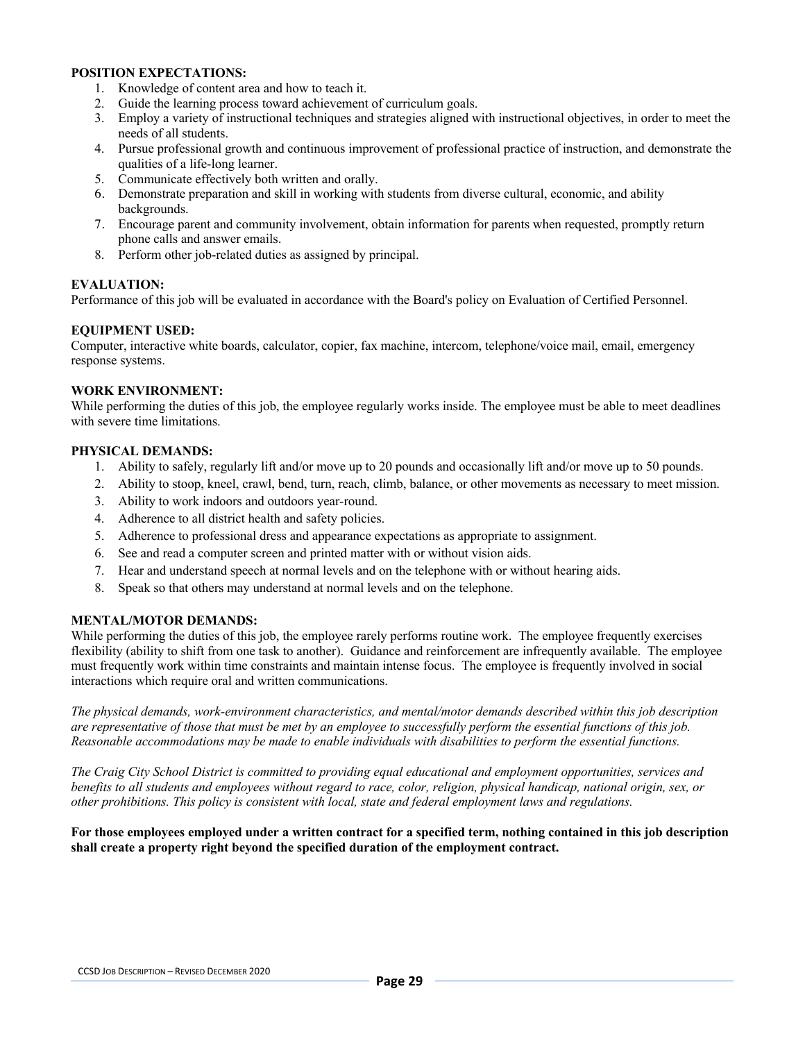**POSITION EXPECTATIONS:**

1. Knowledge of content area and how to teach it.
2. Guide the learning process toward achievement of curriculum goals.
3. Employ a variety of instructional techniques and strategies aligned with instructional objectives, in order to meet the needs of all students.
4. Pursue professional growth and continuous improvement of professional practice of instruction, and demonstrate the qualities of a life-long learner.
5. Communicate effectively both written and orally.
6. Demonstrate preparation and skill in working with students from diverse cultural, economic, and ability backgrounds.
7. Encourage parent and community involvement, obtain information for parents when requested, promptly return phone calls and answer emails.
8. Perform other job-related duties as assigned by principal.

**EVALUATION:**
Performance of this job will be evaluated in accordance with the Board's policy on Evaluation of Certified Personnel.

**EQUIPMENT USED:**
Computer, interactive white boards, calculator, copier, fax machine, intercom, telephone/voice mail, email, emergency response systems.

**WORK ENVIRONMENT:**
While performing the duties of this job, the employee regularly works inside. The employee must be able to meet deadlines with severe time limitations.

**PHYSICAL DEMANDS:**

1. Ability to safely, regularly lift and/or move up to 20 pounds and occasionally lift and/or move up to 50 pounds.
2. Ability to stoop, kneel, crawl, bend, turn, reach, climb, balance, or other movements as necessary to meet mission.
3. Ability to work indoors and outdoors year-round.
4. Adherence to all district health and safety policies.
5. Adherence to professional dress and appearance expectations as appropriate to assignment.
6. See and read a computer screen and printed matter with or without vision aids.
7. Hear and understand speech at normal levels and on the telephone with or without hearing aids.
8. Speak so that others may understand at normal levels and on the telephone.

**MENTAL/MOTOR DEMANDS:**
While performing the duties of this job, the employee rarely performs routine work. The employee frequently exercises flexibility (ability to shift from one task to another). Guidance and reinforcement are infrequently available. The employee must frequently work within time constraints and maintain intense focus. The employee is frequently involved in social interactions which require oral and written communications.

*The physical demands, work-environment characteristics, and mental/motor demands described within this job description are representative of those that must be met by an employee to successfully perform the essential functions of this job. Reasonable accommodations may be made to enable individuals with disabilities to perform the essential functions.*

*The Craig City School District is committed to providing equal educational and employment opportunities, services and benefits to all students and employees without regard to race, color, religion, physical handicap, national origin, sex, or other prohibitions. This policy is consistent with local, state and federal employment laws and regulations.*

**For those employees employed under a written contract for a specified term, nothing contained in this job description shall create a property right beyond the specified duration of the employment contract.**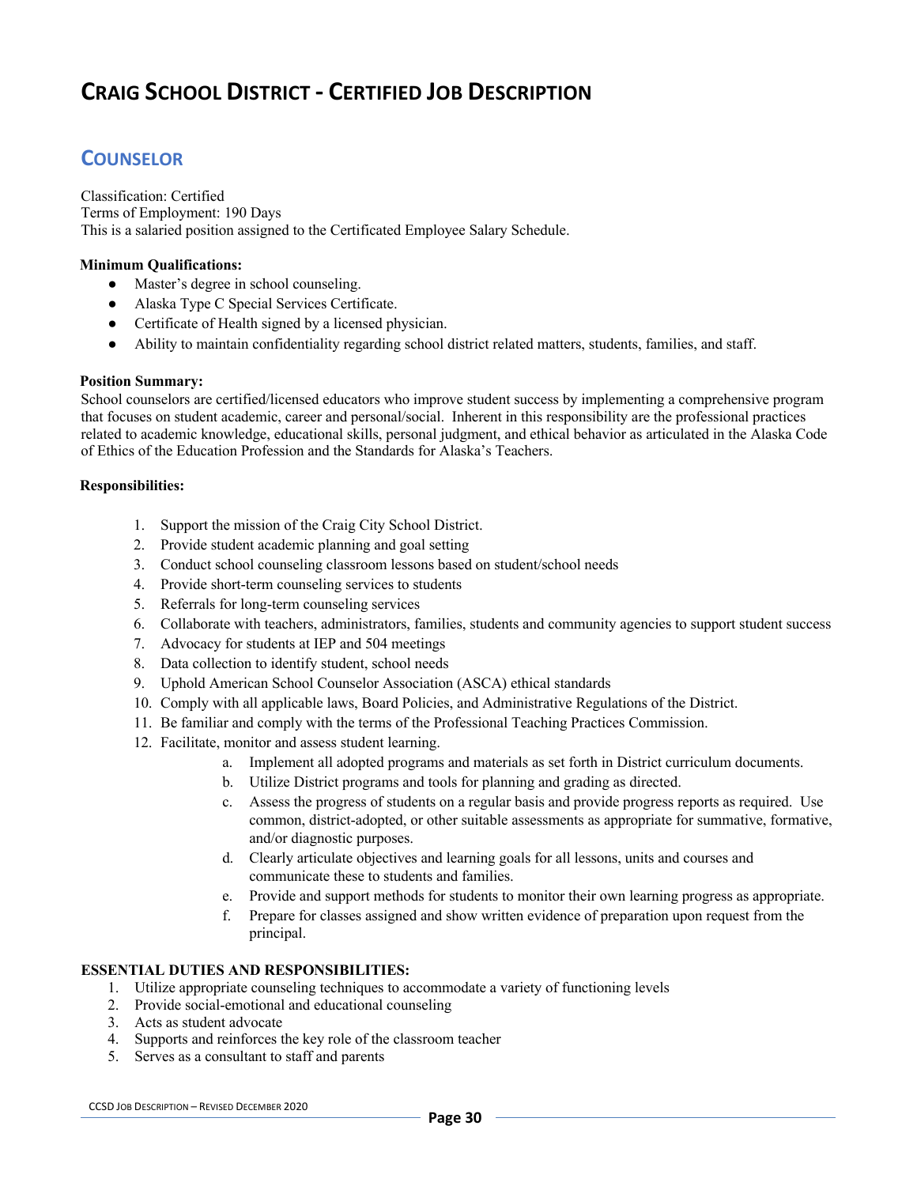# CRAIG SCHOOL DISTRICT - CERTIFIED JOB DESCRIPTION

## COUNSELOR

Classification: Certified
Terms of Employment: 190 Days
This is a salaried position assigned to the Certificated Employee Salary Schedule.

**Minimum Qualifications:**

- Master's degree in school counseling.
- Alaska Type C Special Services Certificate.
- Certificate of Health signed by a licensed physician.
- Ability to maintain confidentiality regarding school district related matters, students, families, and staff.

**Position Summary:**
School counselors are certified/licensed educators who improve student success by implementing a comprehensive program that focuses on student academic, career and personal/social. Inherent in this responsibility are the professional practices related to academic knowledge, educational skills, personal judgment, and ethical behavior as articulated in the Alaska Code of Ethics of the Education Profession and the Standards for Alaska's Teachers.

**Responsibilities:**

1. Support the mission of the Craig City School District.
2. Provide student academic planning and goal setting
3. Conduct school counseling classroom lessons based on student/school needs
4. Provide short-term counseling services to students
5. Referrals for long-term counseling services
6. Collaborate with teachers, administrators, families, students and community agencies to support student success
7. Advocacy for students at IEP and 504 meetings
8. Data collection to identify student, school needs
9. Uphold American School Counselor Association (ASCA) ethical standards
10. Comply with all applicable laws, Board Policies, and Administrative Regulations of the District.
11. Be familiar and comply with the terms of the Professional Teaching Practices Commission.
12. Facilitate, monitor and assess student learning.
    a. Implement all adopted programs and materials as set forth in District curriculum documents.
    b. Utilize District programs and tools for planning and grading as directed.
    c. Assess the progress of students on a regular basis and provide progress reports as required. Use common, district-adopted, or other suitable assessments as appropriate for summative, formative, and/or diagnostic purposes.
    d. Clearly articulate objectives and learning goals for all lessons, units and courses and communicate these to students and families.
    e. Provide and support methods for students to monitor their own learning progress as appropriate.
    f. Prepare for classes assigned and show written evidence of preparation upon request from the principal.

**ESSENTIAL DUTIES AND RESPONSIBILITIES:**

1. Utilize appropriate counseling techniques to accommodate a variety of functioning levels
2. Provide social-emotional and educational counseling
3. Acts as student advocate
4. Supports and reinforces the key role of the classroom teacher
5. Serves as a consultant to staff and parents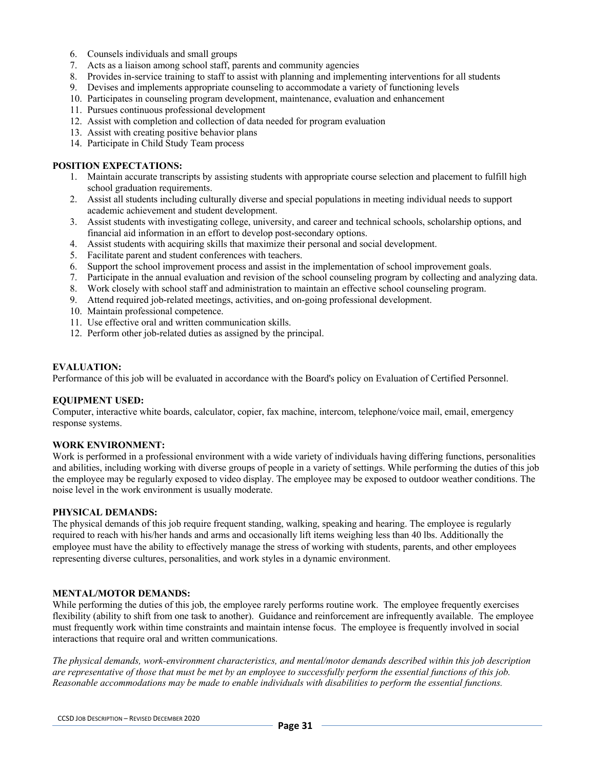6. Counsels individuals and small groups
7. Acts as a liaison among school staff, parents and community agencies
8. Provides in-service training to staff to assist with planning and implementing interventions for all students
9. Devises and implements appropriate counseling to accommodate a variety of functioning levels
10. Participates in counseling program development, maintenance, evaluation and enhancement
11. Pursues continuous professional development
12. Assist with completion and collection of data needed for program evaluation
13. Assist with creating positive behavior plans
14. Participate in Child Study Team process

**POSITION EXPECTATIONS:**

1. Maintain accurate transcripts by assisting students with appropriate course selection and placement to fulfill high school graduation requirements.
2. Assist all students including culturally diverse and special populations in meeting individual needs to support academic achievement and student development.
3. Assist students with investigating college, university, and career and technical schools, scholarship options, and financial aid information in an effort to develop post-secondary options.
4. Assist students with acquiring skills that maximize their personal and social development.
5. Facilitate parent and student conferences with teachers.
6. Support the school improvement process and assist in the implementation of school improvement goals.
7. Participate in the annual evaluation and revision of the school counseling program by collecting and analyzing data.
8. Work closely with school staff and administration to maintain an effective school counseling program.
9. Attend required job-related meetings, activities, and on-going professional development.
10. Maintain professional competence.
11. Use effective oral and written communication skills.
12. Perform other job-related duties as assigned by the principal.

**EVALUATION:**
Performance of this job will be evaluated in accordance with the Board's policy on Evaluation of Certified Personnel.

**EQUIPMENT USED:**
Computer, interactive white boards, calculator, copier, fax machine, intercom, telephone/voice mail, email, emergency response systems.

**WORK ENVIRONMENT:**
Work is performed in a professional environment with a wide variety of individuals having differing functions, personalities and abilities, including working with diverse groups of people in a variety of settings. While performing the duties of this job the employee may be regularly exposed to video display. The employee may be exposed to outdoor weather conditions. The noise level in the work environment is usually moderate.

**PHYSICAL DEMANDS:**
The physical demands of this job require frequent standing, walking, speaking and hearing. The employee is regularly required to reach with his/her hands and arms and occasionally lift items weighing less than 40 lbs. Additionally the employee must have the ability to effectively manage the stress of working with students, parents, and other employees representing diverse cultures, personalities, and work styles in a dynamic environment.

**MENTAL/MOTOR DEMANDS:**
While performing the duties of this job, the employee rarely performs routine work. The employee frequently exercises flexibility (ability to shift from one task to another). Guidance and reinforcement are infrequently available. The employee must frequently work within time constraints and maintain intense focus. The employee is frequently involved in social interactions that require oral and written communications.

*The physical demands, work-environment characteristics, and mental/motor demands described within this job description are representative of those that must be met by an employee to successfully perform the essential functions of this job. Reasonable accommodations may be made to enable individuals with disabilities to perform the essential functions.*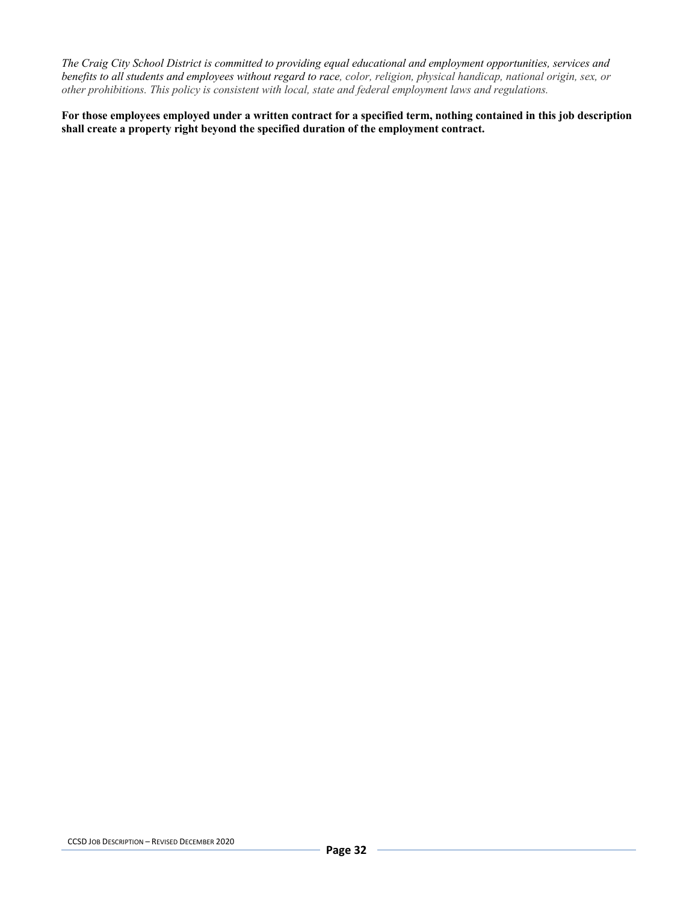*The Craig City School District is committed to providing equal educational and employment opportunities, services and benefits to all students and employees without regard to race, color, religion, physical handicap, national origin, sex, or other prohibitions. This policy is consistent with local, state and federal employment laws and regulations.*

**For those employees employed under a written contract for a specified term, nothing contained in this job description shall create a property right beyond the specified duration of the employment contract.**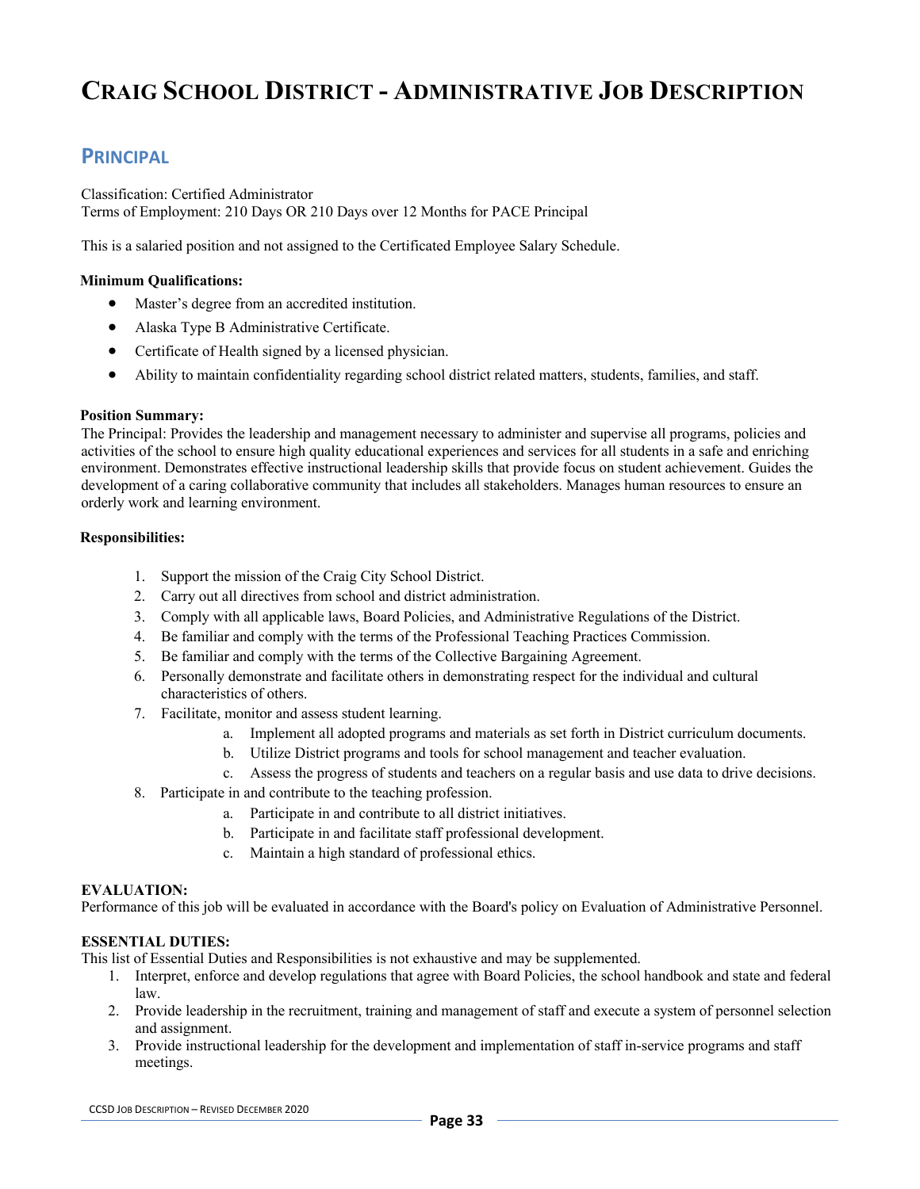# Craig School District - Administrative Job Description

## Principal

Classification: Certified Administrator
Terms of Employment: 210 Days OR 210 Days over 12 Months for PACE Principal

This is a salaried position and not assigned to the Certificated Employee Salary Schedule.

**Minimum Qualifications:**

- Master's degree from an accredited institution.
- Alaska Type B Administrative Certificate.
- Certificate of Health signed by a licensed physician.
- Ability to maintain confidentiality regarding school district related matters, students, families, and staff.

**Position Summary:**
The Principal: Provides the leadership and management necessary to administer and supervise all programs, policies and activities of the school to ensure high quality educational experiences and services for all students in a safe and enriching environment. Demonstrates effective instructional leadership skills that provide focus on student achievement. Guides the development of a caring collaborative community that includes all stakeholders. Manages human resources to ensure an orderly work and learning environment.

**Responsibilities:**

1. Support the mission of the Craig City School District.
2. Carry out all directives from school and district administration.
3. Comply with all applicable laws, Board Policies, and Administrative Regulations of the District.
4. Be familiar and comply with the terms of the Professional Teaching Practices Commission.
5. Be familiar and comply with the terms of the Collective Bargaining Agreement.
6. Personally demonstrate and facilitate others in demonstrating respect for the individual and cultural characteristics of others.
7. Facilitate, monitor and assess student learning.
   a. Implement all adopted programs and materials as set forth in District curriculum documents.
   b. Utilize District programs and tools for school management and teacher evaluation.
   c. Assess the progress of students and teachers on a regular basis and use data to drive decisions.
8. Participate in and contribute to the teaching profession.
   a. Participate in and contribute to all district initiatives.
   b. Participate in and facilitate staff professional development.
   c. Maintain a high standard of professional ethics.

**EVALUATION:**
Performance of this job will be evaluated in accordance with the Board's policy on Evaluation of Administrative Personnel.

**ESSENTIAL DUTIES:**
This list of Essential Duties and Responsibilities is not exhaustive and may be supplemented.

1. Interpret, enforce and develop regulations that agree with Board Policies, the school handbook and state and federal law.
2. Provide leadership in the recruitment, training and management of staff and execute a system of personnel selection and assignment.
3. Provide instructional leadership for the development and implementation of staff in-service programs and staff meetings.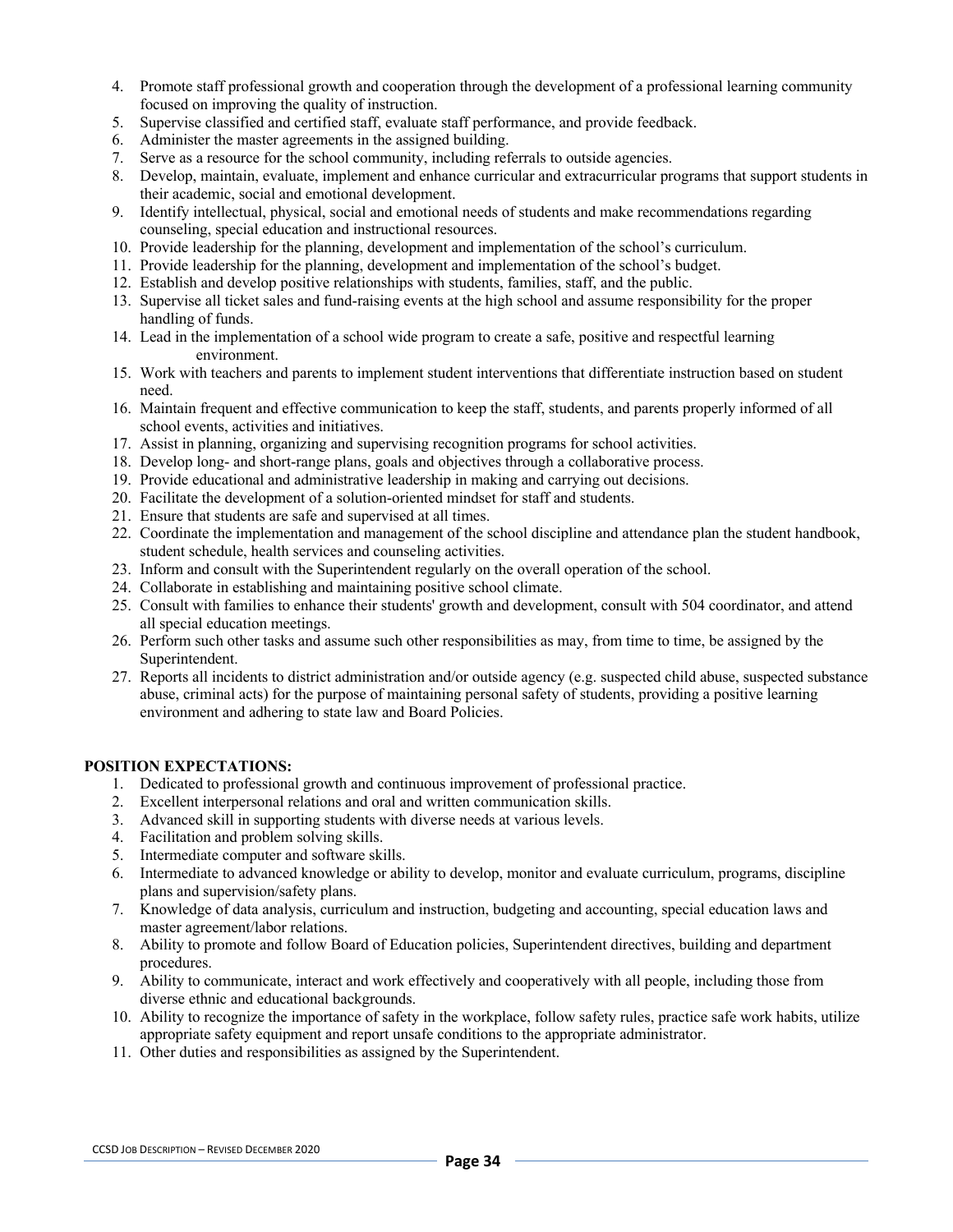4. Promote staff professional growth and cooperation through the development of a professional learning community focused on improving the quality of instruction.
5. Supervise classified and certified staff, evaluate staff performance, and provide feedback.
6. Administer the master agreements in the assigned building.
7. Serve as a resource for the school community, including referrals to outside agencies.
8. Develop, maintain, evaluate, implement and enhance curricular and extracurricular programs that support students in their academic, social and emotional development.
9. Identify intellectual, physical, social and emotional needs of students and make recommendations regarding counseling, special education and instructional resources.
10. Provide leadership for the planning, development and implementation of the school's curriculum.
11. Provide leadership for the planning, development and implementation of the school's budget.
12. Establish and develop positive relationships with students, families, staff, and the public.
13. Supervise all ticket sales and fund-raising events at the high school and assume responsibility for the proper handling of funds.
14. Lead in the implementation of a school wide program to create a safe, positive and respectful learning environment.
15. Work with teachers and parents to implement student interventions that differentiate instruction based on student need.
16. Maintain frequent and effective communication to keep the staff, students, and parents properly informed of all school events, activities and initiatives.
17. Assist in planning, organizing and supervising recognition programs for school activities.
18. Develop long- and short-range plans, goals and objectives through a collaborative process.
19. Provide educational and administrative leadership in making and carrying out decisions.
20. Facilitate the development of a solution-oriented mindset for staff and students.
21. Ensure that students are safe and supervised at all times.
22. Coordinate the implementation and management of the school discipline and attendance plan the student handbook, student schedule, health services and counseling activities.
23. Inform and consult with the Superintendent regularly on the overall operation of the school.
24. Collaborate in establishing and maintaining positive school climate.
25. Consult with families to enhance their students' growth and development, consult with 504 coordinator, and attend all special education meetings.
26. Perform such other tasks and assume such other responsibilities as may, from time to time, be assigned by the Superintendent.
27. Reports all incidents to district administration and/or outside agency (e.g. suspected child abuse, suspected substance abuse, criminal acts) for the purpose of maintaining personal safety of students, providing a positive learning environment and adhering to state law and Board Policies.

**POSITION EXPECTATIONS:**

1. Dedicated to professional growth and continuous improvement of professional practice.
2. Excellent interpersonal relations and oral and written communication skills.
3. Advanced skill in supporting students with diverse needs at various levels.
4. Facilitation and problem solving skills.
5. Intermediate computer and software skills.
6. Intermediate to advanced knowledge or ability to develop, monitor and evaluate curriculum, programs, discipline plans and supervision/safety plans.
7. Knowledge of data analysis, curriculum and instruction, budgeting and accounting, special education laws and master agreement/labor relations.
8. Ability to promote and follow Board of Education policies, Superintendent directives, building and department procedures.
9. Ability to communicate, interact and work effectively and cooperatively with all people, including those from diverse ethnic and educational backgrounds.
10. Ability to recognize the importance of safety in the workplace, follow safety rules, practice safe work habits, utilize appropriate safety equipment and report unsafe conditions to the appropriate administrator.
11. Other duties and responsibilities as assigned by the Superintendent.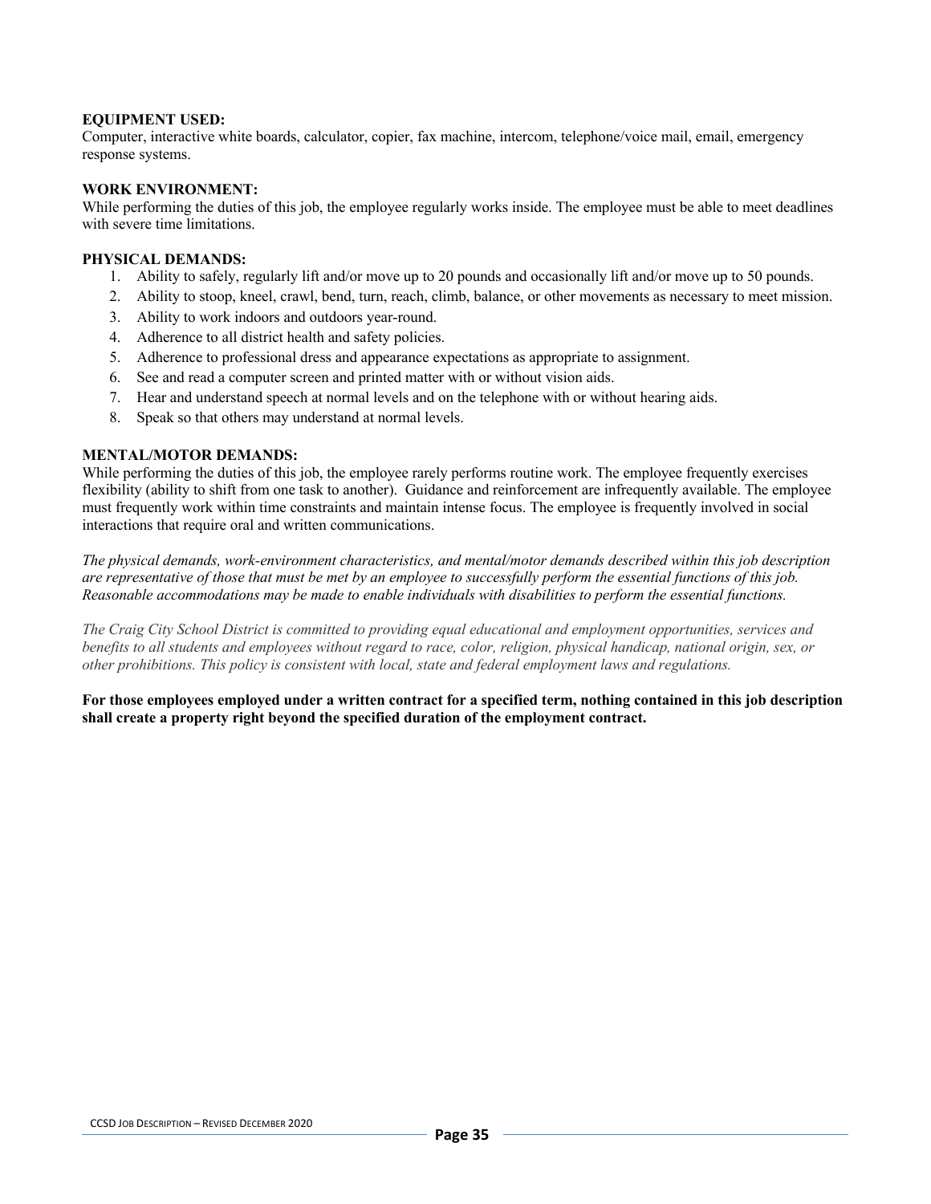**EQUIPMENT USED:**
Computer, interactive white boards, calculator, copier, fax machine, intercom, telephone/voice mail, email, emergency response systems.

**WORK ENVIRONMENT:**
While performing the duties of this job, the employee regularly works inside. The employee must be able to meet deadlines with severe time limitations.

**PHYSICAL DEMANDS:**

1. Ability to safely, regularly lift and/or move up to 20 pounds and occasionally lift and/or move up to 50 pounds.
2. Ability to stoop, kneel, crawl, bend, turn, reach, climb, balance, or other movements as necessary to meet mission.
3. Ability to work indoors and outdoors year-round.
4. Adherence to all district health and safety policies.
5. Adherence to professional dress and appearance expectations as appropriate to assignment.
6. See and read a computer screen and printed matter with or without vision aids.
7. Hear and understand speech at normal levels and on the telephone with or without hearing aids.
8. Speak so that others may understand at normal levels.

**MENTAL/MOTOR DEMANDS:**
While performing the duties of this job, the employee rarely performs routine work. The employee frequently exercises flexibility (ability to shift from one task to another). Guidance and reinforcement are infrequently available. The employee must frequently work within time constraints and maintain intense focus. The employee is frequently involved in social interactions that require oral and written communications.

*The physical demands, work-environment characteristics, and mental/motor demands described within this job description are representative of those that must be met by an employee to successfully perform the essential functions of this job. Reasonable accommodations may be made to enable individuals with disabilities to perform the essential functions.*

*The Craig City School District is committed to providing equal educational and employment opportunities, services and benefits to all students and employees without regard to race, color, religion, physical handicap, national origin, sex, or other prohibitions. This policy is consistent with local, state and federal employment laws and regulations.*

**For those employees employed under a written contract for a specified term, nothing contained in this job description shall create a property right beyond the specified duration of the employment contract.**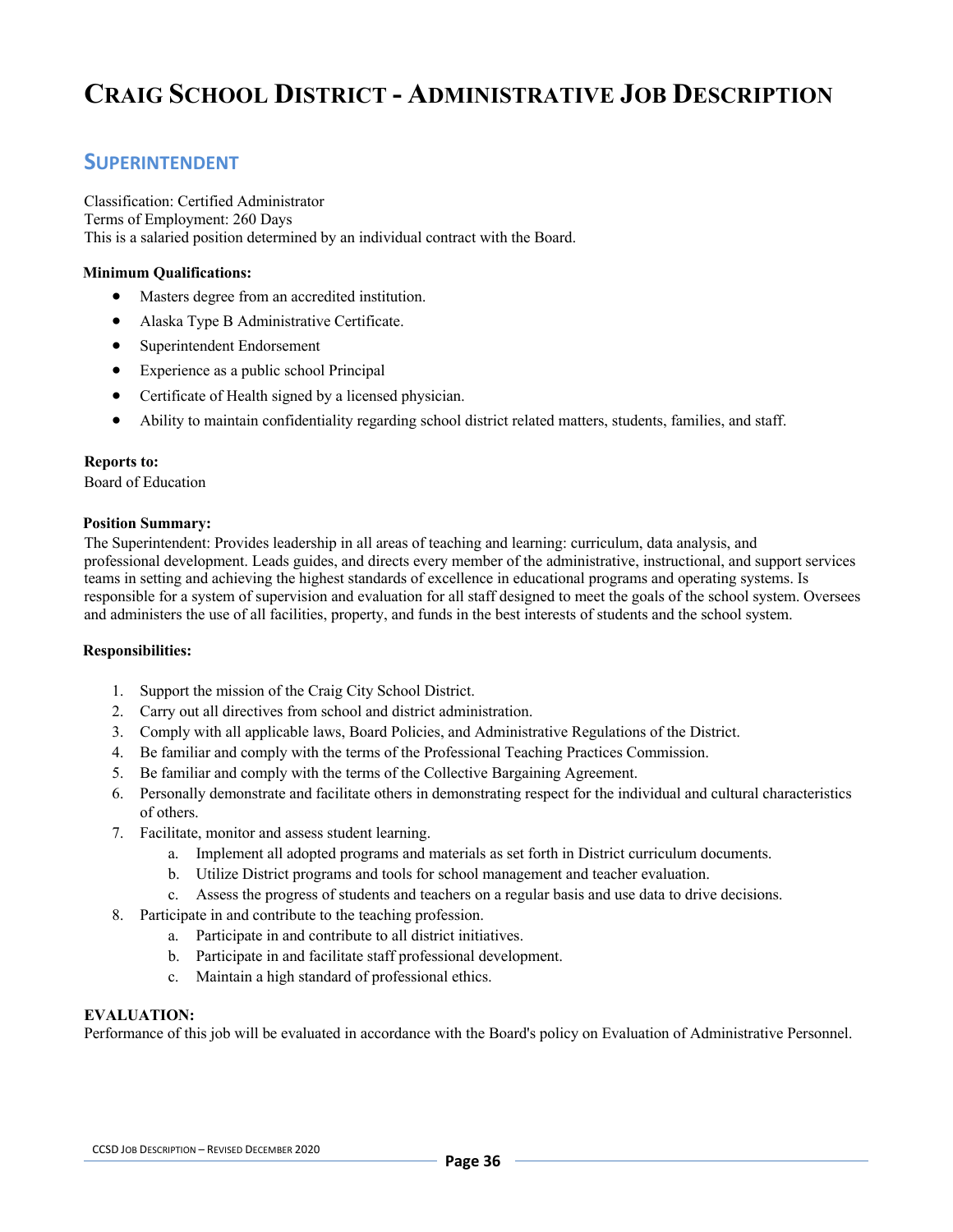# CRAIG SCHOOL DISTRICT - ADMINISTRATIVE JOB DESCRIPTION

## SUPERINTENDENT

Classification: Certified Administrator
Terms of Employment: 260 Days
This is a salaried position determined by an individual contract with the Board.

**Minimum Qualifications:**

- Masters degree from an accredited institution.
- Alaska Type B Administrative Certificate.
- Superintendent Endorsement
- Experience as a public school Principal
- Certificate of Health signed by a licensed physician.
- Ability to maintain confidentiality regarding school district related matters, students, families, and staff.

**Reports to:**
Board of Education

**Position Summary:**
The Superintendent: Provides leadership in all areas of teaching and learning: curriculum, data analysis, and professional development. Leads guides, and directs every member of the administrative, instructional, and support services teams in setting and achieving the highest standards of excellence in educational programs and operating systems. Is responsible for a system of supervision and evaluation for all staff designed to meet the goals of the school system. Oversees and administers the use of all facilities, property, and funds in the best interests of students and the school system.

**Responsibilities:**

1. Support the mission of the Craig City School District.
2. Carry out all directives from school and district administration.
3. Comply with all applicable laws, Board Policies, and Administrative Regulations of the District.
4. Be familiar and comply with the terms of the Professional Teaching Practices Commission.
5. Be familiar and comply with the terms of the Collective Bargaining Agreement.
6. Personally demonstrate and facilitate others in demonstrating respect for the individual and cultural characteristics of others.
7. Facilitate, monitor and assess student learning.
   a. Implement all adopted programs and materials as set forth in District curriculum documents.
   b. Utilize District programs and tools for school management and teacher evaluation.
   c. Assess the progress of students and teachers on a regular basis and use data to drive decisions.
8. Participate in and contribute to the teaching profession.
   a. Participate in and contribute to all district initiatives.
   b. Participate in and facilitate staff professional development.
   c. Maintain a high standard of professional ethics.

**EVALUATION:**
Performance of this job will be evaluated in accordance with the Board's policy on Evaluation of Administrative Personnel.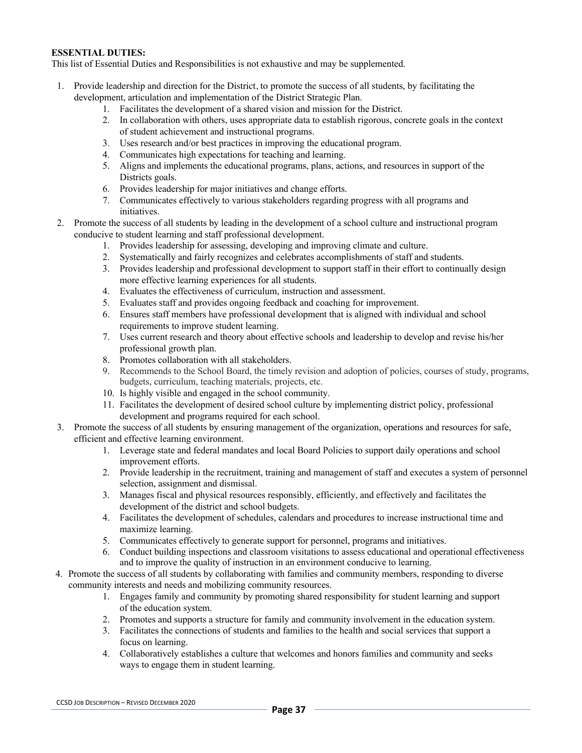**ESSENTIAL DUTIES:**

This list of Essential Duties and Responsibilities is not exhaustive and may be supplemented.

1. Provide leadership and direction for the District, to promote the success of all students, by facilitating the development, articulation and implementation of the District Strategic Plan.
    1. Facilitates the development of a shared vision and mission for the District.
    2. In collaboration with others, uses appropriate data to establish rigorous, concrete goals in the context of student achievement and instructional programs.
    3. Uses research and/or best practices in improving the educational program.
    4. Communicates high expectations for teaching and learning.
    5. Aligns and implements the educational programs, plans, actions, and resources in support of the Districts goals.
    6. Provides leadership for major initiatives and change efforts.
    7. Communicates effectively to various stakeholders regarding progress with all programs and initiatives.
2. Promote the success of all students by leading in the development of a school culture and instructional program conducive to student learning and staff professional development.
    1. Provides leadership for assessing, developing and improving climate and culture.
    2. Systematically and fairly recognizes and celebrates accomplishments of staff and students.
    3. Provides leadership and professional development to support staff in their effort to continually design more effective learning experiences for all students.
    4. Evaluates the effectiveness of curriculum, instruction and assessment.
    5. Evaluates staff and provides ongoing feedback and coaching for improvement.
    6. Ensures staff members have professional development that is aligned with individual and school requirements to improve student learning.
    7. Uses current research and theory about effective schools and leadership to develop and revise his/her professional growth plan.
    8. Promotes collaboration with all stakeholders.
    9. Recommends to the School Board, the timely revision and adoption of policies, courses of study, programs, budgets, curriculum, teaching materials, projects, etc.
    10. Is highly visible and engaged in the school community.
    11. Facilitates the development of desired school culture by implementing district policy, professional development and programs required for each school.
3. Promote the success of all students by ensuring management of the organization, operations and resources for safe, efficient and effective learning environment.
    1. Leverage state and federal mandates and local Board Policies to support daily operations and school improvement efforts.
    2. Provide leadership in the recruitment, training and management of staff and executes a system of personnel selection, assignment and dismissal.
    3. Manages fiscal and physical resources responsibly, efficiently, and effectively and facilitates the development of the district and school budgets.
    4. Facilitates the development of schedules, calendars and procedures to increase instructional time and maximize learning.
    5. Communicates effectively to generate support for personnel, programs and initiatives.
    6. Conduct building inspections and classroom visitations to assess educational and operational effectiveness and to improve the quality of instruction in an environment conducive to learning.
4. Promote the success of all students by collaborating with families and community members, responding to diverse community interests and needs and mobilizing community resources.
    1. Engages family and community by promoting shared responsibility for student learning and support of the education system.
    2. Promotes and supports a structure for family and community involvement in the education system.
    3. Facilitates the connections of students and families to the health and social services that support a focus on learning.
    4. Collaboratively establishes a culture that welcomes and honors families and community and seeks ways to engage them in student learning.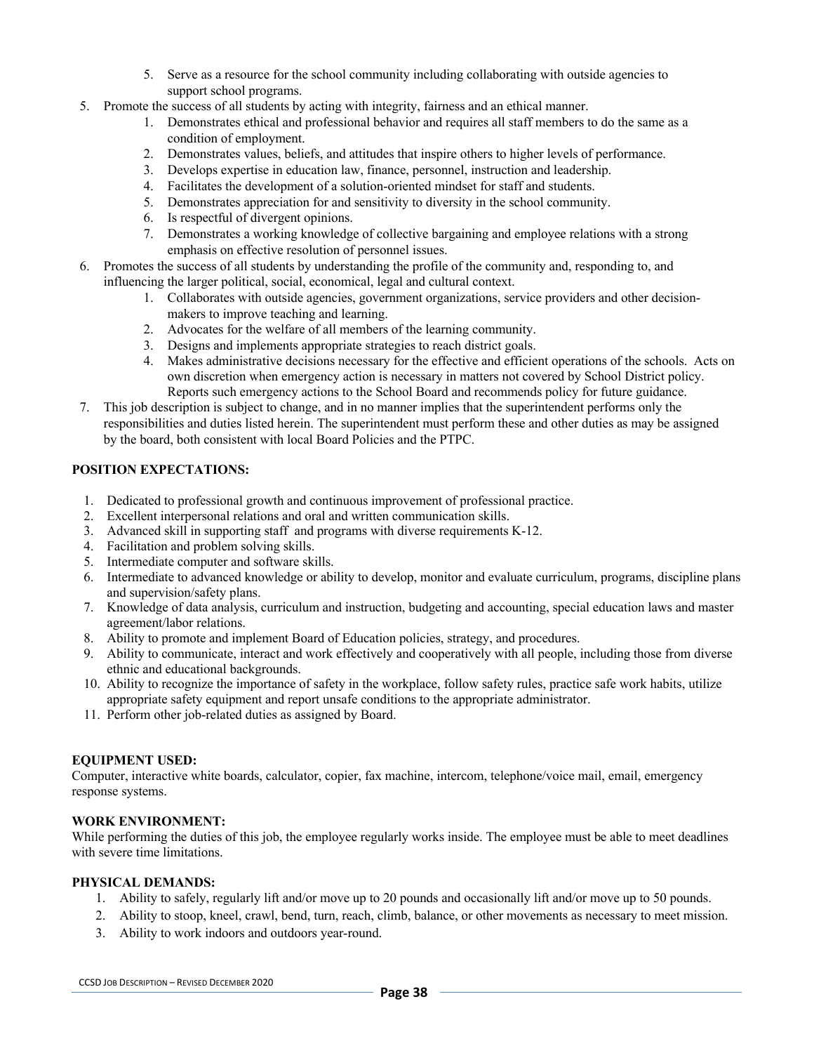5. Serve as a resource for the school community including collaborating with outside agencies to support school programs.

5. Promote the success of all students by acting with integrity, fairness and an ethical manner.
    1. Demonstrates ethical and professional behavior and requires all staff members to do the same as a condition of employment.
    2. Demonstrates values, beliefs, and attitudes that inspire others to higher levels of performance.
    3. Develops expertise in education law, finance, personnel, instruction and leadership.
    4. Facilitates the development of a solution-oriented mindset for staff and students.
    5. Demonstrates appreciation for and sensitivity to diversity in the school community.
    6. Is respectful of divergent opinions.
    7. Demonstrates a working knowledge of collective bargaining and employee relations with a strong emphasis on effective resolution of personnel issues.
6. Promotes the success of all students by understanding the profile of the community and, responding to, and influencing the larger political, social, economical, legal and cultural context.
    1. Collaborates with outside agencies, government organizations, service providers and other decision-makers to improve teaching and learning.
    2. Advocates for the welfare of all members of the learning community.
    3. Designs and implements appropriate strategies to reach district goals.
    4. Makes administrative decisions necessary for the effective and efficient operations of the schools. Acts on own discretion when emergency action is necessary in matters not covered by School District policy. Reports such emergency actions to the School Board and recommends policy for future guidance.
7. This job description is subject to change, and in no manner implies that the superintendent performs only the responsibilities and duties listed herein. The superintendent must perform these and other duties as may be assigned by the board, both consistent with local Board Policies and the PTPC.

**POSITION EXPECTATIONS:**

1. Dedicated to professional growth and continuous improvement of professional practice.
2. Excellent interpersonal relations and oral and written communication skills.
3. Advanced skill in supporting staff and programs with diverse requirements K-12.
4. Facilitation and problem solving skills.
5. Intermediate computer and software skills.
6. Intermediate to advanced knowledge or ability to develop, monitor and evaluate curriculum, programs, discipline plans and supervision/safety plans.
7. Knowledge of data analysis, curriculum and instruction, budgeting and accounting, special education laws and master agreement/labor relations.
8. Ability to promote and implement Board of Education policies, strategy, and procedures.
9. Ability to communicate, interact and work effectively and cooperatively with all people, including those from diverse ethnic and educational backgrounds.
10. Ability to recognize the importance of safety in the workplace, follow safety rules, practice safe work habits, utilize appropriate safety equipment and report unsafe conditions to the appropriate administrator.
11. Perform other job-related duties as assigned by Board.

**EQUIPMENT USED:**

Computer, interactive white boards, calculator, copier, fax machine, intercom, telephone/voice mail, email, emergency response systems.

**WORK ENVIRONMENT:**

While performing the duties of this job, the employee regularly works inside. The employee must be able to meet deadlines with severe time limitations.

**PHYSICAL DEMANDS:**

1. Ability to safely, regularly lift and/or move up to 20 pounds and occasionally lift and/or move up to 50 pounds.
2. Ability to stoop, kneel, crawl, bend, turn, reach, climb, balance, or other movements as necessary to meet mission.
3. Ability to work indoors and outdoors year-round.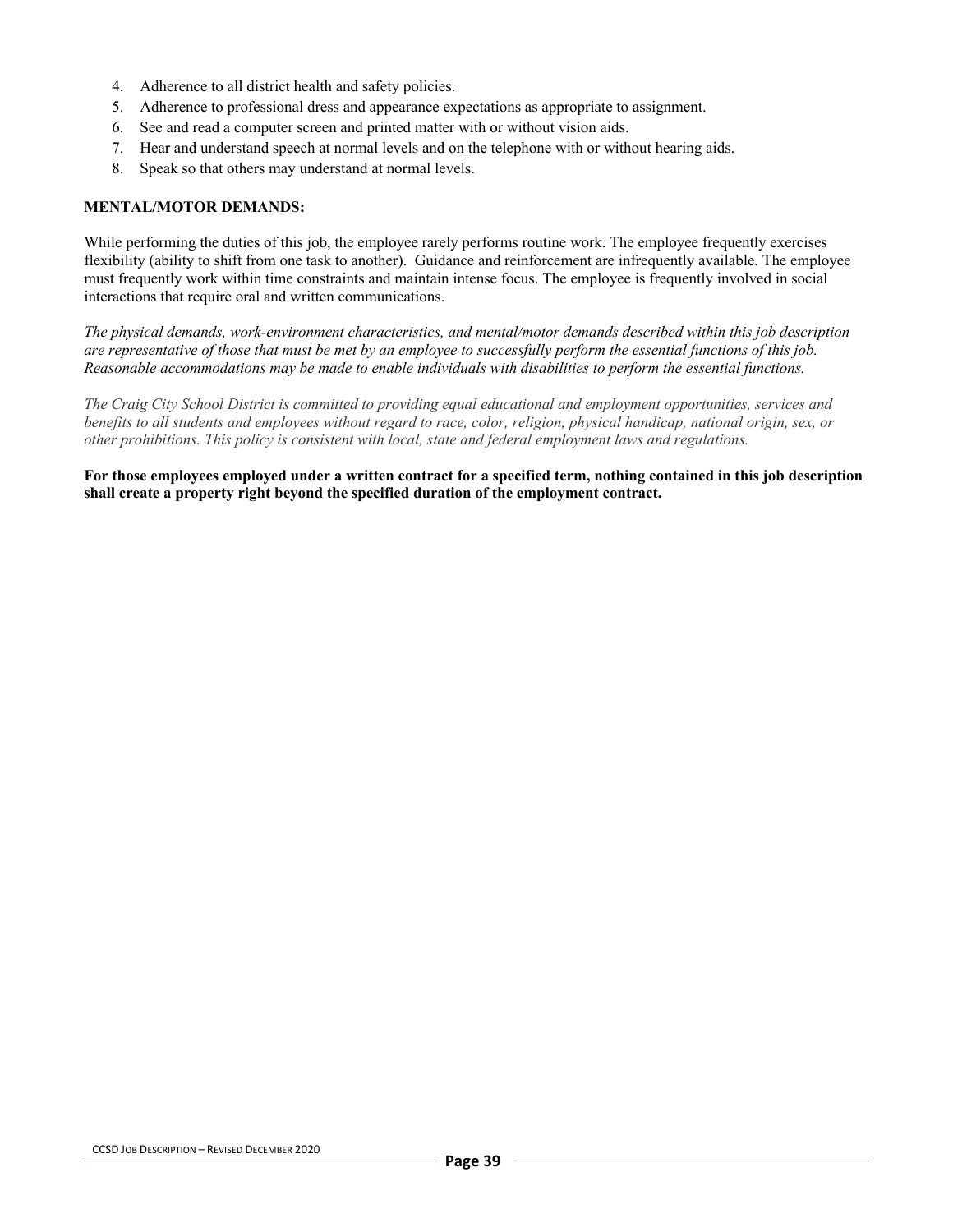4. Adherence to all district health and safety policies.
5. Adherence to professional dress and appearance expectations as appropriate to assignment.
6. See and read a computer screen and printed matter with or without vision aids.
7. Hear and understand speech at normal levels and on the telephone with or without hearing aids.
8. Speak so that others may understand at normal levels.

**MENTAL/MOTOR DEMANDS:**

While performing the duties of this job, the employee rarely performs routine work. The employee frequently exercises flexibility (ability to shift from one task to another). Guidance and reinforcement are infrequently available. The employee must frequently work within time constraints and maintain intense focus. The employee is frequently involved in social interactions that require oral and written communications.

*The physical demands, work-environment characteristics, and mental/motor demands described within this job description are representative of those that must be met by an employee to successfully perform the essential functions of this job. Reasonable accommodations may be made to enable individuals with disabilities to perform the essential functions.*

*The Craig City School District is committed to providing equal educational and employment opportunities, services and benefits to all students and employees without regard to race, color, religion, physical handicap, national origin, sex, or other prohibitions. This policy is consistent with local, state and federal employment laws and regulations.*

**For those employees employed under a written contract for a specified term, nothing contained in this job description shall create a property right beyond the specified duration of the employment contract.**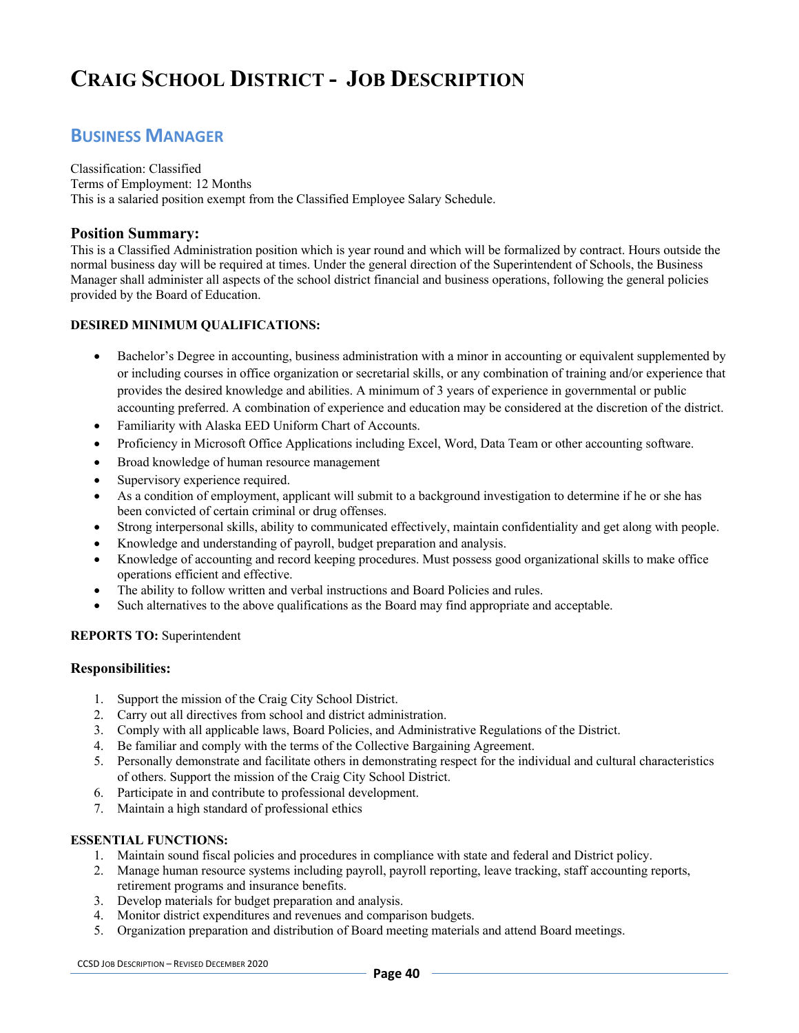# Craig School District - Job Description

## Business Manager

Classification: Classified
Terms of Employment: 12 Months
This is a salaried position exempt from the Classified Employee Salary Schedule.

### Position Summary:

This is a Classified Administration position which is year round and which will be formalized by contract. Hours outside the normal business day will be required at times. Under the general direction of the Superintendent of Schools, the Business Manager shall administer all aspects of the school district financial and business operations, following the general policies provided by the Board of Education.

**DESIRED MINIMUM QUALIFICATIONS:**

- Bachelor's Degree in accounting, business administration with a minor in accounting or equivalent supplemented by or including courses in office organization or secretarial skills, or any combination of training and/or experience that provides the desired knowledge and abilities. A minimum of 3 years of experience in governmental or public accounting preferred. A combination of experience and education may be considered at the discretion of the district.
- Familiarity with Alaska EED Uniform Chart of Accounts.
- Proficiency in Microsoft Office Applications including Excel, Word, Data Team or other accounting software.
- Broad knowledge of human resource management
- Supervisory experience required.
- As a condition of employment, applicant will submit to a background investigation to determine if he or she has been convicted of certain criminal or drug offenses.
- Strong interpersonal skills, ability to communicated effectively, maintain confidentiality and get along with people.
- Knowledge and understanding of payroll, budget preparation and analysis.
- Knowledge of accounting and record keeping procedures. Must possess good organizational skills to make office operations efficient and effective.
- The ability to follow written and verbal instructions and Board Policies and rules.
- Such alternatives to the above qualifications as the Board may find appropriate and acceptable.

**REPORTS TO:** Superintendent

### Responsibilities:

1. Support the mission of the Craig City School District.
2. Carry out all directives from school and district administration.
3. Comply with all applicable laws, Board Policies, and Administrative Regulations of the District.
4. Be familiar and comply with the terms of the Collective Bargaining Agreement.
5. Personally demonstrate and facilitate others in demonstrating respect for the individual and cultural characteristics of others. Support the mission of the Craig City School District.
6. Participate in and contribute to professional development.
7. Maintain a high standard of professional ethics

**ESSENTIAL FUNCTIONS:**

1. Maintain sound fiscal policies and procedures in compliance with state and federal and District policy.
2. Manage human resource systems including payroll, payroll reporting, leave tracking, staff accounting reports, retirement programs and insurance benefits.
3. Develop materials for budget preparation and analysis.
4. Monitor district expenditures and revenues and comparison budgets.
5. Organization preparation and distribution of Board meeting materials and attend Board meetings.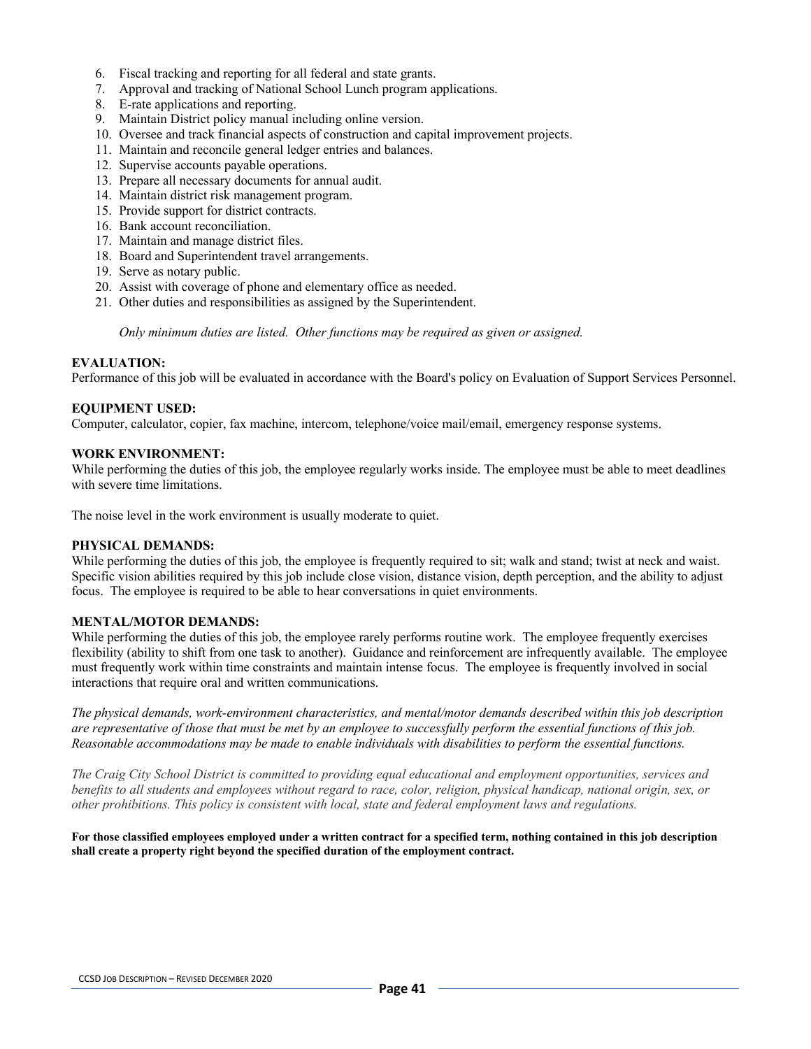6. Fiscal tracking and reporting for all federal and state grants.
7. Approval and tracking of National School Lunch program applications.
8. E-rate applications and reporting.
9. Maintain District policy manual including online version.
10. Oversee and track financial aspects of construction and capital improvement projects.
11. Maintain and reconcile general ledger entries and balances.
12. Supervise accounts payable operations.
13. Prepare all necessary documents for annual audit.
14. Maintain district risk management program.
15. Provide support for district contracts.
16. Bank account reconciliation.
17. Maintain and manage district files.
18. Board and Superintendent travel arrangements.
19. Serve as notary public.
20. Assist with coverage of phone and elementary office as needed.
21. Other duties and responsibilities as assigned by the Superintendent.

*Only minimum duties are listed. Other functions may be required as given or assigned.*

**EVALUATION:**
Performance of this job will be evaluated in accordance with the Board's policy on Evaluation of Support Services Personnel.

**EQUIPMENT USED:**
Computer, calculator, copier, fax machine, intercom, telephone/voice mail/email, emergency response systems.

**WORK ENVIRONMENT:**
While performing the duties of this job, the employee regularly works inside. The employee must be able to meet deadlines with severe time limitations.

The noise level in the work environment is usually moderate to quiet.

**PHYSICAL DEMANDS:**
While performing the duties of this job, the employee is frequently required to sit; walk and stand; twist at neck and waist. Specific vision abilities required by this job include close vision, distance vision, depth perception, and the ability to adjust focus. The employee is required to be able to hear conversations in quiet environments.

**MENTAL/MOTOR DEMANDS:**
While performing the duties of this job, the employee rarely performs routine work. The employee frequently exercises flexibility (ability to shift from one task to another). Guidance and reinforcement are infrequently available. The employee must frequently work within time constraints and maintain intense focus. The employee is frequently involved in social interactions that require oral and written communications.

*The physical demands, work-environment characteristics, and mental/motor demands described within this job description are representative of those that must be met by an employee to successfully perform the essential functions of this job. Reasonable accommodations may be made to enable individuals with disabilities to perform the essential functions.*

*The Craig City School District is committed to providing equal educational and employment opportunities, services and benefits to all students and employees without regard to race, color, religion, physical handicap, national origin, sex, or other prohibitions. This policy is consistent with local, state and federal employment laws and regulations.*

**For those classified employees employed under a written contract for a specified term, nothing contained in this job description shall create a property right beyond the specified duration of the employment contract.**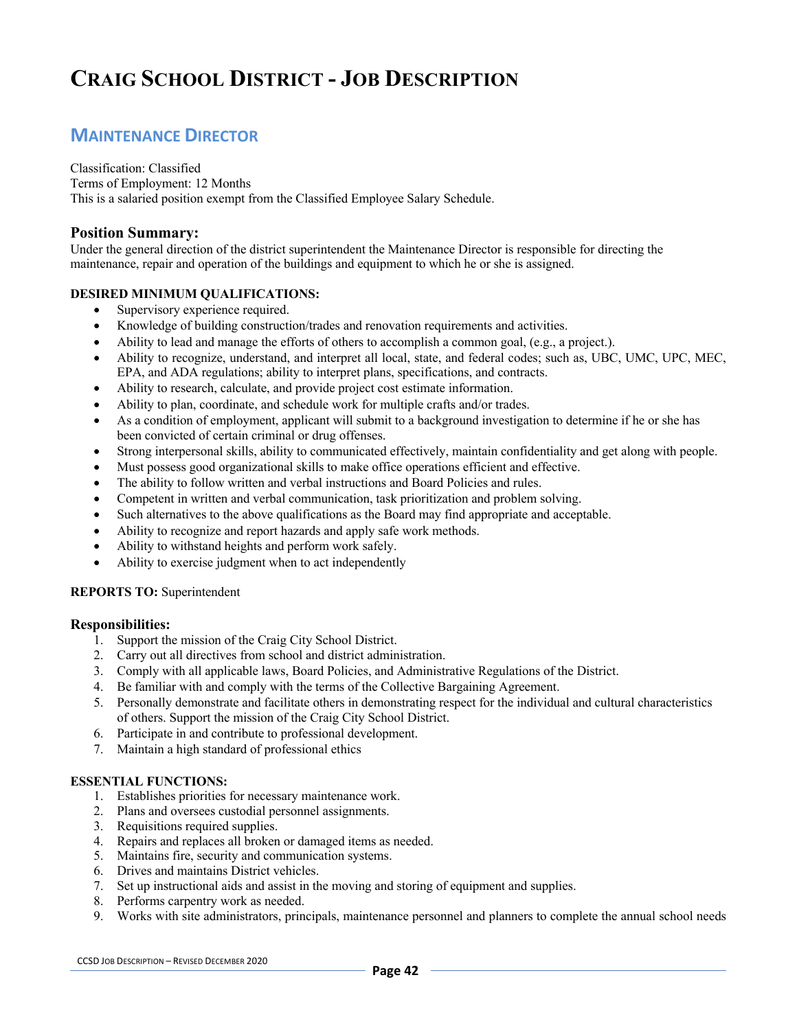# Craig School District - Job Description

## Maintenance Director

Classification: Classified
Terms of Employment: 12 Months
This is a salaried position exempt from the Classified Employee Salary Schedule.

### Position Summary:

Under the general direction of the district superintendent the Maintenance Director is responsible for directing the maintenance, repair and operation of the buildings and equipment to which he or she is assigned.

**DESIRED MINIMUM QUALIFICATIONS:**

- Supervisory experience required.
- Knowledge of building construction/trades and renovation requirements and activities.
- Ability to lead and manage the efforts of others to accomplish a common goal, (e.g., a project.).
- Ability to recognize, understand, and interpret all local, state, and federal codes; such as, UBC, UMC, UPC, MEC, EPA, and ADA regulations; ability to interpret plans, specifications, and contracts.
- Ability to research, calculate, and provide project cost estimate information.
- Ability to plan, coordinate, and schedule work for multiple crafts and/or trades.
- As a condition of employment, applicant will submit to a background investigation to determine if he or she has been convicted of certain criminal or drug offenses.
- Strong interpersonal skills, ability to communicated effectively, maintain confidentiality and get along with people.
- Must possess good organizational skills to make office operations efficient and effective.
- The ability to follow written and verbal instructions and Board Policies and rules.
- Competent in written and verbal communication, task prioritization and problem solving.
- Such alternatives to the above qualifications as the Board may find appropriate and acceptable.
- Ability to recognize and report hazards and apply safe work methods.
- Ability to withstand heights and perform work safely.
- Ability to exercise judgment when to act independently

**REPORTS TO:** Superintendent

### Responsibilities:

1. Support the mission of the Craig City School District.
2. Carry out all directives from school and district administration.
3. Comply with all applicable laws, Board Policies, and Administrative Regulations of the District.
4. Be familiar with and comply with the terms of the Collective Bargaining Agreement.
5. Personally demonstrate and facilitate others in demonstrating respect for the individual and cultural characteristics of others. Support the mission of the Craig City School District.
6. Participate in and contribute to professional development.
7. Maintain a high standard of professional ethics

**ESSENTIAL FUNCTIONS:**

1. Establishes priorities for necessary maintenance work.
2. Plans and oversees custodial personnel assignments.
3. Requisitions required supplies.
4. Repairs and replaces all broken or damaged items as needed.
5. Maintains fire, security and communication systems.
6. Drives and maintains District vehicles.
7. Set up instructional aids and assist in the moving and storing of equipment and supplies.
8. Performs carpentry work as needed.
9. Works with site administrators, principals, maintenance personnel and planners to complete the annual school needs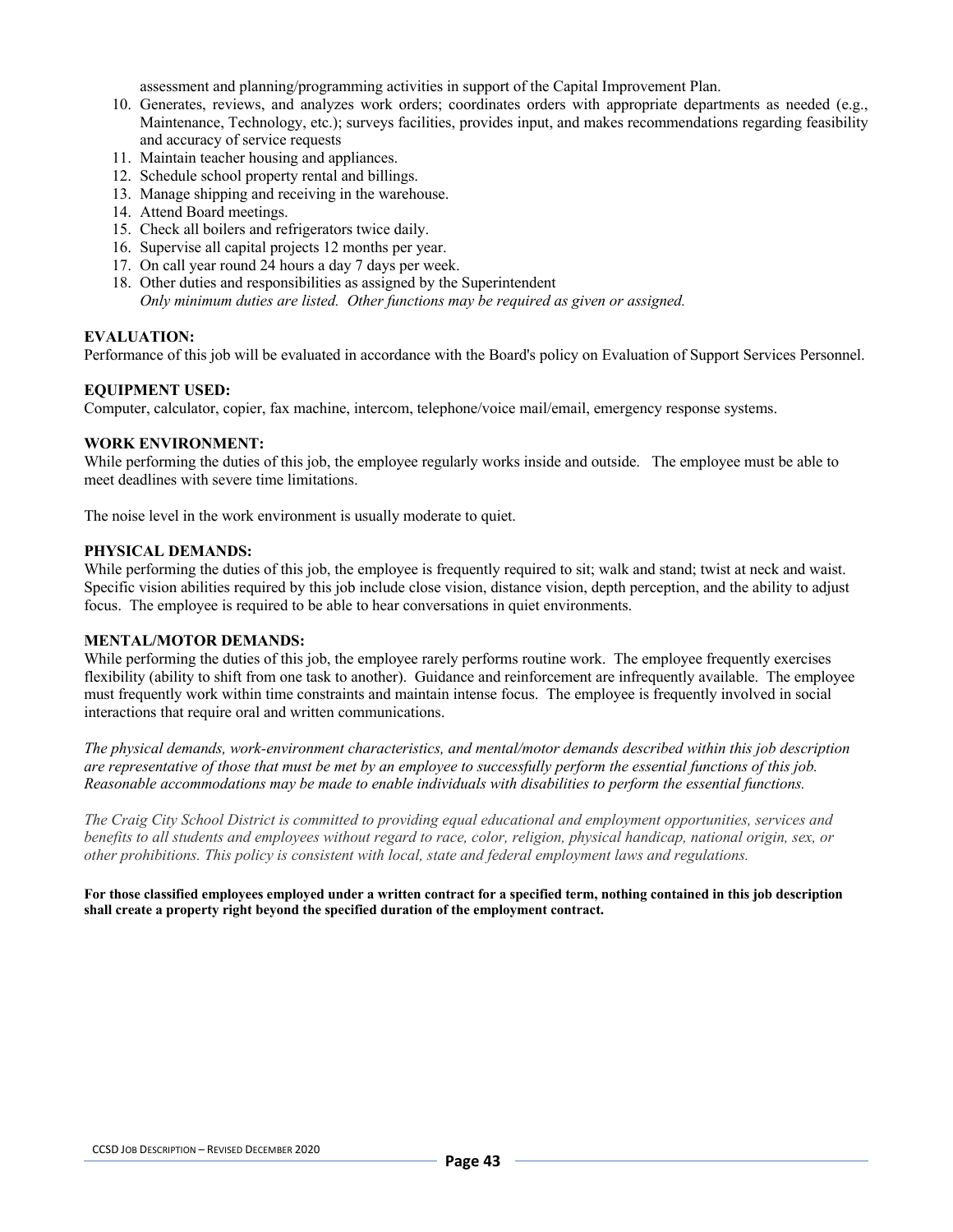assessment and planning/programming activities in support of the Capital Improvement Plan.

10. Generates, reviews, and analyzes work orders; coordinates orders with appropriate departments as needed (e.g., Maintenance, Technology, etc.); surveys facilities, provides input, and makes recommendations regarding feasibility and accuracy of service requests
11. Maintain teacher housing and appliances.
12. Schedule school property rental and billings.
13. Manage shipping and receiving in the warehouse.
14. Attend Board meetings.
15. Check all boilers and refrigerators twice daily.
16. Supervise all capital projects 12 months per year.
17. On call year round 24 hours a day 7 days per week.
18. Other duties and responsibilities as assigned by the Superintendent
    *Only minimum duties are listed. Other functions may be required as given or assigned.*

**EVALUATION:**
Performance of this job will be evaluated in accordance with the Board's policy on Evaluation of Support Services Personnel.

**EQUIPMENT USED:**
Computer, calculator, copier, fax machine, intercom, telephone/voice mail/email, emergency response systems.

**WORK ENVIRONMENT:**
While performing the duties of this job, the employee regularly works inside and outside. The employee must be able to meet deadlines with severe time limitations.

The noise level in the work environment is usually moderate to quiet.

**PHYSICAL DEMANDS:**
While performing the duties of this job, the employee is frequently required to sit; walk and stand; twist at neck and waist. Specific vision abilities required by this job include close vision, distance vision, depth perception, and the ability to adjust focus. The employee is required to be able to hear conversations in quiet environments.

**MENTAL/MOTOR DEMANDS:**
While performing the duties of this job, the employee rarely performs routine work. The employee frequently exercises flexibility (ability to shift from one task to another). Guidance and reinforcement are infrequently available. The employee must frequently work within time constraints and maintain intense focus. The employee is frequently involved in social interactions that require oral and written communications.

*The physical demands, work-environment characteristics, and mental/motor demands described within this job description are representative of those that must be met by an employee to successfully perform the essential functions of this job. Reasonable accommodations may be made to enable individuals with disabilities to perform the essential functions.*

*The Craig City School District is committed to providing equal educational and employment opportunities, services and benefits to all students and employees without regard to race, color, religion, physical handicap, national origin, sex, or other prohibitions. This policy is consistent with local, state and federal employment laws and regulations.*

**For those classified employees employed under a written contract for a specified term, nothing contained in this job description shall create a property right beyond the specified duration of the employment contract.**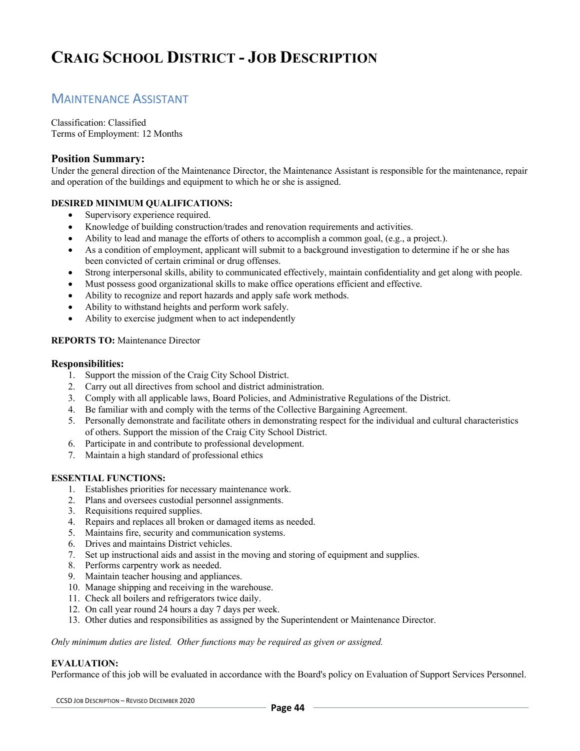# Craig School District - Job Description

## Maintenance Assistant

Classification: Classified
Terms of Employment: 12 Months

### Position Summary:

Under the general direction of the Maintenance Director, the Maintenance Assistant is responsible for the maintenance, repair and operation of the buildings and equipment to which he or she is assigned.

**DESIRED MINIMUM QUALIFICATIONS:**

- Supervisory experience required.
- Knowledge of building construction/trades and renovation requirements and activities.
- Ability to lead and manage the efforts of others to accomplish a common goal, (e.g., a project.).
- As a condition of employment, applicant will submit to a background investigation to determine if he or she has been convicted of certain criminal or drug offenses.
- Strong interpersonal skills, ability to communicated effectively, maintain confidentiality and get along with people.
- Must possess good organizational skills to make office operations efficient and effective.
- Ability to recognize and report hazards and apply safe work methods.
- Ability to withstand heights and perform work safely.
- Ability to exercise judgment when to act independently

**REPORTS TO:** Maintenance Director

### Responsibilities:

1. Support the mission of the Craig City School District.
2. Carry out all directives from school and district administration.
3. Comply with all applicable laws, Board Policies, and Administrative Regulations of the District.
4. Be familiar with and comply with the terms of the Collective Bargaining Agreement.
5. Personally demonstrate and facilitate others in demonstrating respect for the individual and cultural characteristics of others. Support the mission of the Craig City School District.
6. Participate in and contribute to professional development.
7. Maintain a high standard of professional ethics

**ESSENTIAL FUNCTIONS:**

1. Establishes priorities for necessary maintenance work.
2. Plans and oversees custodial personnel assignments.
3. Requisitions required supplies.
4. Repairs and replaces all broken or damaged items as needed.
5. Maintains fire, security and communication systems.
6. Drives and maintains District vehicles.
7. Set up instructional aids and assist in the moving and storing of equipment and supplies.
8. Performs carpentry work as needed.
9. Maintain teacher housing and appliances.
10. Manage shipping and receiving in the warehouse.
11. Check all boilers and refrigerators twice daily.
12. On call year round 24 hours a day 7 days per week.
13. Other duties and responsibilities as assigned by the Superintendent or Maintenance Director.

*Only minimum duties are listed. Other functions may be required as given or assigned.*

**EVALUATION:**

Performance of this job will be evaluated in accordance with the Board's policy on Evaluation of Support Services Personnel.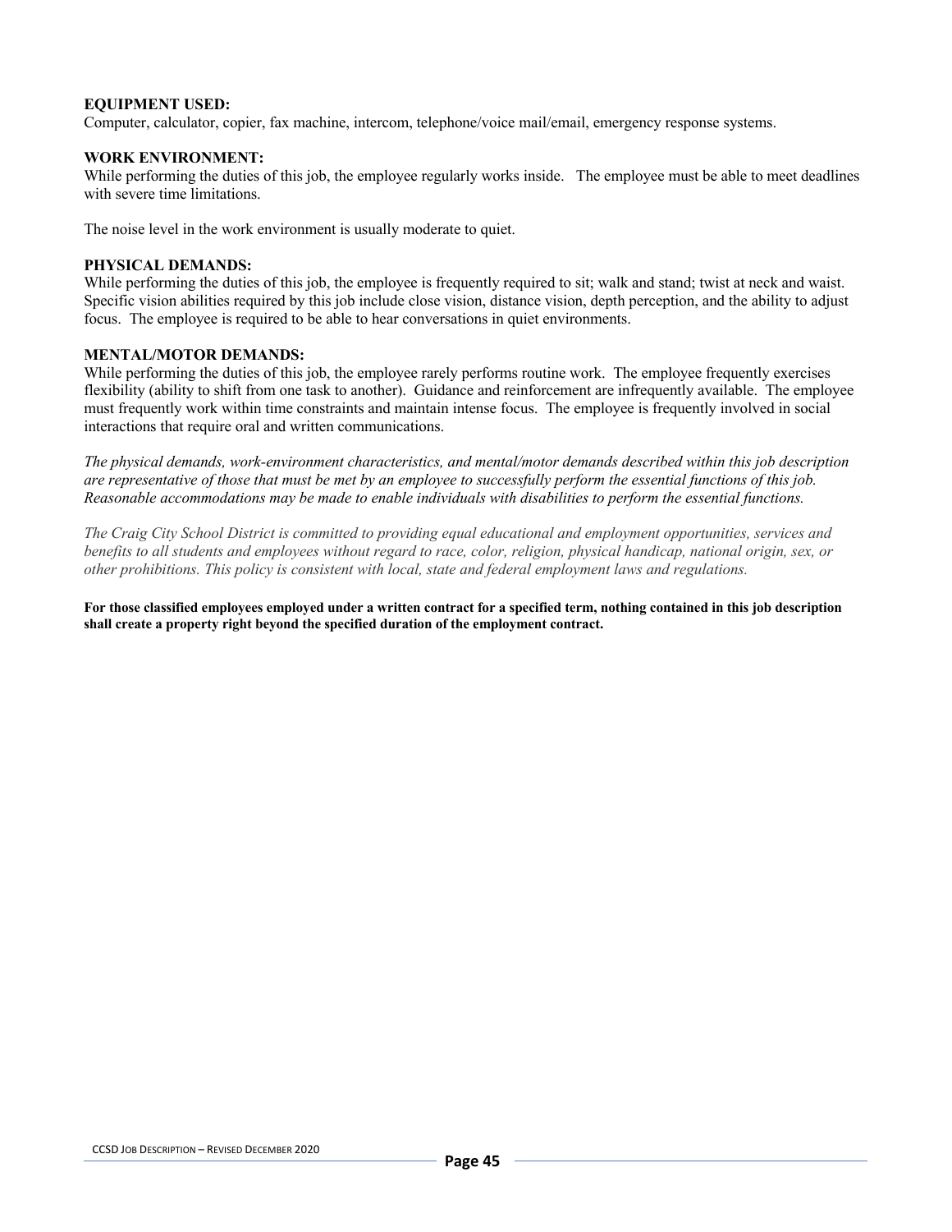**EQUIPMENT USED:**
Computer, calculator, copier, fax machine, intercom, telephone/voice mail/email, emergency response systems.

**WORK ENVIRONMENT:**
While performing the duties of this job, the employee regularly works inside. The employee must be able to meet deadlines with severe time limitations.

The noise level in the work environment is usually moderate to quiet.

**PHYSICAL DEMANDS:**
While performing the duties of this job, the employee is frequently required to sit; walk and stand; twist at neck and waist. Specific vision abilities required by this job include close vision, distance vision, depth perception, and the ability to adjust focus. The employee is required to be able to hear conversations in quiet environments.

**MENTAL/MOTOR DEMANDS:**
While performing the duties of this job, the employee rarely performs routine work. The employee frequently exercises flexibility (ability to shift from one task to another). Guidance and reinforcement are infrequently available. The employee must frequently work within time constraints and maintain intense focus. The employee is frequently involved in social interactions that require oral and written communications.

*The physical demands, work-environment characteristics, and mental/motor demands described within this job description are representative of those that must be met by an employee to successfully perform the essential functions of this job. Reasonable accommodations may be made to enable individuals with disabilities to perform the essential functions.*

*The Craig City School District is committed to providing equal educational and employment opportunities, services and benefits to all students and employees without regard to race, color, religion, physical handicap, national origin, sex, or other prohibitions. This policy is consistent with local, state and federal employment laws and regulations.*

**For those classified employees employed under a written contract for a specified term, nothing contained in this job description shall create a property right beyond the specified duration of the employment contract.**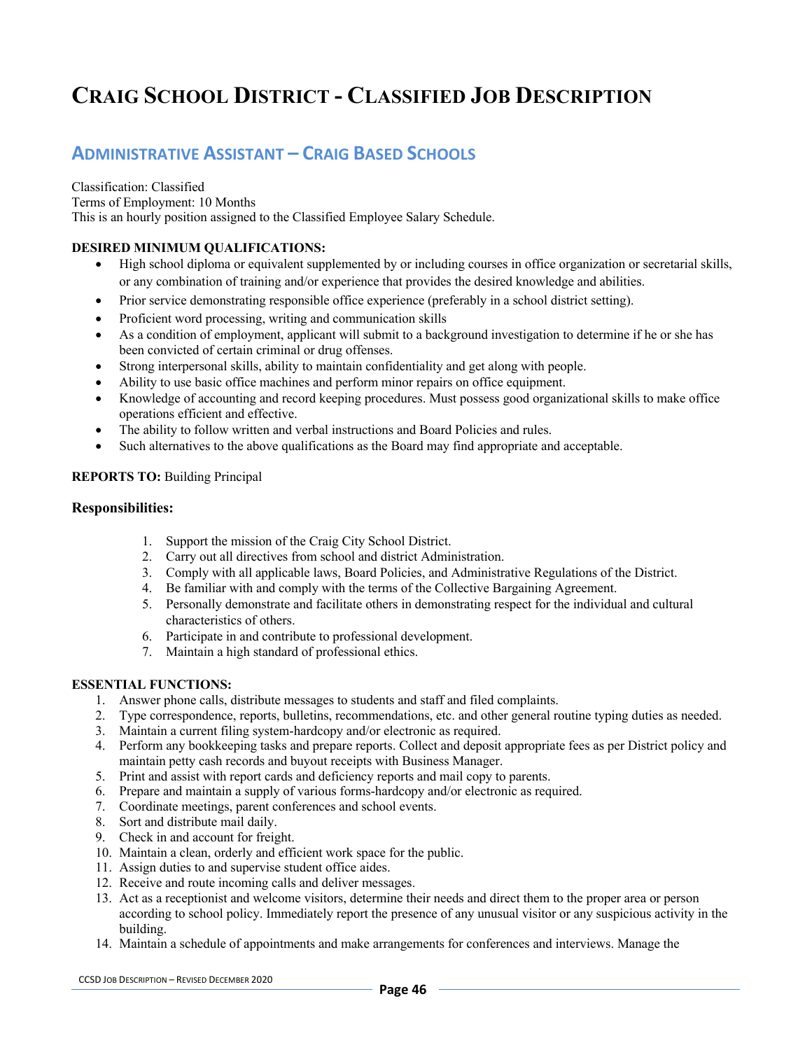# Craig School District - Classified Job Description

## Administrative Assistant – Craig Based Schools

Classification: Classified
Terms of Employment: 10 Months
This is an hourly position assigned to the Classified Employee Salary Schedule.

**DESIRED MINIMUM QUALIFICATIONS:**

- High school diploma or equivalent supplemented by or including courses in office organization or secretarial skills, or any combination of training and/or experience that provides the desired knowledge and abilities.
- Prior service demonstrating responsible office experience (preferably in a school district setting).
- Proficient word processing, writing and communication skills
- As a condition of employment, applicant will submit to a background investigation to determine if he or she has been convicted of certain criminal or drug offenses.
- Strong interpersonal skills, ability to maintain confidentiality and get along with people.
- Ability to use basic office machines and perform minor repairs on office equipment.
- Knowledge of accounting and record keeping procedures. Must possess good organizational skills to make office operations efficient and effective.
- The ability to follow written and verbal instructions and Board Policies and rules.
- Such alternatives to the above qualifications as the Board may find appropriate and acceptable.

**REPORTS TO:** Building Principal

### Responsibilities:

1. Support the mission of the Craig City School District.
2. Carry out all directives from school and district Administration.
3. Comply with all applicable laws, Board Policies, and Administrative Regulations of the District.
4. Be familiar with and comply with the terms of the Collective Bargaining Agreement.
5. Personally demonstrate and facilitate others in demonstrating respect for the individual and cultural characteristics of others.
6. Participate in and contribute to professional development.
7. Maintain a high standard of professional ethics.

**ESSENTIAL FUNCTIONS:**

1. Answer phone calls, distribute messages to students and staff and filed complaints.
2. Type correspondence, reports, bulletins, recommendations, etc. and other general routine typing duties as needed.
3. Maintain a current filing system-hardcopy and/or electronic as required.
4. Perform any bookkeeping tasks and prepare reports. Collect and deposit appropriate fees as per District policy and maintain petty cash records and buyout receipts with Business Manager.
5. Print and assist with report cards and deficiency reports and mail copy to parents.
6. Prepare and maintain a supply of various forms-hardcopy and/or electronic as required.
7. Coordinate meetings, parent conferences and school events.
8. Sort and distribute mail daily.
9. Check in and account for freight.
10. Maintain a clean, orderly and efficient work space for the public.
11. Assign duties to and supervise student office aides.
12. Receive and route incoming calls and deliver messages.
13. Act as a receptionist and welcome visitors, determine their needs and direct them to the proper area or person according to school policy. Immediately report the presence of any unusual visitor or any suspicious activity in the building.
14. Maintain a schedule of appointments and make arrangements for conferences and interviews. Manage the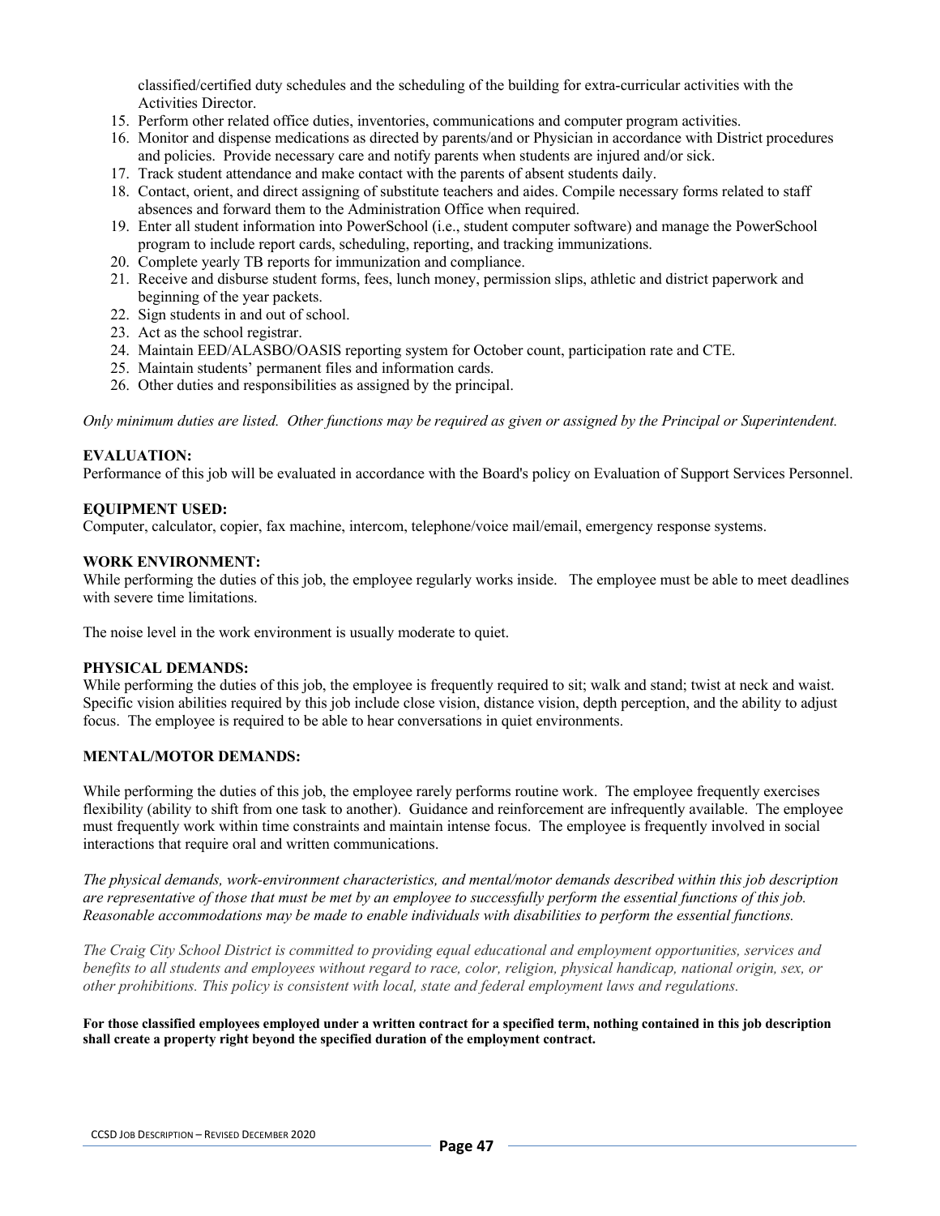classified/certified duty schedules and the scheduling of the building for extra-curricular activities with the Activities Director.

15. Perform other related office duties, inventories, communications and computer program activities.
16. Monitor and dispense medications as directed by parents/and or Physician in accordance with District procedures and policies. Provide necessary care and notify parents when students are injured and/or sick.
17. Track student attendance and make contact with the parents of absent students daily.
18. Contact, orient, and direct assigning of substitute teachers and aides. Compile necessary forms related to staff absences and forward them to the Administration Office when required.
19. Enter all student information into PowerSchool (i.e., student computer software) and manage the PowerSchool program to include report cards, scheduling, reporting, and tracking immunizations.
20. Complete yearly TB reports for immunization and compliance.
21. Receive and disburse student forms, fees, lunch money, permission slips, athletic and district paperwork and beginning of the year packets.
22. Sign students in and out of school.
23. Act as the school registrar.
24. Maintain EED/ALASBO/OASIS reporting system for October count, participation rate and CTE.
25. Maintain students' permanent files and information cards.
26. Other duties and responsibilities as assigned by the principal.

*Only minimum duties are listed. Other functions may be required as given or assigned by the Principal or Superintendent.*

**EVALUATION:**
Performance of this job will be evaluated in accordance with the Board's policy on Evaluation of Support Services Personnel.

**EQUIPMENT USED:**
Computer, calculator, copier, fax machine, intercom, telephone/voice mail/email, emergency response systems.

**WORK ENVIRONMENT:**
While performing the duties of this job, the employee regularly works inside. The employee must be able to meet deadlines with severe time limitations.

The noise level in the work environment is usually moderate to quiet.

**PHYSICAL DEMANDS:**
While performing the duties of this job, the employee is frequently required to sit; walk and stand; twist at neck and waist. Specific vision abilities required by this job include close vision, distance vision, depth perception, and the ability to adjust focus. The employee is required to be able to hear conversations in quiet environments.

**MENTAL/MOTOR DEMANDS:**

While performing the duties of this job, the employee rarely performs routine work. The employee frequently exercises flexibility (ability to shift from one task to another). Guidance and reinforcement are infrequently available. The employee must frequently work within time constraints and maintain intense focus. The employee is frequently involved in social interactions that require oral and written communications.

*The physical demands, work-environment characteristics, and mental/motor demands described within this job description are representative of those that must be met by an employee to successfully perform the essential functions of this job. Reasonable accommodations may be made to enable individuals with disabilities to perform the essential functions.*

*The Craig City School District is committed to providing equal educational and employment opportunities, services and benefits to all students and employees without regard to race, color, religion, physical handicap, national origin, sex, or other prohibitions. This policy is consistent with local, state and federal employment laws and regulations.*

**For those classified employees employed under a written contract for a specified term, nothing contained in this job description shall create a property right beyond the specified duration of the employment contract.**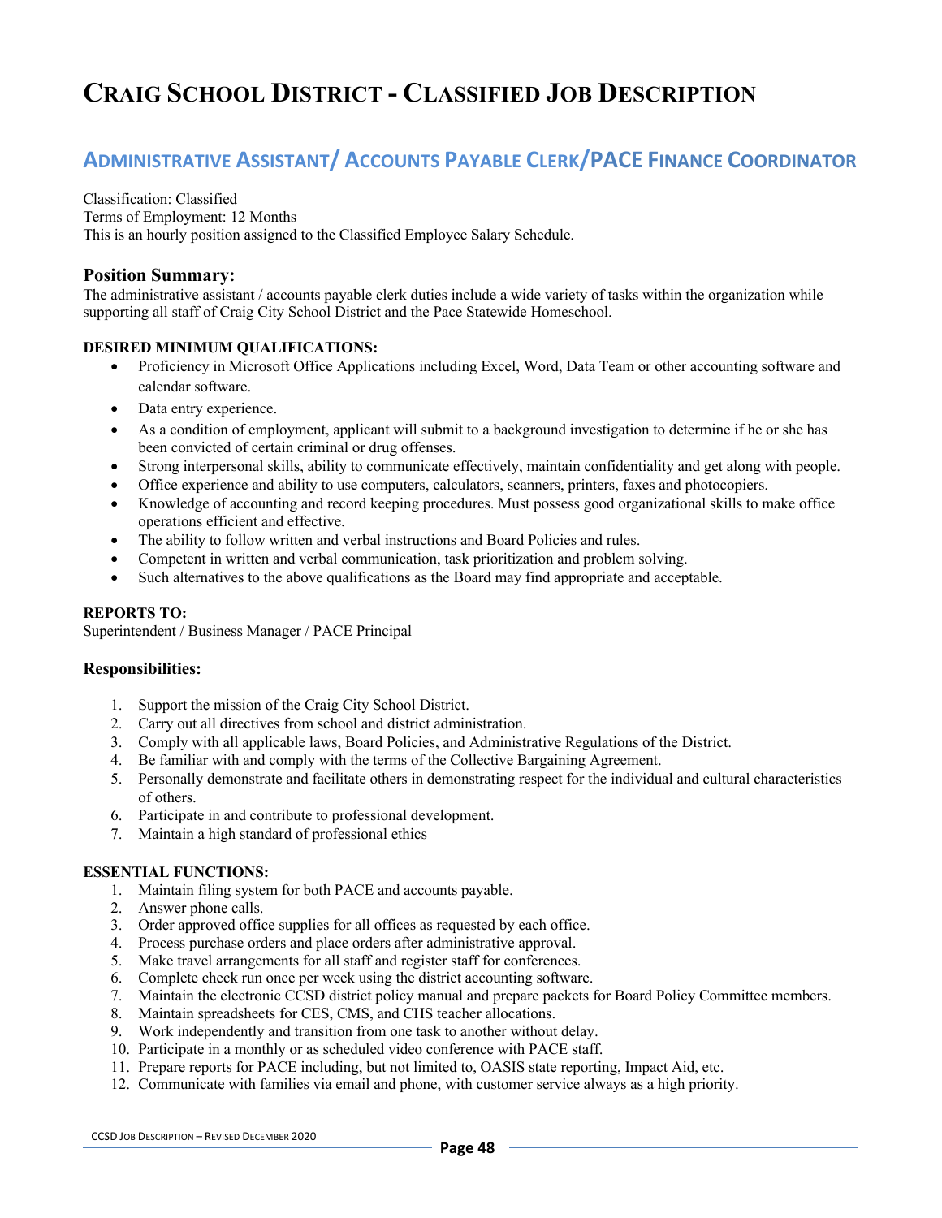# CRAIG SCHOOL DISTRICT - CLASSIFIED JOB DESCRIPTION

## ADMINISTRATIVE ASSISTANT/ ACCOUNTS PAYABLE CLERK/PACE FINANCE COORDINATOR

Classification: Classified
Terms of Employment: 12 Months
This is an hourly position assigned to the Classified Employee Salary Schedule.

### Position Summary:

The administrative assistant / accounts payable clerk duties include a wide variety of tasks within the organization while supporting all staff of Craig City School District and the Pace Statewide Homeschool.

**DESIRED MINIMUM QUALIFICATIONS:**

- Proficiency in Microsoft Office Applications including Excel, Word, Data Team or other accounting software and calendar software.
- Data entry experience.
- As a condition of employment, applicant will submit to a background investigation to determine if he or she has been convicted of certain criminal or drug offenses.
- Strong interpersonal skills, ability to communicate effectively, maintain confidentiality and get along with people.
- Office experience and ability to use computers, calculators, scanners, printers, faxes and photocopiers.
- Knowledge of accounting and record keeping procedures. Must possess good organizational skills to make office operations efficient and effective.
- The ability to follow written and verbal instructions and Board Policies and rules.
- Competent in written and verbal communication, task prioritization and problem solving.
- Such alternatives to the above qualifications as the Board may find appropriate and acceptable.

**REPORTS TO:**

Superintendent / Business Manager / PACE Principal

### Responsibilities:

1. Support the mission of the Craig City School District.
2. Carry out all directives from school and district administration.
3. Comply with all applicable laws, Board Policies, and Administrative Regulations of the District.
4. Be familiar with and comply with the terms of the Collective Bargaining Agreement.
5. Personally demonstrate and facilitate others in demonstrating respect for the individual and cultural characteristics of others.
6. Participate in and contribute to professional development.
7. Maintain a high standard of professional ethics

**ESSENTIAL FUNCTIONS:**

1. Maintain filing system for both PACE and accounts payable.
2. Answer phone calls.
3. Order approved office supplies for all offices as requested by each office.
4. Process purchase orders and place orders after administrative approval.
5. Make travel arrangements for all staff and register staff for conferences.
6. Complete check run once per week using the district accounting software.
7. Maintain the electronic CCSD district policy manual and prepare packets for Board Policy Committee members.
8. Maintain spreadsheets for CES, CMS, and CHS teacher allocations.
9. Work independently and transition from one task to another without delay.
10. Participate in a monthly or as scheduled video conference with PACE staff.
11. Prepare reports for PACE including, but not limited to, OASIS state reporting, Impact Aid, etc.
12. Communicate with families via email and phone, with customer service always as a high priority.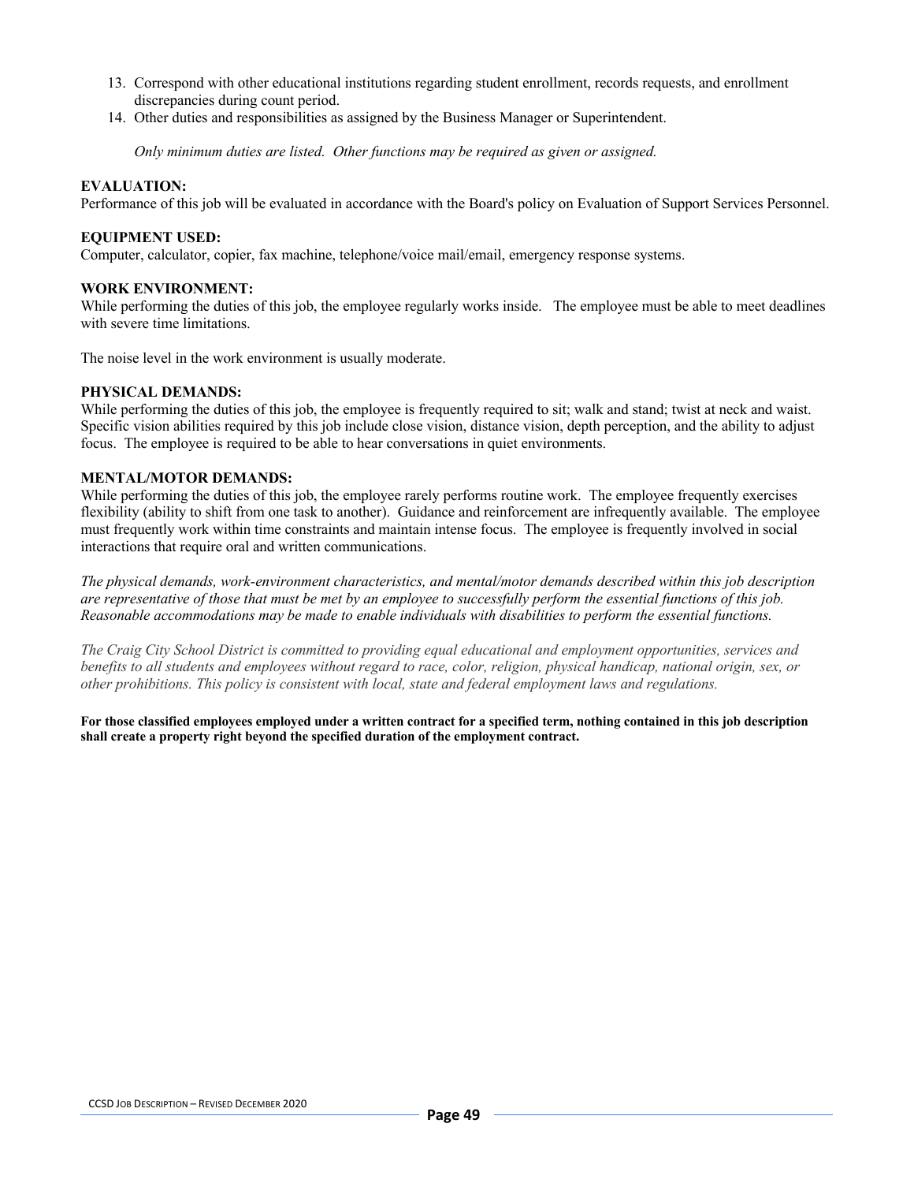13. Correspond with other educational institutions regarding student enrollment, records requests, and enrollment discrepancies during count period.
14. Other duties and responsibilities as assigned by the Business Manager or Superintendent.

*Only minimum duties are listed. Other functions may be required as given or assigned.*

**EVALUATION:**
Performance of this job will be evaluated in accordance with the Board's policy on Evaluation of Support Services Personnel.

**EQUIPMENT USED:**
Computer, calculator, copier, fax machine, telephone/voice mail/email, emergency response systems.

**WORK ENVIRONMENT:**
While performing the duties of this job, the employee regularly works inside. The employee must be able to meet deadlines with severe time limitations.

The noise level in the work environment is usually moderate.

**PHYSICAL DEMANDS:**
While performing the duties of this job, the employee is frequently required to sit; walk and stand; twist at neck and waist. Specific vision abilities required by this job include close vision, distance vision, depth perception, and the ability to adjust focus. The employee is required to be able to hear conversations in quiet environments.

**MENTAL/MOTOR DEMANDS:**
While performing the duties of this job, the employee rarely performs routine work. The employee frequently exercises flexibility (ability to shift from one task to another). Guidance and reinforcement are infrequently available. The employee must frequently work within time constraints and maintain intense focus. The employee is frequently involved in social interactions that require oral and written communications.

*The physical demands, work-environment characteristics, and mental/motor demands described within this job description are representative of those that must be met by an employee to successfully perform the essential functions of this job. Reasonable accommodations may be made to enable individuals with disabilities to perform the essential functions.*

*The Craig City School District is committed to providing equal educational and employment opportunities, services and benefits to all students and employees without regard to race, color, religion, physical handicap, national origin, sex, or other prohibitions. This policy is consistent with local, state and federal employment laws and regulations.*

**For those classified employees employed under a written contract for a specified term, nothing contained in this job description shall create a property right beyond the specified duration of the employment contract.**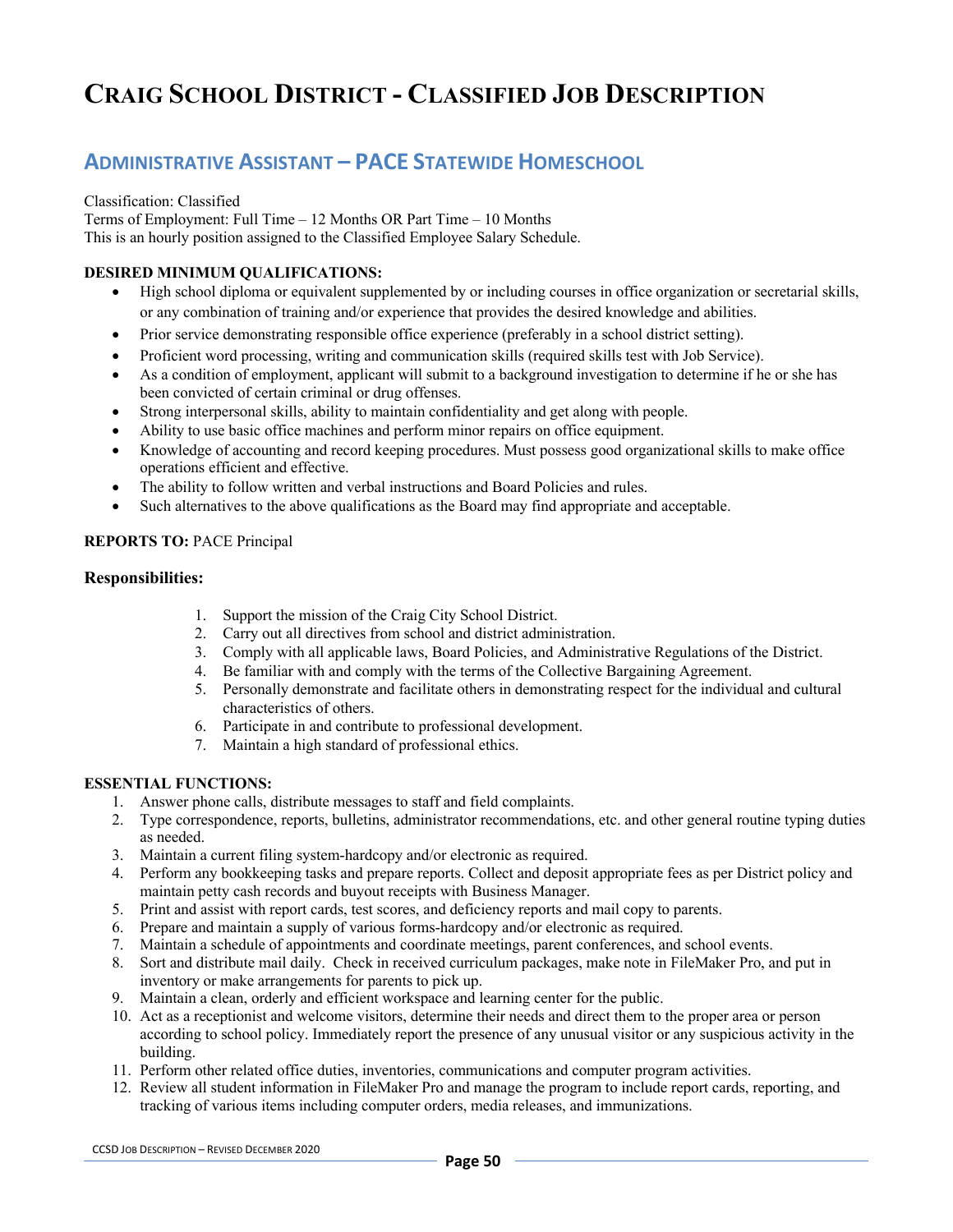# Craig School District - Classified Job Description

## Administrative Assistant – PACE Statewide Homeschool

Classification: Classified
Terms of Employment: Full Time – 12 Months OR Part Time – 10 Months
This is an hourly position assigned to the Classified Employee Salary Schedule.

**DESIRED MINIMUM QUALIFICATIONS:**

- High school diploma or equivalent supplemented by or including courses in office organization or secretarial skills, or any combination of training and/or experience that provides the desired knowledge and abilities.
- Prior service demonstrating responsible office experience (preferably in a school district setting).
- Proficient word processing, writing and communication skills (required skills test with Job Service).
- As a condition of employment, applicant will submit to a background investigation to determine if he or she has been convicted of certain criminal or drug offenses.
- Strong interpersonal skills, ability to maintain confidentiality and get along with people.
- Ability to use basic office machines and perform minor repairs on office equipment.
- Knowledge of accounting and record keeping procedures. Must possess good organizational skills to make office operations efficient and effective.
- The ability to follow written and verbal instructions and Board Policies and rules.
- Such alternatives to the above qualifications as the Board may find appropriate and acceptable.

**REPORTS TO:** PACE Principal

### Responsibilities:

1. Support the mission of the Craig City School District.
2. Carry out all directives from school and district administration.
3. Comply with all applicable laws, Board Policies, and Administrative Regulations of the District.
4. Be familiar with and comply with the terms of the Collective Bargaining Agreement.
5. Personally demonstrate and facilitate others in demonstrating respect for the individual and cultural characteristics of others.
6. Participate in and contribute to professional development.
7. Maintain a high standard of professional ethics.

**ESSENTIAL FUNCTIONS:**

1. Answer phone calls, distribute messages to staff and field complaints.
2. Type correspondence, reports, bulletins, administrator recommendations, etc. and other general routine typing duties as needed.
3. Maintain a current filing system-hardcopy and/or electronic as required.
4. Perform any bookkeeping tasks and prepare reports. Collect and deposit appropriate fees as per District policy and maintain petty cash records and buyout receipts with Business Manager.
5. Print and assist with report cards, test scores, and deficiency reports and mail copy to parents.
6. Prepare and maintain a supply of various forms-hardcopy and/or electronic as required.
7. Maintain a schedule of appointments and coordinate meetings, parent conferences, and school events.
8. Sort and distribute mail daily. Check in received curriculum packages, make note in FileMaker Pro, and put in inventory or make arrangements for parents to pick up.
9. Maintain a clean, orderly and efficient workspace and learning center for the public.
10. Act as a receptionist and welcome visitors, determine their needs and direct them to the proper area or person according to school policy. Immediately report the presence of any unusual visitor or any suspicious activity in the building.
11. Perform other related office duties, inventories, communications and computer program activities.
12. Review all student information in FileMaker Pro and manage the program to include report cards, reporting, and tracking of various items including computer orders, media releases, and immunizations.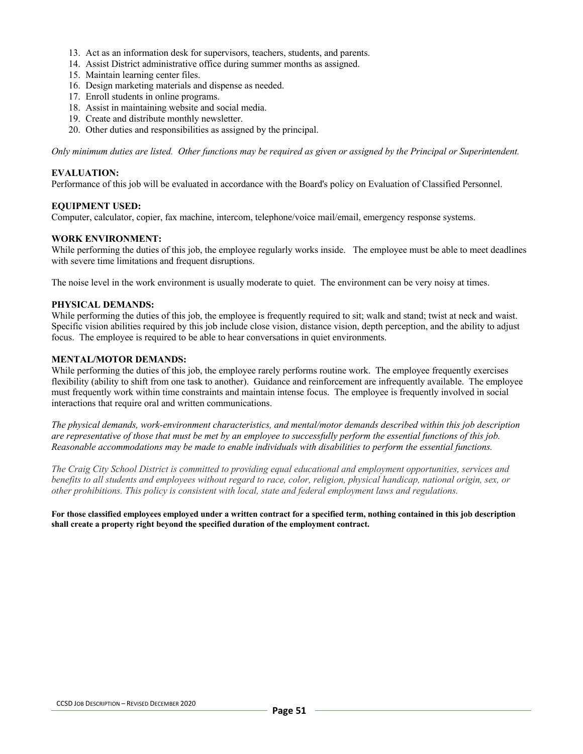13. Act as an information desk for supervisors, teachers, students, and parents.
14. Assist District administrative office during summer months as assigned.
15. Maintain learning center files.
16. Design marketing materials and dispense as needed.
17. Enroll students in online programs.
18. Assist in maintaining website and social media.
19. Create and distribute monthly newsletter.
20. Other duties and responsibilities as assigned by the principal.

*Only minimum duties are listed. Other functions may be required as given or assigned by the Principal or Superintendent.*

**EVALUATION:**
Performance of this job will be evaluated in accordance with the Board's policy on Evaluation of Classified Personnel.

**EQUIPMENT USED:**
Computer, calculator, copier, fax machine, intercom, telephone/voice mail/email, emergency response systems.

**WORK ENVIRONMENT:**
While performing the duties of this job, the employee regularly works inside. The employee must be able to meet deadlines with severe time limitations and frequent disruptions.

The noise level in the work environment is usually moderate to quiet. The environment can be very noisy at times.

**PHYSICAL DEMANDS:**
While performing the duties of this job, the employee is frequently required to sit; walk and stand; twist at neck and waist. Specific vision abilities required by this job include close vision, distance vision, depth perception, and the ability to adjust focus. The employee is required to be able to hear conversations in quiet environments.

**MENTAL/MOTOR DEMANDS:**
While performing the duties of this job, the employee rarely performs routine work. The employee frequently exercises flexibility (ability to shift from one task to another). Guidance and reinforcement are infrequently available. The employee must frequently work within time constraints and maintain intense focus. The employee is frequently involved in social interactions that require oral and written communications.

*The physical demands, work-environment characteristics, and mental/motor demands described within this job description are representative of those that must be met by an employee to successfully perform the essential functions of this job. Reasonable accommodations may be made to enable individuals with disabilities to perform the essential functions.*

*The Craig City School District is committed to providing equal educational and employment opportunities, services and benefits to all students and employees without regard to race, color, religion, physical handicap, national origin, sex, or other prohibitions. This policy is consistent with local, state and federal employment laws and regulations.*

**For those classified employees employed under a written contract for a specified term, nothing contained in this job description shall create a property right beyond the specified duration of the employment contract.**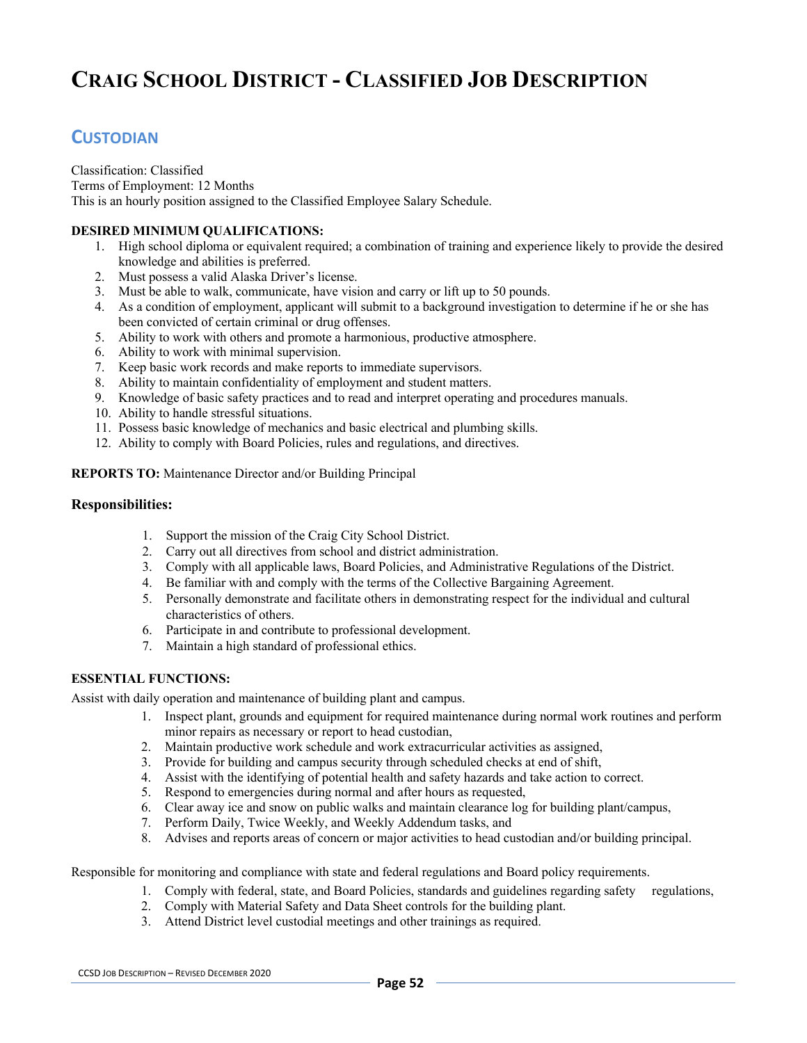# Craig School District - Classified Job Description

## Custodian

Classification: Classified
Terms of Employment: 12 Months
This is an hourly position assigned to the Classified Employee Salary Schedule.

**DESIRED MINIMUM QUALIFICATIONS:**

1. High school diploma or equivalent required; a combination of training and experience likely to provide the desired knowledge and abilities is preferred.
2. Must possess a valid Alaska Driver's license.
3. Must be able to walk, communicate, have vision and carry or lift up to 50 pounds.
4. As a condition of employment, applicant will submit to a background investigation to determine if he or she has been convicted of certain criminal or drug offenses.
5. Ability to work with others and promote a harmonious, productive atmosphere.
6. Ability to work with minimal supervision.
7. Keep basic work records and make reports to immediate supervisors.
8. Ability to maintain confidentiality of employment and student matters.
9. Knowledge of basic safety practices and to read and interpret operating and procedures manuals.
10. Ability to handle stressful situations.
11. Possess basic knowledge of mechanics and basic electrical and plumbing skills.
12. Ability to comply with Board Policies, rules and regulations, and directives.

**REPORTS TO:** Maintenance Director and/or Building Principal

### Responsibilities:

1. Support the mission of the Craig City School District.
2. Carry out all directives from school and district administration.
3. Comply with all applicable laws, Board Policies, and Administrative Regulations of the District.
4. Be familiar with and comply with the terms of the Collective Bargaining Agreement.
5. Personally demonstrate and facilitate others in demonstrating respect for the individual and cultural characteristics of others.
6. Participate in and contribute to professional development.
7. Maintain a high standard of professional ethics.

**ESSENTIAL FUNCTIONS:**

Assist with daily operation and maintenance of building plant and campus.

1. Inspect plant, grounds and equipment for required maintenance during normal work routines and perform minor repairs as necessary or report to head custodian,
2. Maintain productive work schedule and work extracurricular activities as assigned,
3. Provide for building and campus security through scheduled checks at end of shift,
4. Assist with the identifying of potential health and safety hazards and take action to correct.
5. Respond to emergencies during normal and after hours as requested,
6. Clear away ice and snow on public walks and maintain clearance log for building plant/campus,
7. Perform Daily, Twice Weekly, and Weekly Addendum tasks, and
8. Advises and reports areas of concern or major activities to head custodian and/or building principal.

Responsible for monitoring and compliance with state and federal regulations and Board policy requirements.

1. Comply with federal, state, and Board Policies, standards and guidelines regarding safety regulations,
2. Comply with Material Safety and Data Sheet controls for the building plant.
3. Attend District level custodial meetings and other trainings as required.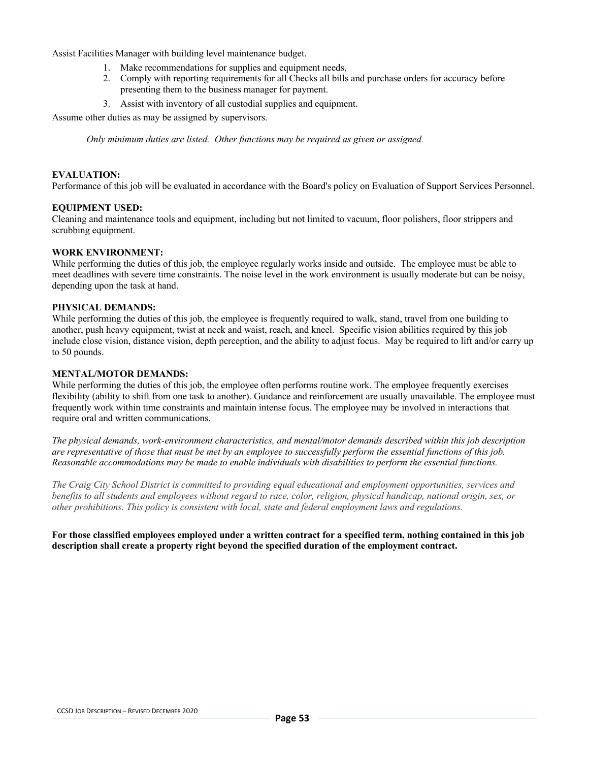Assist Facilities Manager with building level maintenance budget.

1. Make recommendations for supplies and equipment needs,
2. Comply with reporting requirements for all Checks all bills and purchase orders for accuracy before presenting them to the business manager for payment.
3. Assist with inventory of all custodial supplies and equipment.

Assume other duties as may be assigned by supervisors.

*Only minimum duties are listed. Other functions may be required as given or assigned.*

**EVALUATION:**
Performance of this job will be evaluated in accordance with the Board's policy on Evaluation of Support Services Personnel.

**EQUIPMENT USED:**
Cleaning and maintenance tools and equipment, including but not limited to vacuum, floor polishers, floor strippers and scrubbing equipment.

**WORK ENVIRONMENT:**
While performing the duties of this job, the employee regularly works inside and outside. The employee must be able to meet deadlines with severe time constraints. The noise level in the work environment is usually moderate but can be noisy, depending upon the task at hand.

**PHYSICAL DEMANDS:**
While performing the duties of this job, the employee is frequently required to walk, stand, travel from one building to another, push heavy equipment, twist at neck and waist, reach, and kneel. Specific vision abilities required by this job include close vision, distance vision, depth perception, and the ability to adjust focus. May be required to lift and/or carry up to 50 pounds.

**MENTAL/MOTOR DEMANDS:**
While performing the duties of this job, the employee often performs routine work. The employee frequently exercises flexibility (ability to shift from one task to another). Guidance and reinforcement are usually unavailable. The employee must frequently work within time constraints and maintain intense focus. The employee may be involved in interactions that require oral and written communications.

*The physical demands, work-environment characteristics, and mental/motor demands described within this job description are representative of those that must be met by an employee to successfully perform the essential functions of this job. Reasonable accommodations may be made to enable individuals with disabilities to perform the essential functions.*

*The Craig City School District is committed to providing equal educational and employment opportunities, services and benefits to all students and employees without regard to race, color, religion, physical handicap, national origin, sex, or other prohibitions. This policy is consistent with local, state and federal employment laws and regulations.*

**For those classified employees employed under a written contract for a specified term, nothing contained in this job description shall create a property right beyond the specified duration of the employment contract.**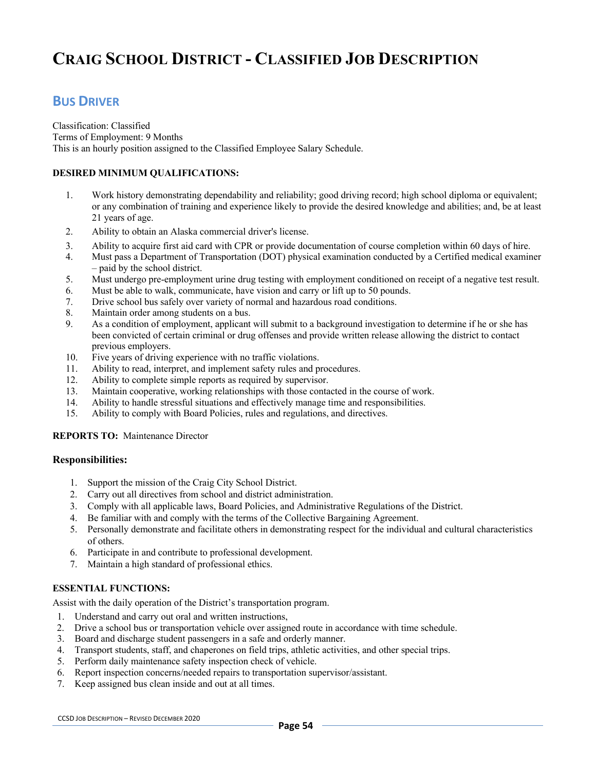# Craig School District - Classified Job Description

## Bus Driver

Classification: Classified
Terms of Employment: 9 Months
This is an hourly position assigned to the Classified Employee Salary Schedule.

**DESIRED MINIMUM QUALIFICATIONS:**

1. Work history demonstrating dependability and reliability; good driving record; high school diploma or equivalent; or any combination of training and experience likely to provide the desired knowledge and abilities; and, be at least 21 years of age.
2. Ability to obtain an Alaska commercial driver's license.
3. Ability to acquire first aid card with CPR or provide documentation of course completion within 60 days of hire.
4. Must pass a Department of Transportation (DOT) physical examination conducted by a Certified medical examiner – paid by the school district.
5. Must undergo pre-employment urine drug testing with employment conditioned on receipt of a negative test result.
6. Must be able to walk, communicate, have vision and carry or lift up to 50 pounds.
7. Drive school bus safely over variety of normal and hazardous road conditions.
8. Maintain order among students on a bus.
9. As a condition of employment, applicant will submit to a background investigation to determine if he or she has been convicted of certain criminal or drug offenses and provide written release allowing the district to contact previous employers.
10. Five years of driving experience with no traffic violations.
11. Ability to read, interpret, and implement safety rules and procedures.
12. Ability to complete simple reports as required by supervisor.
13. Maintain cooperative, working relationships with those contacted in the course of work.
14. Ability to handle stressful situations and effectively manage time and responsibilities.
15. Ability to comply with Board Policies, rules and regulations, and directives.

**REPORTS TO:** Maintenance Director

### Responsibilities:

1. Support the mission of the Craig City School District.
2. Carry out all directives from school and district administration.
3. Comply with all applicable laws, Board Policies, and Administrative Regulations of the District.
4. Be familiar with and comply with the terms of the Collective Bargaining Agreement.
5. Personally demonstrate and facilitate others in demonstrating respect for the individual and cultural characteristics of others.
6. Participate in and contribute to professional development.
7. Maintain a high standard of professional ethics.

**ESSENTIAL FUNCTIONS:**

Assist with the daily operation of the District's transportation program.

1. Understand and carry out oral and written instructions,
2. Drive a school bus or transportation vehicle over assigned route in accordance with time schedule.
3. Board and discharge student passengers in a safe and orderly manner.
4. Transport students, staff, and chaperones on field trips, athletic activities, and other special trips.
5. Perform daily maintenance safety inspection check of vehicle.
6. Report inspection concerns/needed repairs to transportation supervisor/assistant.
7. Keep assigned bus clean inside and out at all times.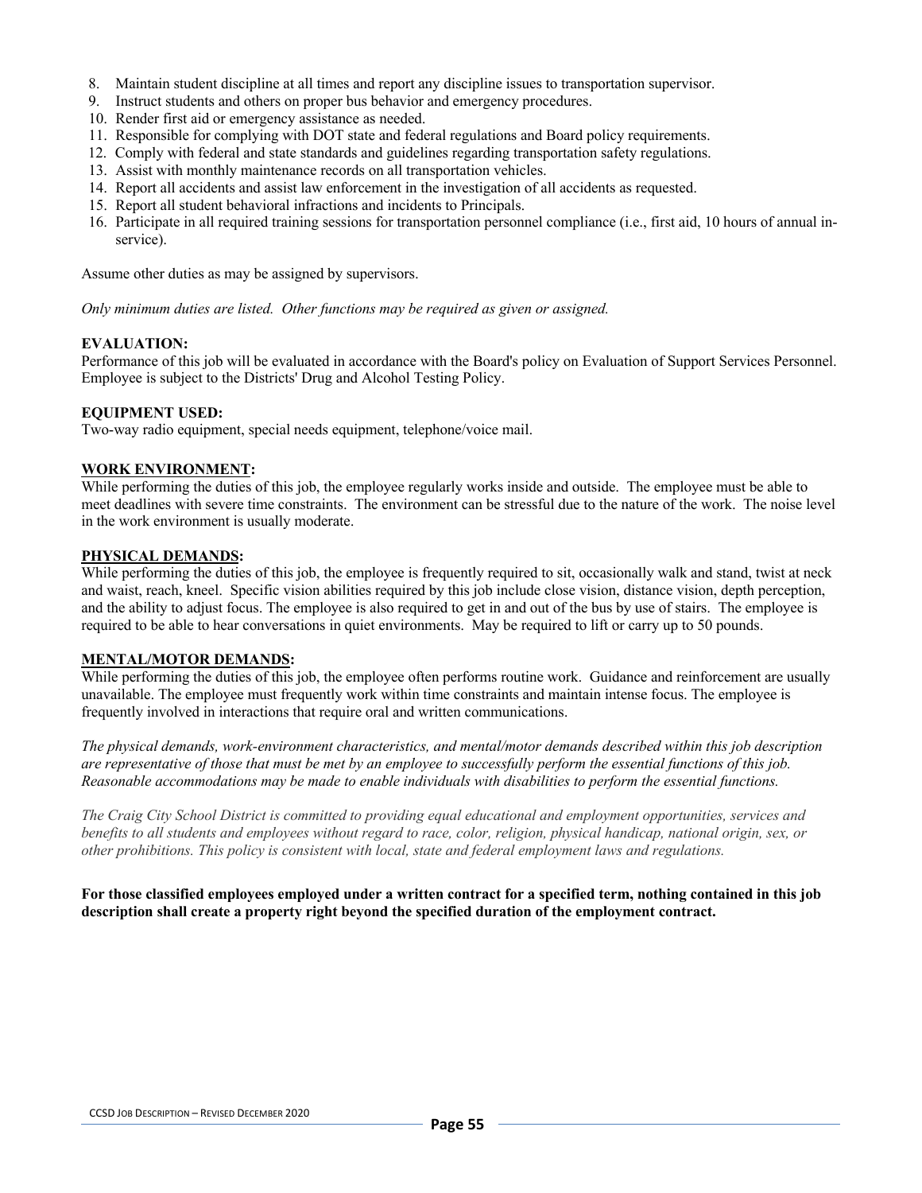8. Maintain student discipline at all times and report any discipline issues to transportation supervisor.
9. Instruct students and others on proper bus behavior and emergency procedures.
10. Render first aid or emergency assistance as needed.
11. Responsible for complying with DOT state and federal regulations and Board policy requirements.
12. Comply with federal and state standards and guidelines regarding transportation safety regulations.
13. Assist with monthly maintenance records on all transportation vehicles.
14. Report all accidents and assist law enforcement in the investigation of all accidents as requested.
15. Report all student behavioral infractions and incidents to Principals.
16. Participate in all required training sessions for transportation personnel compliance (i.e., first aid, 10 hours of annual in-service).

Assume other duties as may be assigned by supervisors.

*Only minimum duties are listed. Other functions may be required as given or assigned.*

**EVALUATION:**
Performance of this job will be evaluated in accordance with the Board's policy on Evaluation of Support Services Personnel. Employee is subject to the Districts' Drug and Alcohol Testing Policy.

**EQUIPMENT USED:**
Two-way radio equipment, special needs equipment, telephone/voice mail.

**WORK ENVIRONMENT:**
While performing the duties of this job, the employee regularly works inside and outside. The employee must be able to meet deadlines with severe time constraints. The environment can be stressful due to the nature of the work. The noise level in the work environment is usually moderate.

**PHYSICAL DEMANDS:**
While performing the duties of this job, the employee is frequently required to sit, occasionally walk and stand, twist at neck and waist, reach, kneel. Specific vision abilities required by this job include close vision, distance vision, depth perception, and the ability to adjust focus. The employee is also required to get in and out of the bus by use of stairs. The employee is required to be able to hear conversations in quiet environments. May be required to lift or carry up to 50 pounds.

**MENTAL/MOTOR DEMANDS:**
While performing the duties of this job, the employee often performs routine work. Guidance and reinforcement are usually unavailable. The employee must frequently work within time constraints and maintain intense focus. The employee is frequently involved in interactions that require oral and written communications.

*The physical demands, work-environment characteristics, and mental/motor demands described within this job description are representative of those that must be met by an employee to successfully perform the essential functions of this job. Reasonable accommodations may be made to enable individuals with disabilities to perform the essential functions.*

*The Craig City School District is committed to providing equal educational and employment opportunities, services and benefits to all students and employees without regard to race, color, religion, physical handicap, national origin, sex, or other prohibitions. This policy is consistent with local, state and federal employment laws and regulations.*

**For those classified employees employed under a written contract for a specified term, nothing contained in this job description shall create a property right beyond the specified duration of the employment contract.**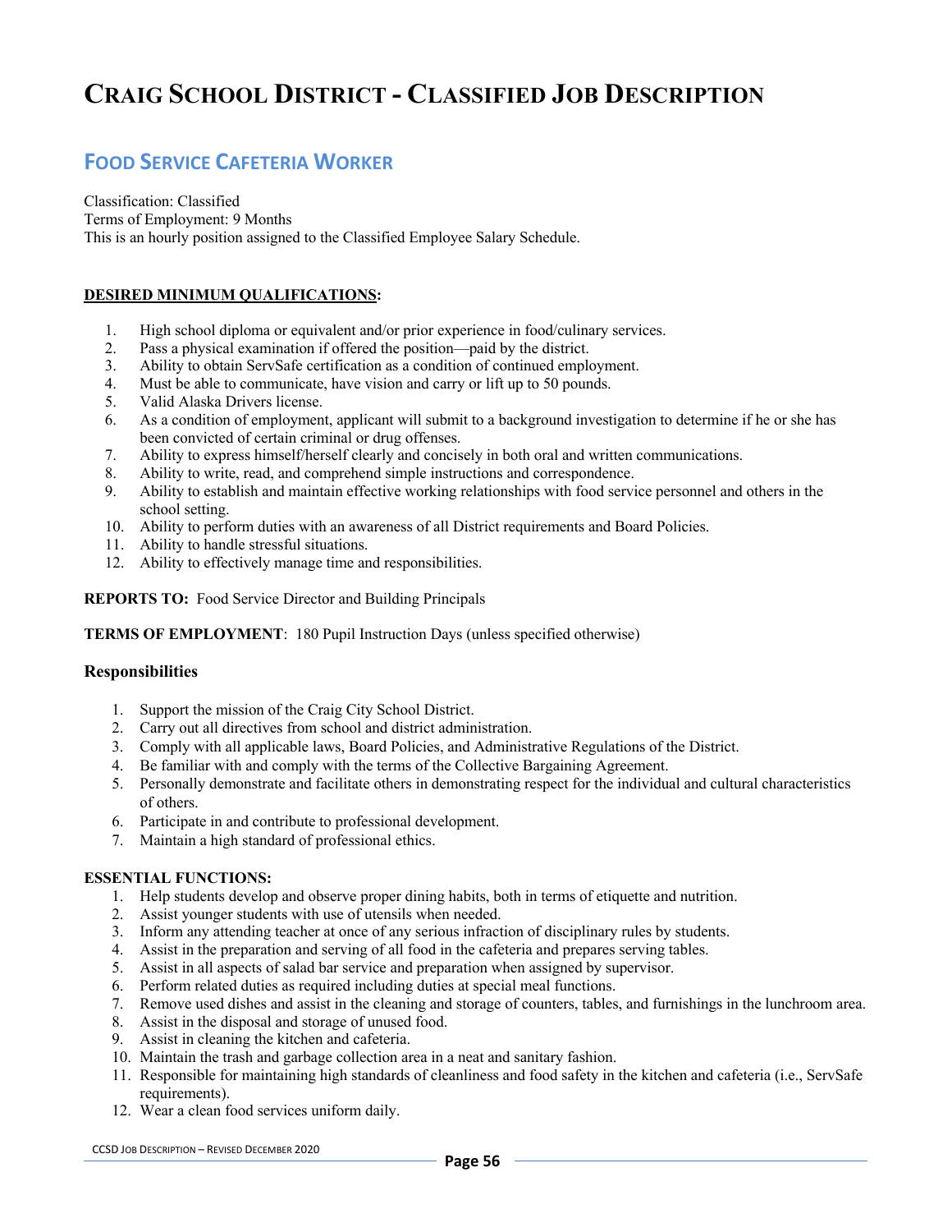# Craig School District - Classified Job Description

## Food Service Cafeteria Worker

Classification: Classified
Terms of Employment: 9 Months
This is an hourly position assigned to the Classified Employee Salary Schedule.

**DESIRED MINIMUM QUALIFICATIONS:**

1. High school diploma or equivalent and/or prior experience in food/culinary services.
2. Pass a physical examination if offered the position—paid by the district.
3. Ability to obtain ServSafe certification as a condition of continued employment.
4. Must be able to communicate, have vision and carry or lift up to 50 pounds.
5. Valid Alaska Drivers license.
6. As a condition of employment, applicant will submit to a background investigation to determine if he or she has been convicted of certain criminal or drug offenses.
7. Ability to express himself/herself clearly and concisely in both oral and written communications.
8. Ability to write, read, and comprehend simple instructions and correspondence.
9. Ability to establish and maintain effective working relationships with food service personnel and others in the school setting.
10. Ability to perform duties with an awareness of all District requirements and Board Policies.
11. Ability to handle stressful situations.
12. Ability to effectively manage time and responsibilities.

**REPORTS TO:** Food Service Director and Building Principals

**TERMS OF EMPLOYMENT**: 180 Pupil Instruction Days (unless specified otherwise)

### Responsibilities

1. Support the mission of the Craig City School District.
2. Carry out all directives from school and district administration.
3. Comply with all applicable laws, Board Policies, and Administrative Regulations of the District.
4. Be familiar with and comply with the terms of the Collective Bargaining Agreement.
5. Personally demonstrate and facilitate others in demonstrating respect for the individual and cultural characteristics of others.
6. Participate in and contribute to professional development.
7. Maintain a high standard of professional ethics.

**ESSENTIAL FUNCTIONS:**

1. Help students develop and observe proper dining habits, both in terms of etiquette and nutrition.
2. Assist younger students with use of utensils when needed.
3. Inform any attending teacher at once of any serious infraction of disciplinary rules by students.
4. Assist in the preparation and serving of all food in the cafeteria and prepares serving tables.
5. Assist in all aspects of salad bar service and preparation when assigned by supervisor.
6. Perform related duties as required including duties at special meal functions.
7. Remove used dishes and assist in the cleaning and storage of counters, tables, and furnishings in the lunchroom area.
8. Assist in the disposal and storage of unused food.
9. Assist in cleaning the kitchen and cafeteria.
10. Maintain the trash and garbage collection area in a neat and sanitary fashion.
11. Responsible for maintaining high standards of cleanliness and food safety in the kitchen and cafeteria (i.e., ServSafe requirements).
12. Wear a clean food services uniform daily.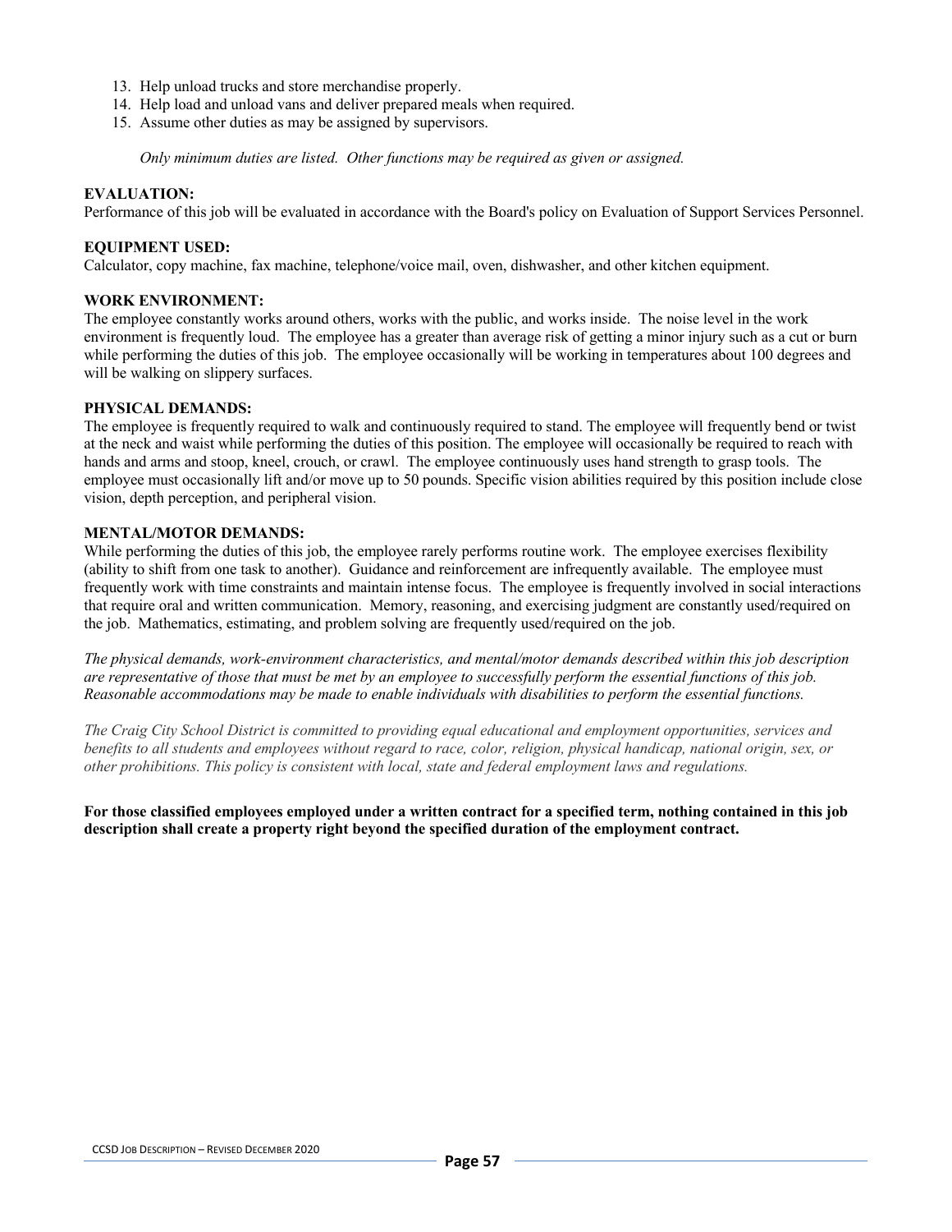13. Help unload trucks and store merchandise properly.
14. Help load and unload vans and deliver prepared meals when required.
15. Assume other duties as may be assigned by supervisors.

*Only minimum duties are listed. Other functions may be required as given or assigned.*

**EVALUATION:**
Performance of this job will be evaluated in accordance with the Board's policy on Evaluation of Support Services Personnel.

**EQUIPMENT USED:**
Calculator, copy machine, fax machine, telephone/voice mail, oven, dishwasher, and other kitchen equipment.

**WORK ENVIRONMENT:**
The employee constantly works around others, works with the public, and works inside. The noise level in the work environment is frequently loud. The employee has a greater than average risk of getting a minor injury such as a cut or burn while performing the duties of this job. The employee occasionally will be working in temperatures about 100 degrees and will be walking on slippery surfaces.

**PHYSICAL DEMANDS:**
The employee is frequently required to walk and continuously required to stand. The employee will frequently bend or twist at the neck and waist while performing the duties of this position. The employee will occasionally be required to reach with hands and arms and stoop, kneel, crouch, or crawl. The employee continuously uses hand strength to grasp tools. The employee must occasionally lift and/or move up to 50 pounds. Specific vision abilities required by this position include close vision, depth perception, and peripheral vision.

**MENTAL/MOTOR DEMANDS:**
While performing the duties of this job, the employee rarely performs routine work. The employee exercises flexibility (ability to shift from one task to another). Guidance and reinforcement are infrequently available. The employee must frequently work with time constraints and maintain intense focus. The employee is frequently involved in social interactions that require oral and written communication. Memory, reasoning, and exercising judgment are constantly used/required on the job. Mathematics, estimating, and problem solving are frequently used/required on the job.

*The physical demands, work-environment characteristics, and mental/motor demands described within this job description are representative of those that must be met by an employee to successfully perform the essential functions of this job. Reasonable accommodations may be made to enable individuals with disabilities to perform the essential functions.*

*The Craig City School District is committed to providing equal educational and employment opportunities, services and benefits to all students and employees without regard to race, color, religion, physical handicap, national origin, sex, or other prohibitions. This policy is consistent with local, state and federal employment laws and regulations.*

**For those classified employees employed under a written contract for a specified term, nothing contained in this job description shall create a property right beyond the specified duration of the employment contract.**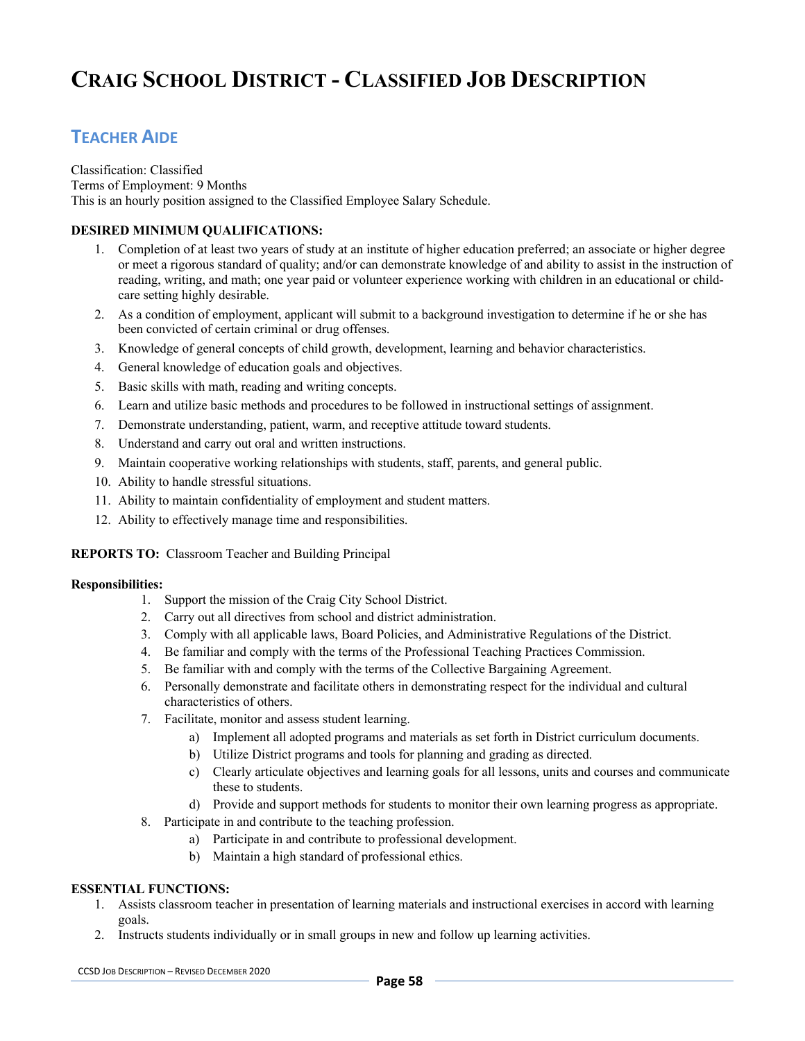# Craig School District - Classified Job Description

## Teacher Aide

Classification: Classified
Terms of Employment: 9 Months
This is an hourly position assigned to the Classified Employee Salary Schedule.

**DESIRED MINIMUM QUALIFICATIONS:**

1. Completion of at least two years of study at an institute of higher education preferred; an associate or higher degree or meet a rigorous standard of quality; and/or can demonstrate knowledge of and ability to assist in the instruction of reading, writing, and math; one year paid or volunteer experience working with children in an educational or child-care setting highly desirable.
2. As a condition of employment, applicant will submit to a background investigation to determine if he or she has been convicted of certain criminal or drug offenses.
3. Knowledge of general concepts of child growth, development, learning and behavior characteristics.
4. General knowledge of education goals and objectives.
5. Basic skills with math, reading and writing concepts.
6. Learn and utilize basic methods and procedures to be followed in instructional settings of assignment.
7. Demonstrate understanding, patient, warm, and receptive attitude toward students.
8. Understand and carry out oral and written instructions.
9. Maintain cooperative working relationships with students, staff, parents, and general public.
10. Ability to handle stressful situations.
11. Ability to maintain confidentiality of employment and student matters.
12. Ability to effectively manage time and responsibilities.

**REPORTS TO:** Classroom Teacher and Building Principal

**Responsibilities:**

1. Support the mission of the Craig City School District.
2. Carry out all directives from school and district administration.
3. Comply with all applicable laws, Board Policies, and Administrative Regulations of the District.
4. Be familiar and comply with the terms of the Professional Teaching Practices Commission.
5. Be familiar with and comply with the terms of the Collective Bargaining Agreement.
6. Personally demonstrate and facilitate others in demonstrating respect for the individual and cultural characteristics of others.
7. Facilitate, monitor and assess student learning.
   a) Implement all adopted programs and materials as set forth in District curriculum documents.
   b) Utilize District programs and tools for planning and grading as directed.
   c) Clearly articulate objectives and learning goals for all lessons, units and courses and communicate these to students.
   d) Provide and support methods for students to monitor their own learning progress as appropriate.
8. Participate in and contribute to the teaching profession.
   a) Participate in and contribute to professional development.
   b) Maintain a high standard of professional ethics.

**ESSENTIAL FUNCTIONS:**

1. Assists classroom teacher in presentation of learning materials and instructional exercises in accord with learning goals.
2. Instructs students individually or in small groups in new and follow up learning activities.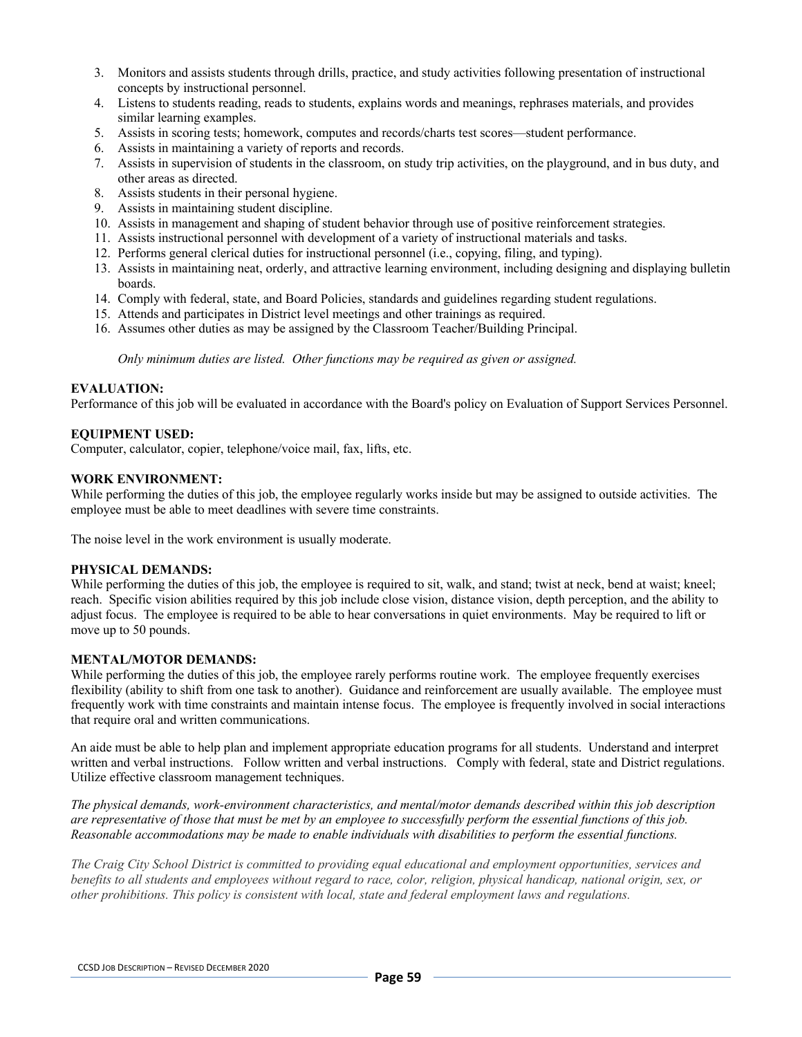3. Monitors and assists students through drills, practice, and study activities following presentation of instructional concepts by instructional personnel.
4. Listens to students reading, reads to students, explains words and meanings, rephrases materials, and provides similar learning examples.
5. Assists in scoring tests; homework, computes and records/charts test scores—student performance.
6. Assists in maintaining a variety of reports and records.
7. Assists in supervision of students in the classroom, on study trip activities, on the playground, and in bus duty, and other areas as directed.
8. Assists students in their personal hygiene.
9. Assists in maintaining student discipline.
10. Assists in management and shaping of student behavior through use of positive reinforcement strategies.
11. Assists instructional personnel with development of a variety of instructional materials and tasks.
12. Performs general clerical duties for instructional personnel (i.e., copying, filing, and typing).
13. Assists in maintaining neat, orderly, and attractive learning environment, including designing and displaying bulletin boards.
14. Comply with federal, state, and Board Policies, standards and guidelines regarding student regulations.
15. Attends and participates in District level meetings and other trainings as required.
16. Assumes other duties as may be assigned by the Classroom Teacher/Building Principal.

*Only minimum duties are listed. Other functions may be required as given or assigned.*

**EVALUATION:**
Performance of this job will be evaluated in accordance with the Board's policy on Evaluation of Support Services Personnel.

**EQUIPMENT USED:**
Computer, calculator, copier, telephone/voice mail, fax, lifts, etc.

**WORK ENVIRONMENT:**
While performing the duties of this job, the employee regularly works inside but may be assigned to outside activities. The employee must be able to meet deadlines with severe time constraints.

The noise level in the work environment is usually moderate.

**PHYSICAL DEMANDS:**
While performing the duties of this job, the employee is required to sit, walk, and stand; twist at neck, bend at waist; kneel; reach. Specific vision abilities required by this job include close vision, distance vision, depth perception, and the ability to adjust focus. The employee is required to be able to hear conversations in quiet environments. May be required to lift or move up to 50 pounds.

**MENTAL/MOTOR DEMANDS:**
While performing the duties of this job, the employee rarely performs routine work. The employee frequently exercises flexibility (ability to shift from one task to another). Guidance and reinforcement are usually available. The employee must frequently work with time constraints and maintain intense focus. The employee is frequently involved in social interactions that require oral and written communications.

An aide must be able to help plan and implement appropriate education programs for all students. Understand and interpret written and verbal instructions. Follow written and verbal instructions. Comply with federal, state and District regulations. Utilize effective classroom management techniques.

*The physical demands, work-environment characteristics, and mental/motor demands described within this job description are representative of those that must be met by an employee to successfully perform the essential functions of this job. Reasonable accommodations may be made to enable individuals with disabilities to perform the essential functions.*

*The Craig City School District is committed to providing equal educational and employment opportunities, services and benefits to all students and employees without regard to race, color, religion, physical handicap, national origin, sex, or other prohibitions. This policy is consistent with local, state and federal employment laws and regulations.*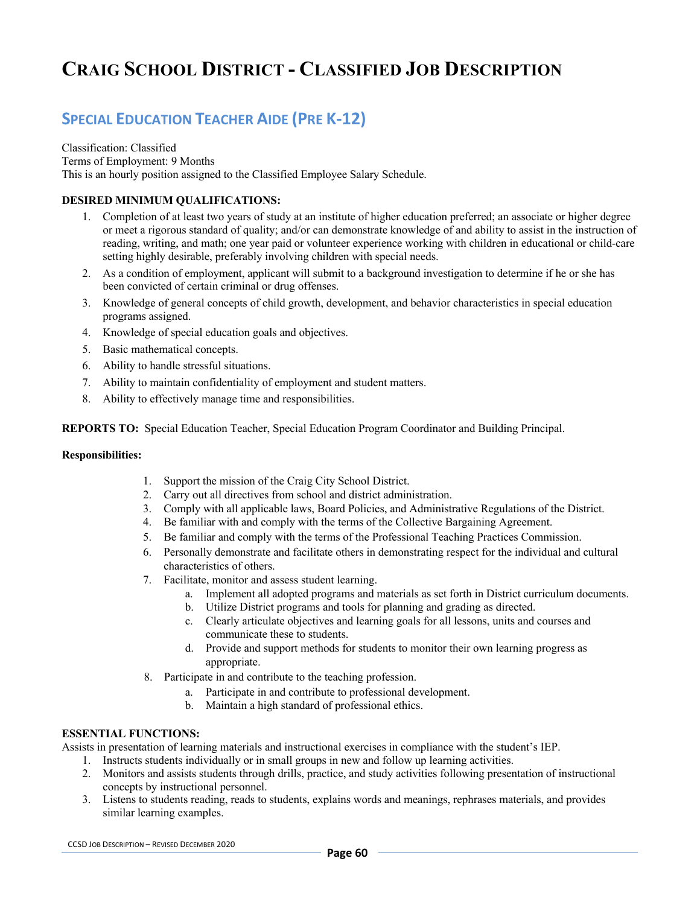# Craig School District - Classified Job Description

## Special Education Teacher Aide (Pre K-12)

Classification: Classified
Terms of Employment: 9 Months
This is an hourly position assigned to the Classified Employee Salary Schedule.

**DESIRED MINIMUM QUALIFICATIONS:**

1. Completion of at least two years of study at an institute of higher education preferred; an associate or higher degree or meet a rigorous standard of quality; and/or can demonstrate knowledge of and ability to assist in the instruction of reading, writing, and math; one year paid or volunteer experience working with children in educational or child-care setting highly desirable, preferably involving children with special needs.
2. As a condition of employment, applicant will submit to a background investigation to determine if he or she has been convicted of certain criminal or drug offenses.
3. Knowledge of general concepts of child growth, development, and behavior characteristics in special education programs assigned.
4. Knowledge of special education goals and objectives.
5. Basic mathematical concepts.
6. Ability to handle stressful situations.
7. Ability to maintain confidentiality of employment and student matters.
8. Ability to effectively manage time and responsibilities.

**REPORTS TO:** Special Education Teacher, Special Education Program Coordinator and Building Principal.

**Responsibilities:**

1. Support the mission of the Craig City School District.
2. Carry out all directives from school and district administration.
3. Comply with all applicable laws, Board Policies, and Administrative Regulations of the District.
4. Be familiar with and comply with the terms of the Collective Bargaining Agreement.
5. Be familiar and comply with the terms of the Professional Teaching Practices Commission.
6. Personally demonstrate and facilitate others in demonstrating respect for the individual and cultural characteristics of others.
7. Facilitate, monitor and assess student learning.
   a. Implement all adopted programs and materials as set forth in District curriculum documents.
   b. Utilize District programs and tools for planning and grading as directed.
   c. Clearly articulate objectives and learning goals for all lessons, units and courses and communicate these to students.
   d. Provide and support methods for students to monitor their own learning progress as appropriate.
8. Participate in and contribute to the teaching profession.
   a. Participate in and contribute to professional development.
   b. Maintain a high standard of professional ethics.

**ESSENTIAL FUNCTIONS:**

Assists in presentation of learning materials and instructional exercises in compliance with the student's IEP.

1. Instructs students individually or in small groups in new and follow up learning activities.
2. Monitors and assists students through drills, practice, and study activities following presentation of instructional concepts by instructional personnel.
3. Listens to students reading, reads to students, explains words and meanings, rephrases materials, and provides similar learning examples.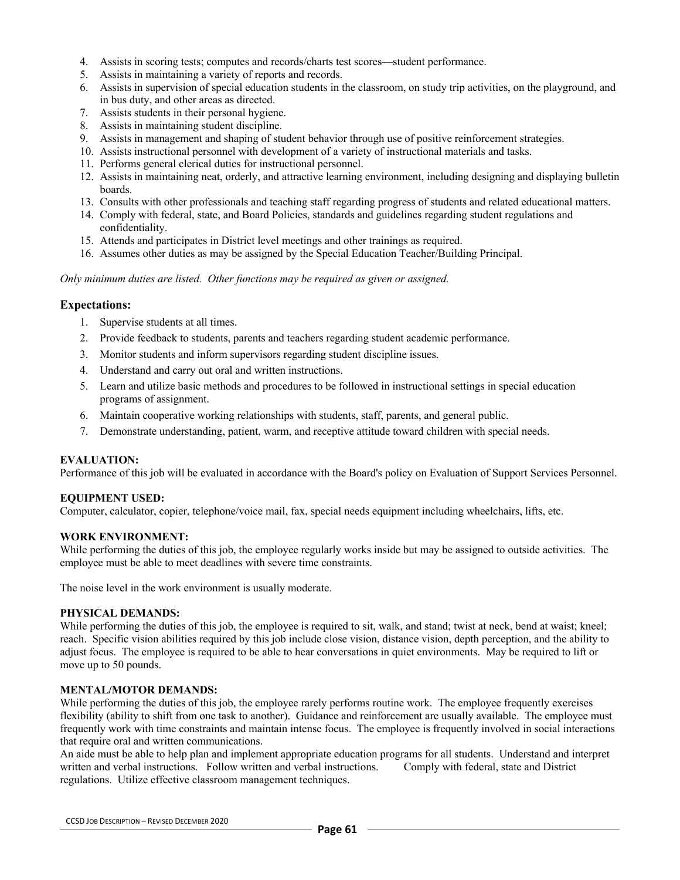4. Assists in scoring tests; computes and records/charts test scores—student performance.
5. Assists in maintaining a variety of reports and records.
6. Assists in supervision of special education students in the classroom, on study trip activities, on the playground, and in bus duty, and other areas as directed.
7. Assists students in their personal hygiene.
8. Assists in maintaining student discipline.
9. Assists in management and shaping of student behavior through use of positive reinforcement strategies.
10. Assists instructional personnel with development of a variety of instructional materials and tasks.
11. Performs general clerical duties for instructional personnel.
12. Assists in maintaining neat, orderly, and attractive learning environment, including designing and displaying bulletin boards.
13. Consults with other professionals and teaching staff regarding progress of students and related educational matters.
14. Comply with federal, state, and Board Policies, standards and guidelines regarding student regulations and confidentiality.
15. Attends and participates in District level meetings and other trainings as required.
16. Assumes other duties as may be assigned by the Special Education Teacher/Building Principal.

*Only minimum duties are listed. Other functions may be required as given or assigned.*

### Expectations:

1. Supervise students at all times.
2. Provide feedback to students, parents and teachers regarding student academic performance.
3. Monitor students and inform supervisors regarding student discipline issues.
4. Understand and carry out oral and written instructions.
5. Learn and utilize basic methods and procedures to be followed in instructional settings in special education programs of assignment.
6. Maintain cooperative working relationships with students, staff, parents, and general public.
7. Demonstrate understanding, patient, warm, and receptive attitude toward children with special needs.

**EVALUATION:**
Performance of this job will be evaluated in accordance with the Board's policy on Evaluation of Support Services Personnel.

**EQUIPMENT USED:**
Computer, calculator, copier, telephone/voice mail, fax, special needs equipment including wheelchairs, lifts, etc.

**WORK ENVIRONMENT:**
While performing the duties of this job, the employee regularly works inside but may be assigned to outside activities. The employee must be able to meet deadlines with severe time constraints.

The noise level in the work environment is usually moderate.

**PHYSICAL DEMANDS:**
While performing the duties of this job, the employee is required to sit, walk, and stand; twist at neck, bend at waist; kneel; reach. Specific vision abilities required by this job include close vision, distance vision, depth perception, and the ability to adjust focus. The employee is required to be able to hear conversations in quiet environments. May be required to lift or move up to 50 pounds.

**MENTAL/MOTOR DEMANDS:**
While performing the duties of this job, the employee rarely performs routine work. The employee frequently exercises flexibility (ability to shift from one task to another). Guidance and reinforcement are usually available. The employee must frequently work with time constraints and maintain intense focus. The employee is frequently involved in social interactions that require oral and written communications.
An aide must be able to help plan and implement appropriate education programs for all students. Understand and interpret written and verbal instructions. Follow written and verbal instructions. Comply with federal, state and District regulations. Utilize effective classroom management techniques.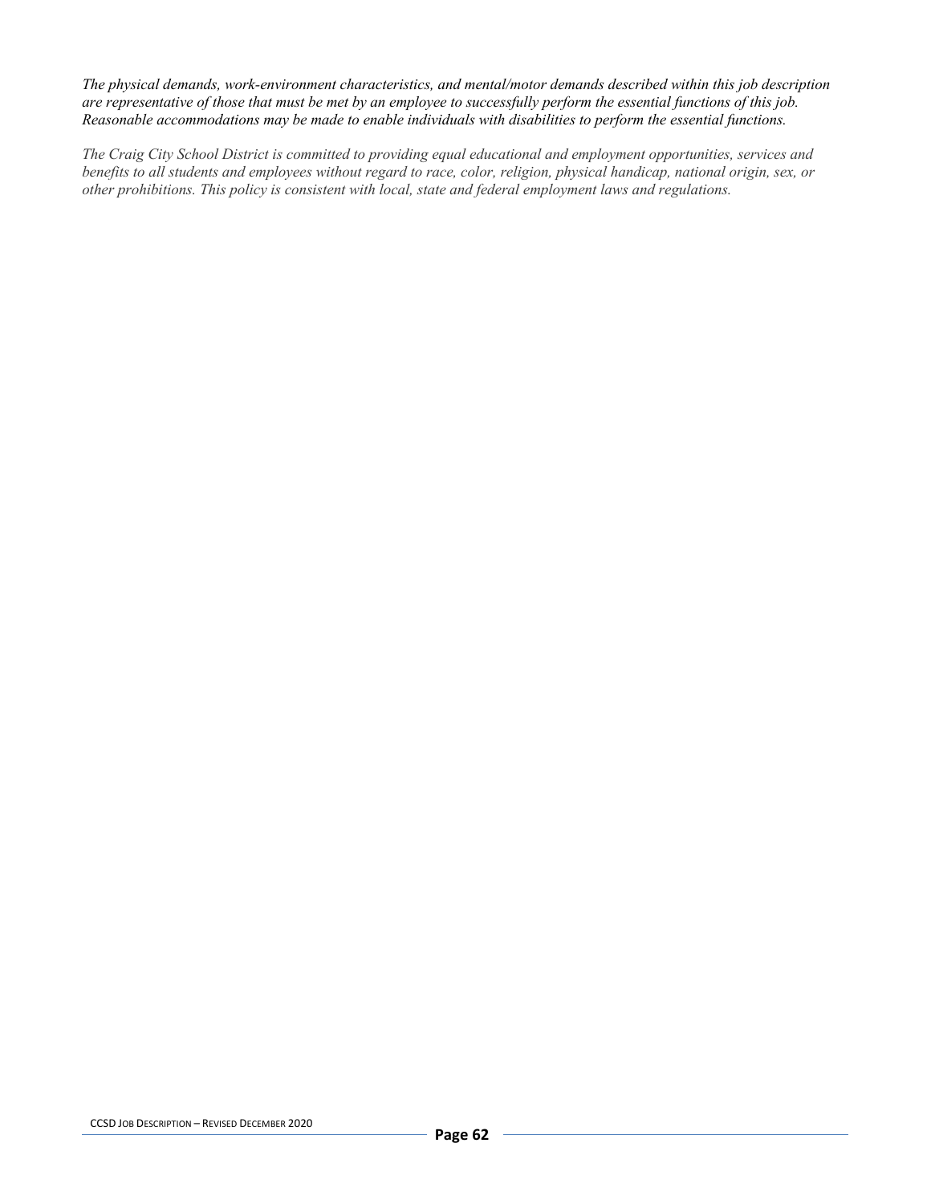*The physical demands, work-environment characteristics, and mental/motor demands described within this job description are representative of those that must be met by an employee to successfully perform the essential functions of this job. Reasonable accommodations may be made to enable individuals with disabilities to perform the essential functions.*

*The Craig City School District is committed to providing equal educational and employment opportunities, services and benefits to all students and employees without regard to race, color, religion, physical handicap, national origin, sex, or other prohibitions. This policy is consistent with local, state and federal employment laws and regulations.*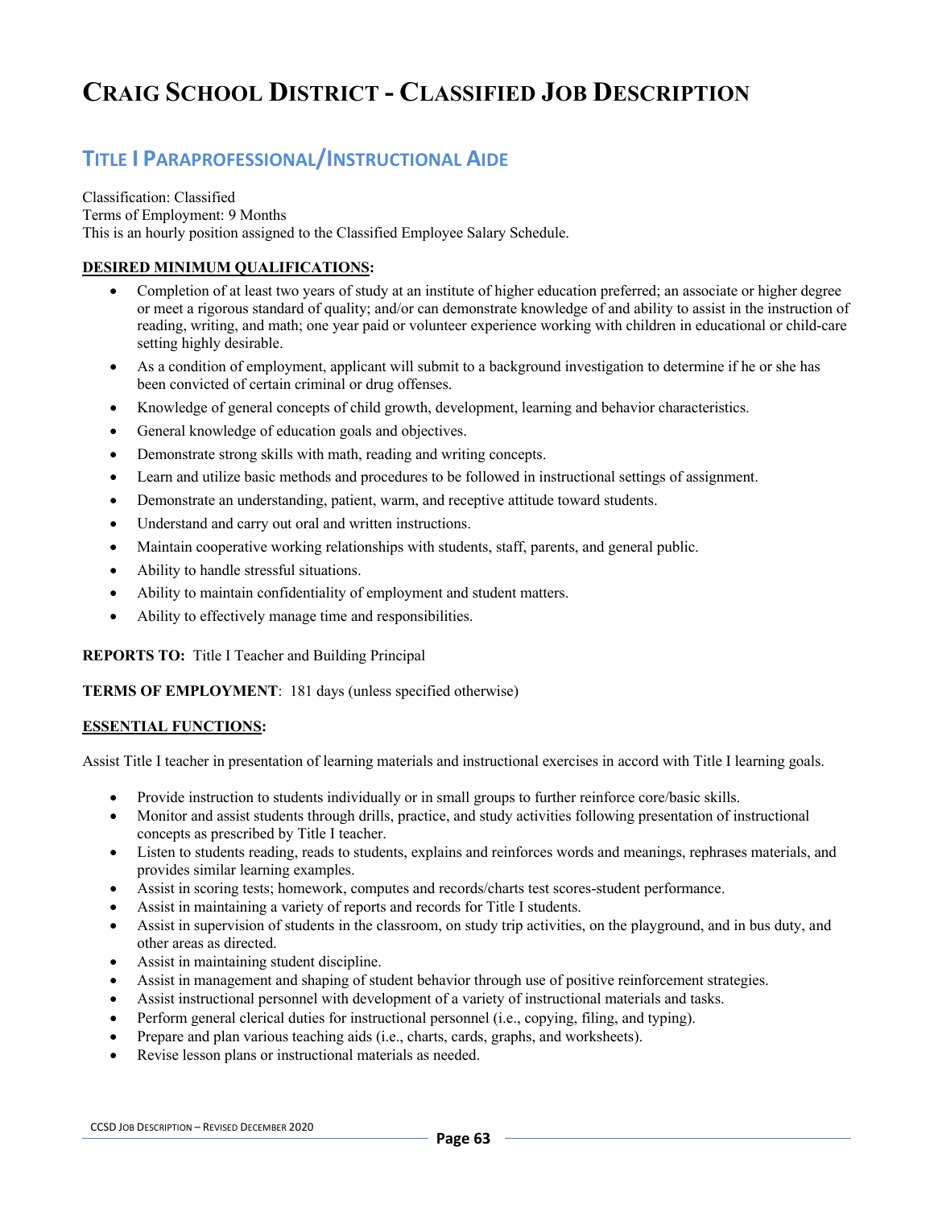# Craig School District - Classified Job Description

## Title I Paraprofessional/Instructional Aide

Classification: Classified
Terms of Employment: 9 Months
This is an hourly position assigned to the Classified Employee Salary Schedule.

**DESIRED MINIMUM QUALIFICATIONS:**

- Completion of at least two years of study at an institute of higher education preferred; an associate or higher degree or meet a rigorous standard of quality; and/or can demonstrate knowledge of and ability to assist in the instruction of reading, writing, and math; one year paid or volunteer experience working with children in educational or child-care setting highly desirable.
- As a condition of employment, applicant will submit to a background investigation to determine if he or she has been convicted of certain criminal or drug offenses.
- Knowledge of general concepts of child growth, development, learning and behavior characteristics.
- General knowledge of education goals and objectives.
- Demonstrate strong skills with math, reading and writing concepts.
- Learn and utilize basic methods and procedures to be followed in instructional settings of assignment.
- Demonstrate an understanding, patient, warm, and receptive attitude toward students.
- Understand and carry out oral and written instructions.
- Maintain cooperative working relationships with students, staff, parents, and general public.
- Ability to handle stressful situations.
- Ability to maintain confidentiality of employment and student matters.
- Ability to effectively manage time and responsibilities.

**REPORTS TO:** Title I Teacher and Building Principal

**TERMS OF EMPLOYMENT**: 181 days (unless specified otherwise)

**ESSENTIAL FUNCTIONS:**

Assist Title I teacher in presentation of learning materials and instructional exercises in accord with Title I learning goals.

- Provide instruction to students individually or in small groups to further reinforce core/basic skills.
- Monitor and assist students through drills, practice, and study activities following presentation of instructional concepts as prescribed by Title I teacher.
- Listen to students reading, reads to students, explains and reinforces words and meanings, rephrases materials, and provides similar learning examples.
- Assist in scoring tests; homework, computes and records/charts test scores-student performance.
- Assist in maintaining a variety of reports and records for Title I students.
- Assist in supervision of students in the classroom, on study trip activities, on the playground, and in bus duty, and other areas as directed.
- Assist in maintaining student discipline.
- Assist in management and shaping of student behavior through use of positive reinforcement strategies.
- Assist instructional personnel with development of a variety of instructional materials and tasks.
- Perform general clerical duties for instructional personnel (i.e., copying, filing, and typing).
- Prepare and plan various teaching aids (i.e., charts, cards, graphs, and worksheets).
- Revise lesson plans or instructional materials as needed.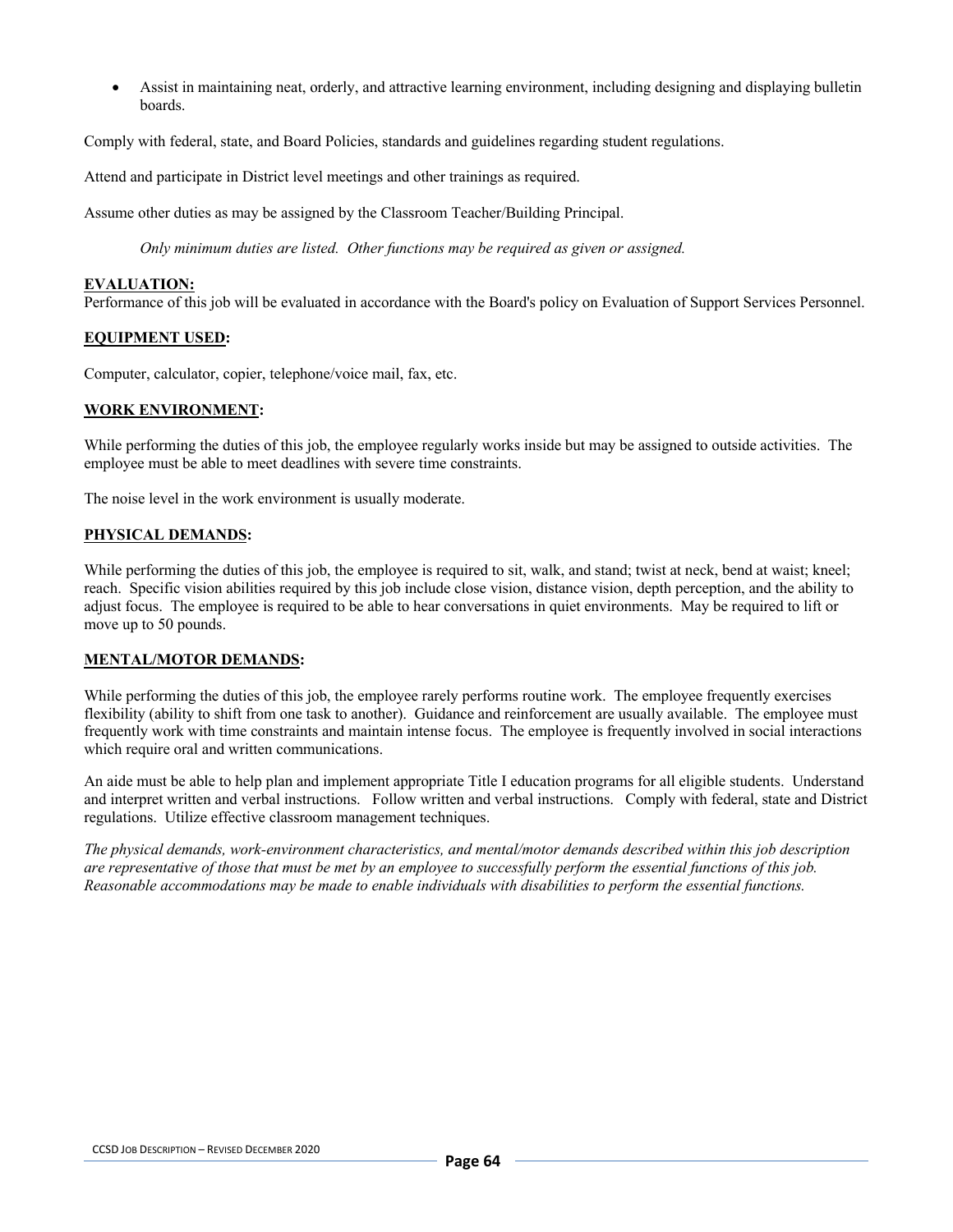- Assist in maintaining neat, orderly, and attractive learning environment, including designing and displaying bulletin boards.

Comply with federal, state, and Board Policies, standards and guidelines regarding student regulations.

Attend and participate in District level meetings and other trainings as required.

Assume other duties as may be assigned by the Classroom Teacher/Building Principal.

*Only minimum duties are listed. Other functions may be required as given or assigned.*

**EVALUATION:**

Performance of this job will be evaluated in accordance with the Board's policy on Evaluation of Support Services Personnel.

**EQUIPMENT USED:**

Computer, calculator, copier, telephone/voice mail, fax, etc.

**WORK ENVIRONMENT:**

While performing the duties of this job, the employee regularly works inside but may be assigned to outside activities. The employee must be able to meet deadlines with severe time constraints.

The noise level in the work environment is usually moderate.

**PHYSICAL DEMANDS:**

While performing the duties of this job, the employee is required to sit, walk, and stand; twist at neck, bend at waist; kneel; reach. Specific vision abilities required by this job include close vision, distance vision, depth perception, and the ability to adjust focus. The employee is required to be able to hear conversations in quiet environments. May be required to lift or move up to 50 pounds.

**MENTAL/MOTOR DEMANDS:**

While performing the duties of this job, the employee rarely performs routine work. The employee frequently exercises flexibility (ability to shift from one task to another). Guidance and reinforcement are usually available. The employee must frequently work with time constraints and maintain intense focus. The employee is frequently involved in social interactions which require oral and written communications.

An aide must be able to help plan and implement appropriate Title I education programs for all eligible students. Understand and interpret written and verbal instructions. Follow written and verbal instructions. Comply with federal, state and District regulations. Utilize effective classroom management techniques.

*The physical demands, work-environment characteristics, and mental/motor demands described within this job description are representative of those that must be met by an employee to successfully perform the essential functions of this job. Reasonable accommodations may be made to enable individuals with disabilities to perform the essential functions.*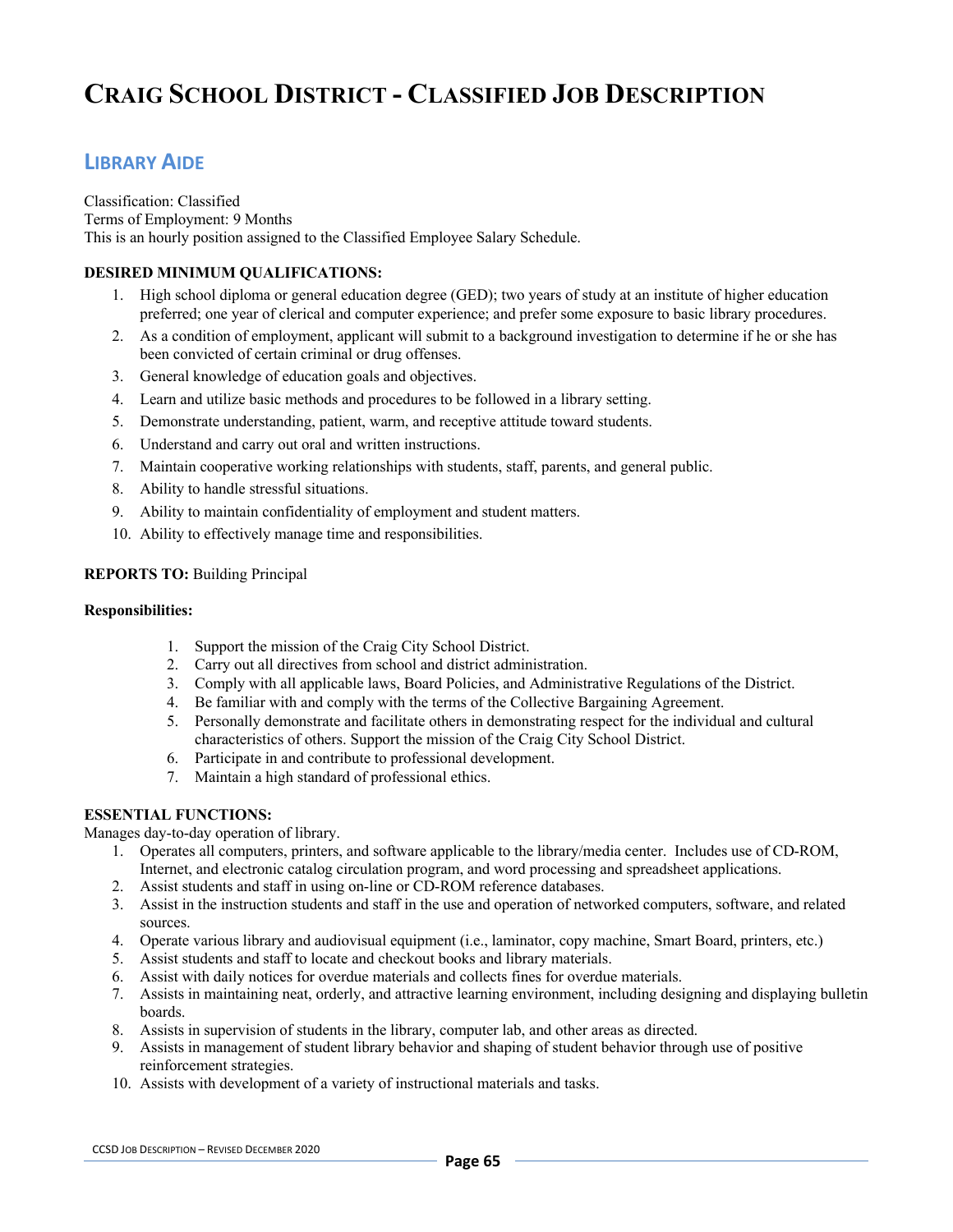# CRAIG SCHOOL DISTRICT - CLASSIFIED JOB DESCRIPTION

## LIBRARY AIDE

Classification: Classified
Terms of Employment: 9 Months
This is an hourly position assigned to the Classified Employee Salary Schedule.

**DESIRED MINIMUM QUALIFICATIONS:**

1. High school diploma or general education degree (GED); two years of study at an institute of higher education preferred; one year of clerical and computer experience; and prefer some exposure to basic library procedures.
2. As a condition of employment, applicant will submit to a background investigation to determine if he or she has been convicted of certain criminal or drug offenses.
3. General knowledge of education goals and objectives.
4. Learn and utilize basic methods and procedures to be followed in a library setting.
5. Demonstrate understanding, patient, warm, and receptive attitude toward students.
6. Understand and carry out oral and written instructions.
7. Maintain cooperative working relationships with students, staff, parents, and general public.
8. Ability to handle stressful situations.
9. Ability to maintain confidentiality of employment and student matters.
10. Ability to effectively manage time and responsibilities.

**REPORTS TO:** Building Principal

**Responsibilities:**

1. Support the mission of the Craig City School District.
2. Carry out all directives from school and district administration.
3. Comply with all applicable laws, Board Policies, and Administrative Regulations of the District.
4. Be familiar with and comply with the terms of the Collective Bargaining Agreement.
5. Personally demonstrate and facilitate others in demonstrating respect for the individual and cultural characteristics of others. Support the mission of the Craig City School District.
6. Participate in and contribute to professional development.
7. Maintain a high standard of professional ethics.

**ESSENTIAL FUNCTIONS:**

Manages day-to-day operation of library.

1. Operates all computers, printers, and software applicable to the library/media center. Includes use of CD-ROM, Internet, and electronic catalog circulation program, and word processing and spreadsheet applications.
2. Assist students and staff in using on-line or CD-ROM reference databases.
3. Assist in the instruction students and staff in the use and operation of networked computers, software, and related sources.
4. Operate various library and audiovisual equipment (i.e., laminator, copy machine, Smart Board, printers, etc.)
5. Assist students and staff to locate and checkout books and library materials.
6. Assist with daily notices for overdue materials and collects fines for overdue materials.
7. Assists in maintaining neat, orderly, and attractive learning environment, including designing and displaying bulletin boards.
8. Assists in supervision of students in the library, computer lab, and other areas as directed.
9. Assists in management of student library behavior and shaping of student behavior through use of positive reinforcement strategies.
10. Assists with development of a variety of instructional materials and tasks.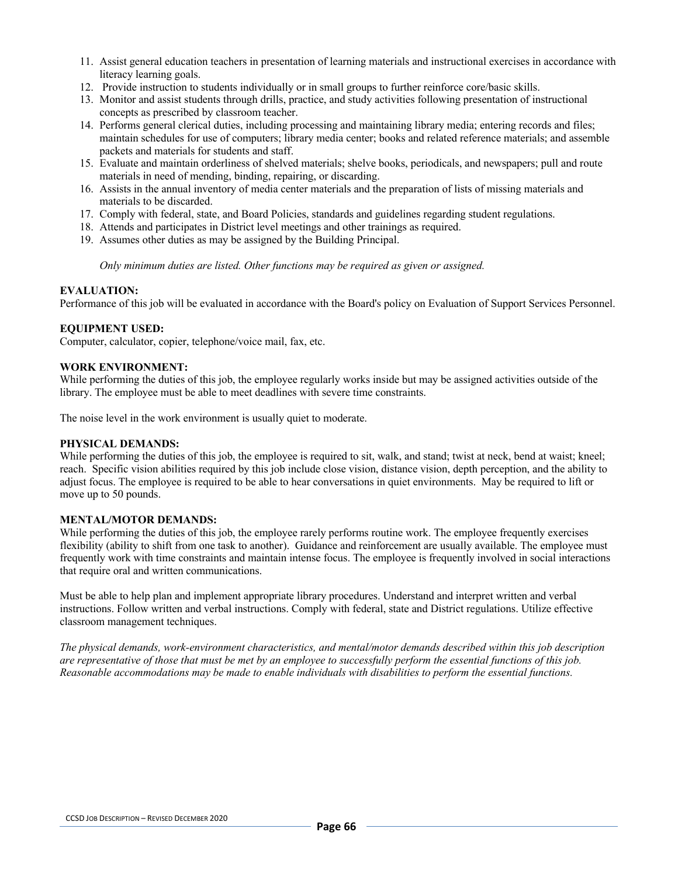11. Assist general education teachers in presentation of learning materials and instructional exercises in accordance with literacy learning goals.
12. Provide instruction to students individually or in small groups to further reinforce core/basic skills.
13. Monitor and assist students through drills, practice, and study activities following presentation of instructional concepts as prescribed by classroom teacher.
14. Performs general clerical duties, including processing and maintaining library media; entering records and files; maintain schedules for use of computers; library media center; books and related reference materials; and assemble packets and materials for students and staff.
15. Evaluate and maintain orderliness of shelved materials; shelve books, periodicals, and newspapers; pull and route materials in need of mending, binding, repairing, or discarding.
16. Assists in the annual inventory of media center materials and the preparation of lists of missing materials and materials to be discarded.
17. Comply with federal, state, and Board Policies, standards and guidelines regarding student regulations.
18. Attends and participates in District level meetings and other trainings as required.
19. Assumes other duties as may be assigned by the Building Principal.

*Only minimum duties are listed. Other functions may be required as given or assigned.*

**EVALUATION:**
Performance of this job will be evaluated in accordance with the Board's policy on Evaluation of Support Services Personnel.

**EQUIPMENT USED:**
Computer, calculator, copier, telephone/voice mail, fax, etc.

**WORK ENVIRONMENT:**
While performing the duties of this job, the employee regularly works inside but may be assigned activities outside of the library. The employee must be able to meet deadlines with severe time constraints.

The noise level in the work environment is usually quiet to moderate.

**PHYSICAL DEMANDS:**
While performing the duties of this job, the employee is required to sit, walk, and stand; twist at neck, bend at waist; kneel; reach. Specific vision abilities required by this job include close vision, distance vision, depth perception, and the ability to adjust focus. The employee is required to be able to hear conversations in quiet environments. May be required to lift or move up to 50 pounds.

**MENTAL/MOTOR DEMANDS:**
While performing the duties of this job, the employee rarely performs routine work. The employee frequently exercises flexibility (ability to shift from one task to another). Guidance and reinforcement are usually available. The employee must frequently work with time constraints and maintain intense focus. The employee is frequently involved in social interactions that require oral and written communications.

Must be able to help plan and implement appropriate library procedures. Understand and interpret written and verbal instructions. Follow written and verbal instructions. Comply with federal, state and District regulations. Utilize effective classroom management techniques.

*The physical demands, work-environment characteristics, and mental/motor demands described within this job description are representative of those that must be met by an employee to successfully perform the essential functions of this job. Reasonable accommodations may be made to enable individuals with disabilities to perform the essential functions.*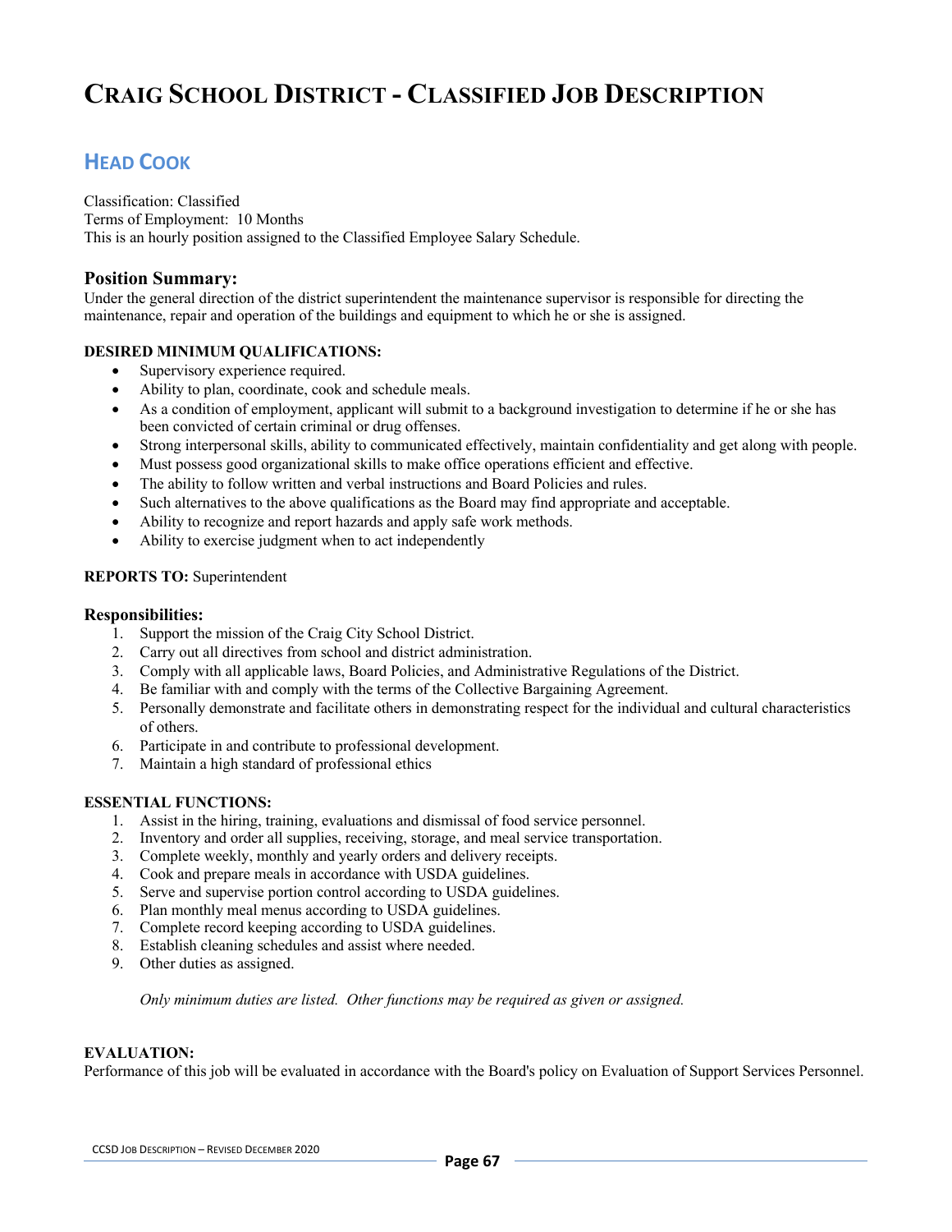# Craig School District - Classified Job Description

## Head Cook

Classification: Classified
Terms of Employment: 10 Months
This is an hourly position assigned to the Classified Employee Salary Schedule.

### Position Summary:

Under the general direction of the district superintendent the maintenance supervisor is responsible for directing the maintenance, repair and operation of the buildings and equipment to which he or she is assigned.

**DESIRED MINIMUM QUALIFICATIONS:**

- Supervisory experience required.
- Ability to plan, coordinate, cook and schedule meals.
- As a condition of employment, applicant will submit to a background investigation to determine if he or she has been convicted of certain criminal or drug offenses.
- Strong interpersonal skills, ability to communicated effectively, maintain confidentiality and get along with people.
- Must possess good organizational skills to make office operations efficient and effective.
- The ability to follow written and verbal instructions and Board Policies and rules.
- Such alternatives to the above qualifications as the Board may find appropriate and acceptable.
- Ability to recognize and report hazards and apply safe work methods.
- Ability to exercise judgment when to act independently

**REPORTS TO:** Superintendent

### Responsibilities:

1. Support the mission of the Craig City School District.
2. Carry out all directives from school and district administration.
3. Comply with all applicable laws, Board Policies, and Administrative Regulations of the District.
4. Be familiar with and comply with the terms of the Collective Bargaining Agreement.
5. Personally demonstrate and facilitate others in demonstrating respect for the individual and cultural characteristics of others.
6. Participate in and contribute to professional development.
7. Maintain a high standard of professional ethics

**ESSENTIAL FUNCTIONS:**

1. Assist in the hiring, training, evaluations and dismissal of food service personnel.
2. Inventory and order all supplies, receiving, storage, and meal service transportation.
3. Complete weekly, monthly and yearly orders and delivery receipts.
4. Cook and prepare meals in accordance with USDA guidelines.
5. Serve and supervise portion control according to USDA guidelines.
6. Plan monthly meal menus according to USDA guidelines.
7. Complete record keeping according to USDA guidelines.
8. Establish cleaning schedules and assist where needed.
9. Other duties as assigned.

*Only minimum duties are listed. Other functions may be required as given or assigned.*

**EVALUATION:**

Performance of this job will be evaluated in accordance with the Board's policy on Evaluation of Support Services Personnel.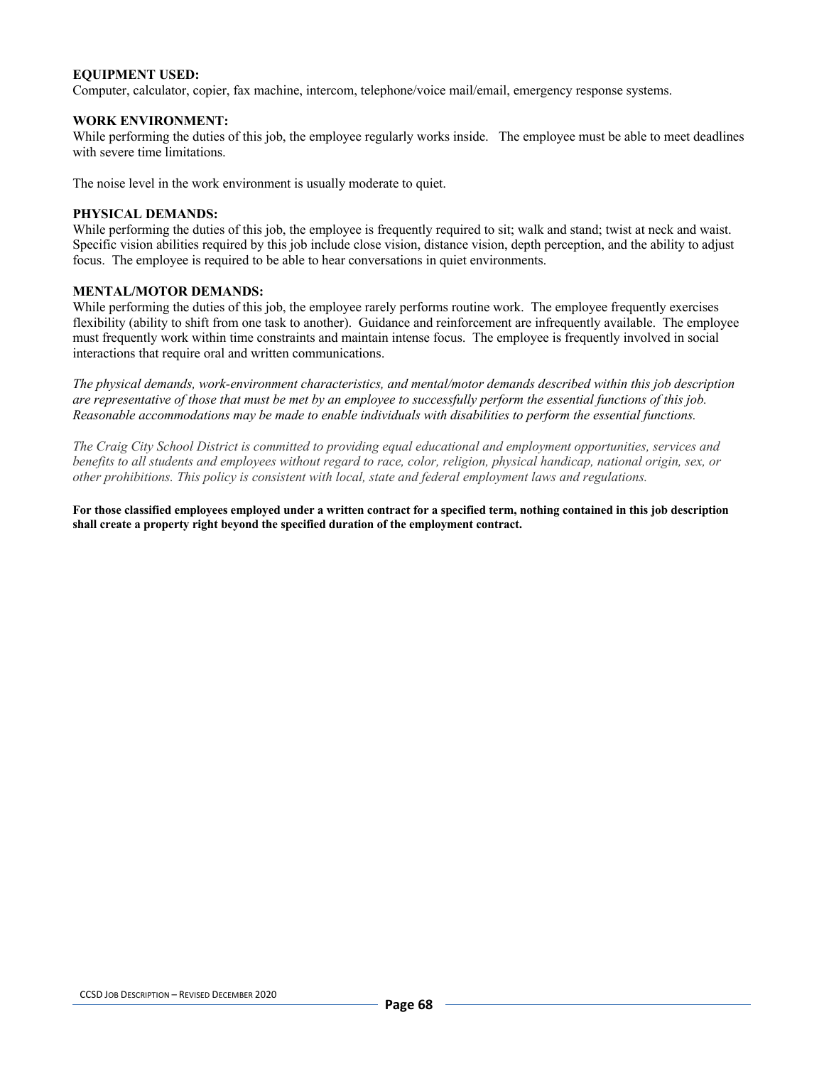**EQUIPMENT USED:**
Computer, calculator, copier, fax machine, intercom, telephone/voice mail/email, emergency response systems.

**WORK ENVIRONMENT:**
While performing the duties of this job, the employee regularly works inside. The employee must be able to meet deadlines with severe time limitations.

The noise level in the work environment is usually moderate to quiet.

**PHYSICAL DEMANDS:**
While performing the duties of this job, the employee is frequently required to sit; walk and stand; twist at neck and waist. Specific vision abilities required by this job include close vision, distance vision, depth perception, and the ability to adjust focus. The employee is required to be able to hear conversations in quiet environments.

**MENTAL/MOTOR DEMANDS:**
While performing the duties of this job, the employee rarely performs routine work. The employee frequently exercises flexibility (ability to shift from one task to another). Guidance and reinforcement are infrequently available. The employee must frequently work within time constraints and maintain intense focus. The employee is frequently involved in social interactions that require oral and written communications.

*The physical demands, work-environment characteristics, and mental/motor demands described within this job description are representative of those that must be met by an employee to successfully perform the essential functions of this job. Reasonable accommodations may be made to enable individuals with disabilities to perform the essential functions.*

*The Craig City School District is committed to providing equal educational and employment opportunities, services and benefits to all students and employees without regard to race, color, religion, physical handicap, national origin, sex, or other prohibitions. This policy is consistent with local, state and federal employment laws and regulations.*

**For those classified employees employed under a written contract for a specified term, nothing contained in this job description shall create a property right beyond the specified duration of the employment contract.**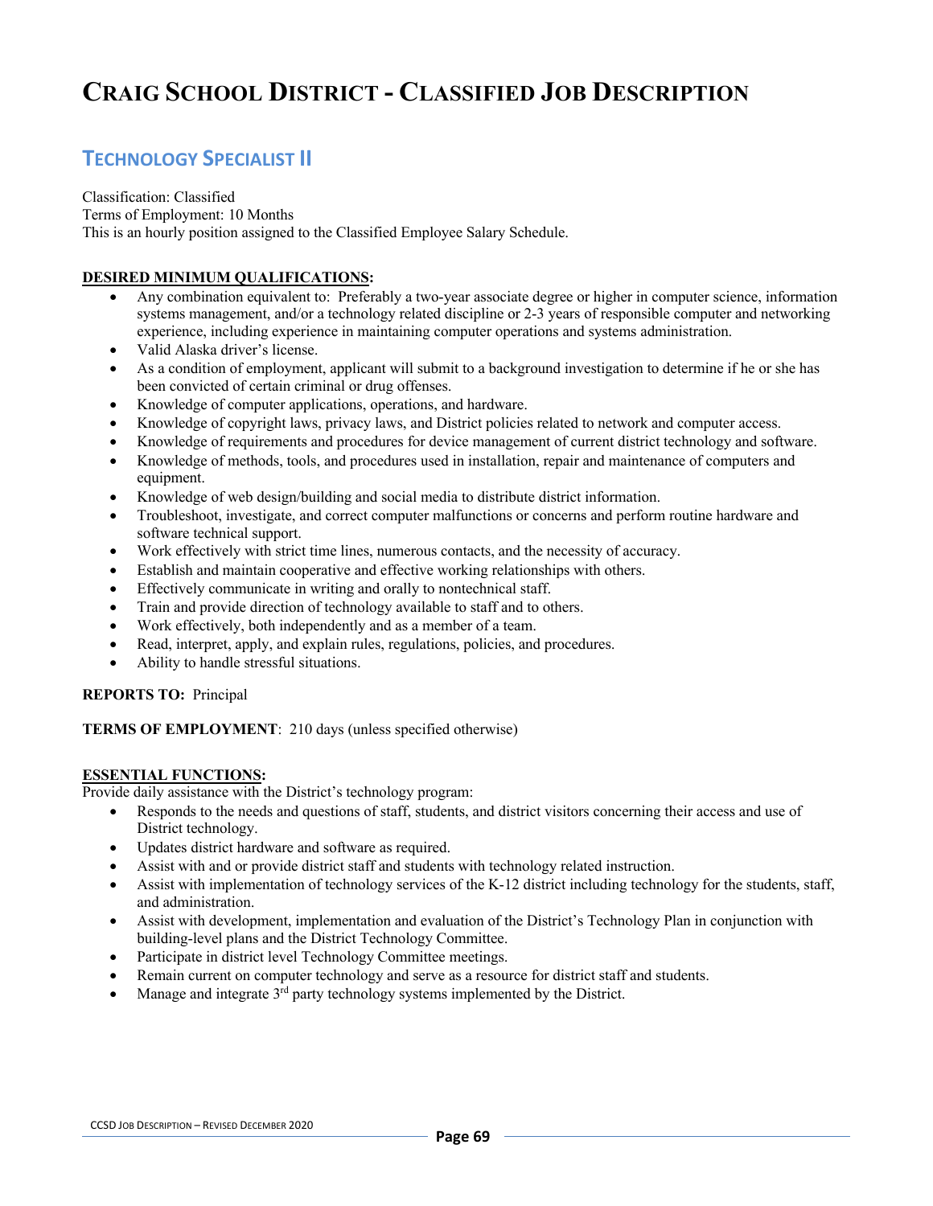# CRAIG SCHOOL DISTRICT - CLASSIFIED JOB DESCRIPTION

## TECHNOLOGY SPECIALIST II

Classification: Classified
Terms of Employment: 10 Months
This is an hourly position assigned to the Classified Employee Salary Schedule.

**DESIRED MINIMUM QUALIFICATIONS:**

- Any combination equivalent to: Preferably a two-year associate degree or higher in computer science, information systems management, and/or a technology related discipline or 2-3 years of responsible computer and networking experience, including experience in maintaining computer operations and systems administration.
- Valid Alaska driver's license.
- As a condition of employment, applicant will submit to a background investigation to determine if he or she has been convicted of certain criminal or drug offenses.
- Knowledge of computer applications, operations, and hardware.
- Knowledge of copyright laws, privacy laws, and District policies related to network and computer access.
- Knowledge of requirements and procedures for device management of current district technology and software.
- Knowledge of methods, tools, and procedures used in installation, repair and maintenance of computers and equipment.
- Knowledge of web design/building and social media to distribute district information.
- Troubleshoot, investigate, and correct computer malfunctions or concerns and perform routine hardware and software technical support.
- Work effectively with strict time lines, numerous contacts, and the necessity of accuracy.
- Establish and maintain cooperative and effective working relationships with others.
- Effectively communicate in writing and orally to nontechnical staff.
- Train and provide direction of technology available to staff and to others.
- Work effectively, both independently and as a member of a team.
- Read, interpret, apply, and explain rules, regulations, policies, and procedures.
- Ability to handle stressful situations.

**REPORTS TO:** Principal

**TERMS OF EMPLOYMENT**: 210 days (unless specified otherwise)

**ESSENTIAL FUNCTIONS:**

Provide daily assistance with the District's technology program:

- Responds to the needs and questions of staff, students, and district visitors concerning their access and use of District technology.
- Updates district hardware and software as required.
- Assist with and or provide district staff and students with technology related instruction.
- Assist with implementation of technology services of the K-12 district including technology for the students, staff, and administration.
- Assist with development, implementation and evaluation of the District's Technology Plan in conjunction with building-level plans and the District Technology Committee.
- Participate in district level Technology Committee meetings.
- Remain current on computer technology and serve as a resource for district staff and students.
- Manage and integrate 3rd party technology systems implemented by the District.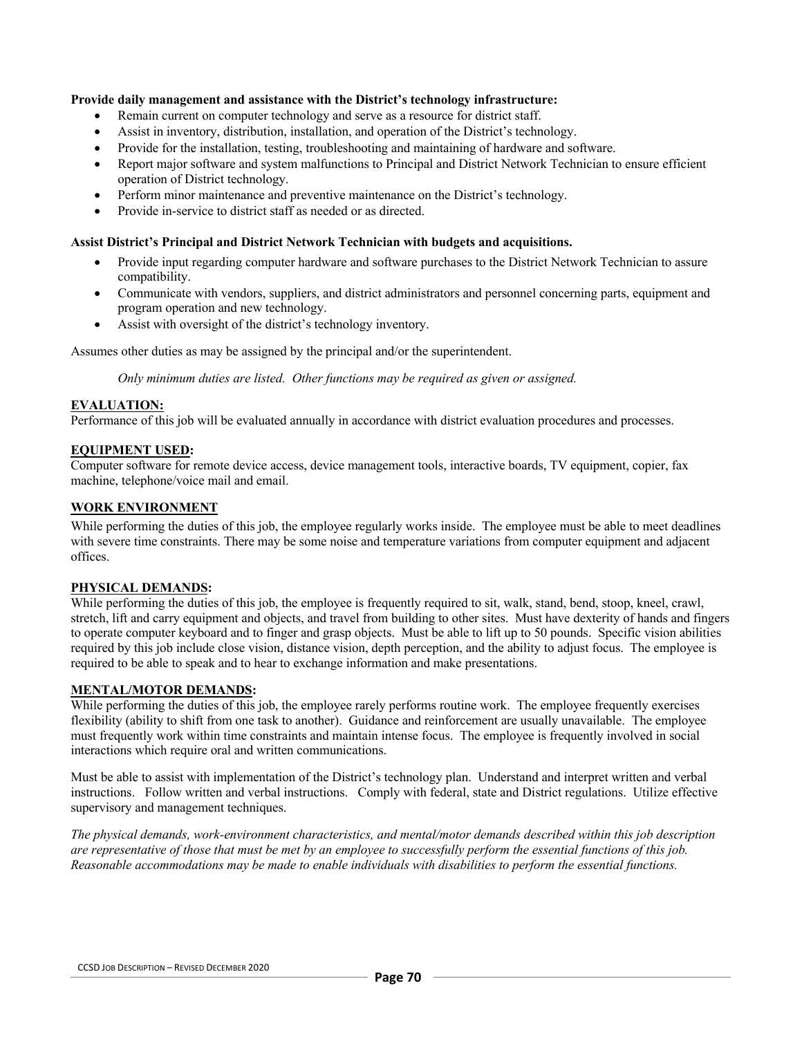**Provide daily management and assistance with the District's technology infrastructure:**

- Remain current on computer technology and serve as a resource for district staff.
- Assist in inventory, distribution, installation, and operation of the District's technology.
- Provide for the installation, testing, troubleshooting and maintaining of hardware and software.
- Report major software and system malfunctions to Principal and District Network Technician to ensure efficient operation of District technology.
- Perform minor maintenance and preventive maintenance on the District's technology.
- Provide in-service to district staff as needed or as directed.

**Assist District's Principal and District Network Technician with budgets and acquisitions.**

- Provide input regarding computer hardware and software purchases to the District Network Technician to assure compatibility.
- Communicate with vendors, suppliers, and district administrators and personnel concerning parts, equipment and program operation and new technology.
- Assist with oversight of the district's technology inventory.

Assumes other duties as may be assigned by the principal and/or the superintendent.

*Only minimum duties are listed. Other functions may be required as given or assigned.*

**EVALUATION:**

Performance of this job will be evaluated annually in accordance with district evaluation procedures and processes.

**EQUIPMENT USED:**

Computer software for remote device access, device management tools, interactive boards, TV equipment, copier, fax machine, telephone/voice mail and email.

**WORK ENVIRONMENT**

While performing the duties of this job, the employee regularly works inside. The employee must be able to meet deadlines with severe time constraints. There may be some noise and temperature variations from computer equipment and adjacent offices.

**PHYSICAL DEMANDS:**

While performing the duties of this job, the employee is frequently required to sit, walk, stand, bend, stoop, kneel, crawl, stretch, lift and carry equipment and objects, and travel from building to other sites. Must have dexterity of hands and fingers to operate computer keyboard and to finger and grasp objects. Must be able to lift up to 50 pounds. Specific vision abilities required by this job include close vision, distance vision, depth perception, and the ability to adjust focus. The employee is required to be able to speak and to hear to exchange information and make presentations.

**MENTAL/MOTOR DEMANDS:**

While performing the duties of this job, the employee rarely performs routine work. The employee frequently exercises flexibility (ability to shift from one task to another). Guidance and reinforcement are usually unavailable. The employee must frequently work within time constraints and maintain intense focus. The employee is frequently involved in social interactions which require oral and written communications.

Must be able to assist with implementation of the District's technology plan. Understand and interpret written and verbal instructions. Follow written and verbal instructions. Comply with federal, state and District regulations. Utilize effective supervisory and management techniques.

*The physical demands, work-environment characteristics, and mental/motor demands described within this job description are representative of those that must be met by an employee to successfully perform the essential functions of this job. Reasonable accommodations may be made to enable individuals with disabilities to perform the essential functions.*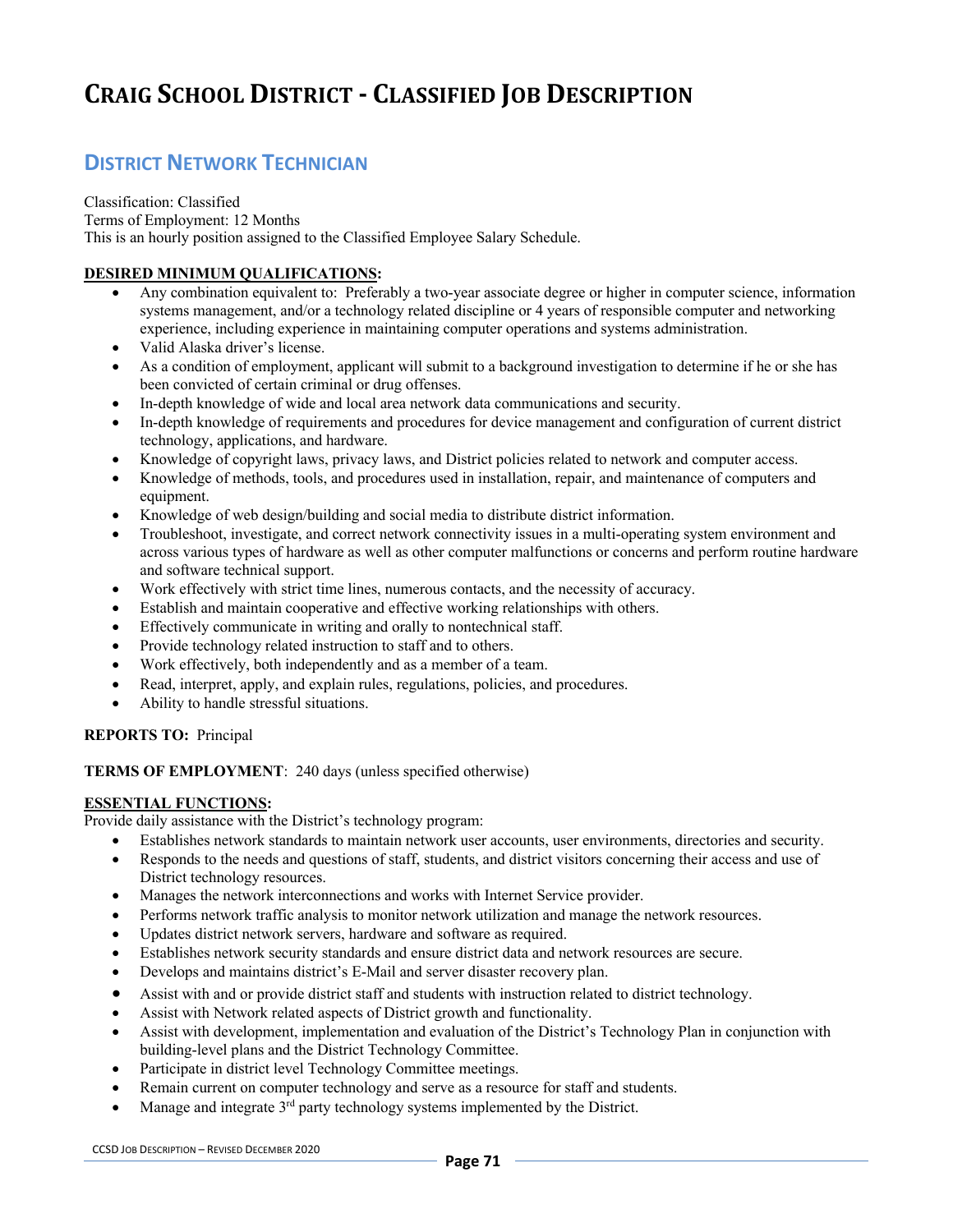# CRAIG SCHOOL DISTRICT - CLASSIFIED JOB DESCRIPTION

## DISTRICT NETWORK TECHNICIAN

Classification: Classified
Terms of Employment: 12 Months
This is an hourly position assigned to the Classified Employee Salary Schedule.

**DESIRED MINIMUM QUALIFICATIONS:**

- Any combination equivalent to: Preferably a two-year associate degree or higher in computer science, information systems management, and/or a technology related discipline or 4 years of responsible computer and networking experience, including experience in maintaining computer operations and systems administration.
- Valid Alaska driver's license.
- As a condition of employment, applicant will submit to a background investigation to determine if he or she has been convicted of certain criminal or drug offenses.
- In-depth knowledge of wide and local area network data communications and security.
- In-depth knowledge of requirements and procedures for device management and configuration of current district technology, applications, and hardware.
- Knowledge of copyright laws, privacy laws, and District policies related to network and computer access.
- Knowledge of methods, tools, and procedures used in installation, repair, and maintenance of computers and equipment.
- Knowledge of web design/building and social media to distribute district information.
- Troubleshoot, investigate, and correct network connectivity issues in a multi-operating system environment and across various types of hardware as well as other computer malfunctions or concerns and perform routine hardware and software technical support.
- Work effectively with strict time lines, numerous contacts, and the necessity of accuracy.
- Establish and maintain cooperative and effective working relationships with others.
- Effectively communicate in writing and orally to nontechnical staff.
- Provide technology related instruction to staff and to others.
- Work effectively, both independently and as a member of a team.
- Read, interpret, apply, and explain rules, regulations, policies, and procedures.
- Ability to handle stressful situations.

**REPORTS TO:** Principal

**TERMS OF EMPLOYMENT**: 240 days (unless specified otherwise)

**ESSENTIAL FUNCTIONS:**

Provide daily assistance with the District's technology program:

- Establishes network standards to maintain network user accounts, user environments, directories and security.
- Responds to the needs and questions of staff, students, and district visitors concerning their access and use of District technology resources.
- Manages the network interconnections and works with Internet Service provider.
- Performs network traffic analysis to monitor network utilization and manage the network resources.
- Updates district network servers, hardware and software as required.
- Establishes network security standards and ensure district data and network resources are secure.
- Develops and maintains district's E-Mail and server disaster recovery plan.
- Assist with and or provide district staff and students with instruction related to district technology.
- Assist with Network related aspects of District growth and functionality.
- Assist with development, implementation and evaluation of the District's Technology Plan in conjunction with building-level plans and the District Technology Committee.
- Participate in district level Technology Committee meetings.
- Remain current on computer technology and serve as a resource for staff and students.
- Manage and integrate 3rd party technology systems implemented by the District.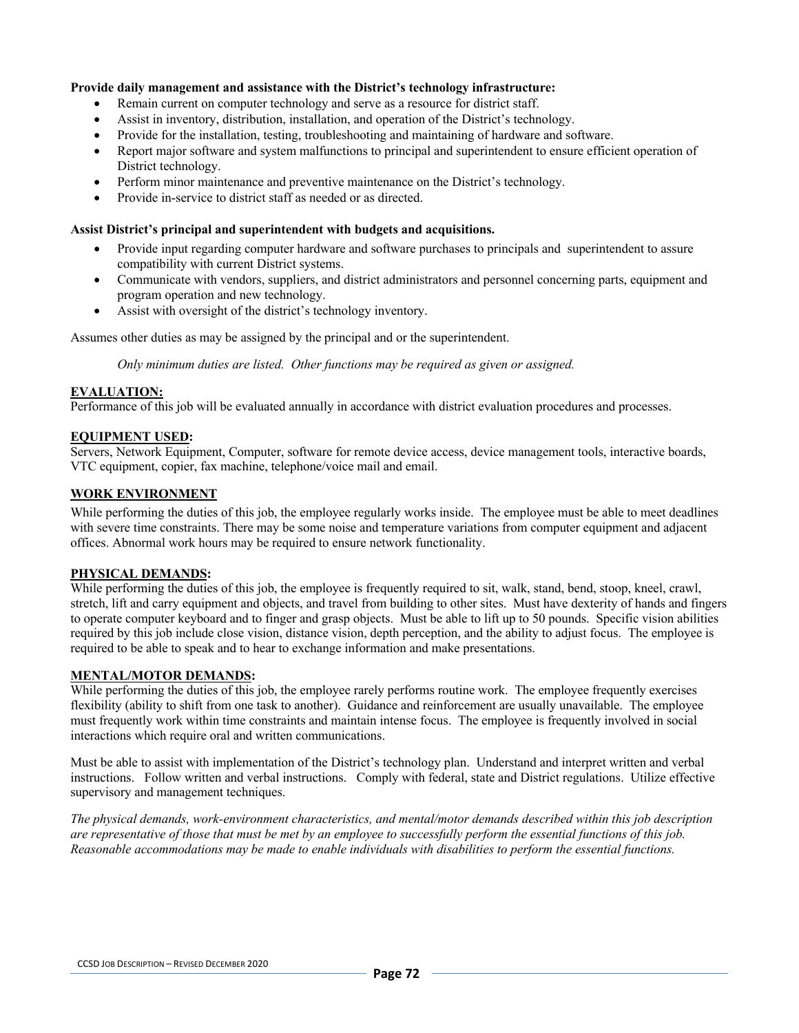**Provide daily management and assistance with the District's technology infrastructure:**

- Remain current on computer technology and serve as a resource for district staff.
- Assist in inventory, distribution, installation, and operation of the District's technology.
- Provide for the installation, testing, troubleshooting and maintaining of hardware and software.
- Report major software and system malfunctions to principal and superintendent to ensure efficient operation of District technology.
- Perform minor maintenance and preventive maintenance on the District's technology.
- Provide in-service to district staff as needed or as directed.

**Assist District's principal and superintendent with budgets and acquisitions.**

- Provide input regarding computer hardware and software purchases to principals and superintendent to assure compatibility with current District systems.
- Communicate with vendors, suppliers, and district administrators and personnel concerning parts, equipment and program operation and new technology.
- Assist with oversight of the district's technology inventory.

Assumes other duties as may be assigned by the principal and or the superintendent.

*Only minimum duties are listed. Other functions may be required as given or assigned.*

## EVALUATION:

Performance of this job will be evaluated annually in accordance with district evaluation procedures and processes.

## EQUIPMENT USED:

Servers, Network Equipment, Computer, software for remote device access, device management tools, interactive boards, VTC equipment, copier, fax machine, telephone/voice mail and email.

## WORK ENVIRONMENT

While performing the duties of this job, the employee regularly works inside. The employee must be able to meet deadlines with severe time constraints. There may be some noise and temperature variations from computer equipment and adjacent offices. Abnormal work hours may be required to ensure network functionality.

## PHYSICAL DEMANDS:

While performing the duties of this job, the employee is frequently required to sit, walk, stand, bend, stoop, kneel, crawl, stretch, lift and carry equipment and objects, and travel from building to other sites. Must have dexterity of hands and fingers to operate computer keyboard and to finger and grasp objects. Must be able to lift up to 50 pounds. Specific vision abilities required by this job include close vision, distance vision, depth perception, and the ability to adjust focus. The employee is required to be able to speak and to hear to exchange information and make presentations.

## MENTAL/MOTOR DEMANDS:

While performing the duties of this job, the employee rarely performs routine work. The employee frequently exercises flexibility (ability to shift from one task to another). Guidance and reinforcement are usually unavailable. The employee must frequently work within time constraints and maintain intense focus. The employee is frequently involved in social interactions which require oral and written communications.

Must be able to assist with implementation of the District's technology plan. Understand and interpret written and verbal instructions. Follow written and verbal instructions. Comply with federal, state and District regulations. Utilize effective supervisory and management techniques.

*The physical demands, work-environment characteristics, and mental/motor demands described within this job description are representative of those that must be met by an employee to successfully perform the essential functions of this job. Reasonable accommodations may be made to enable individuals with disabilities to perform the essential functions.*